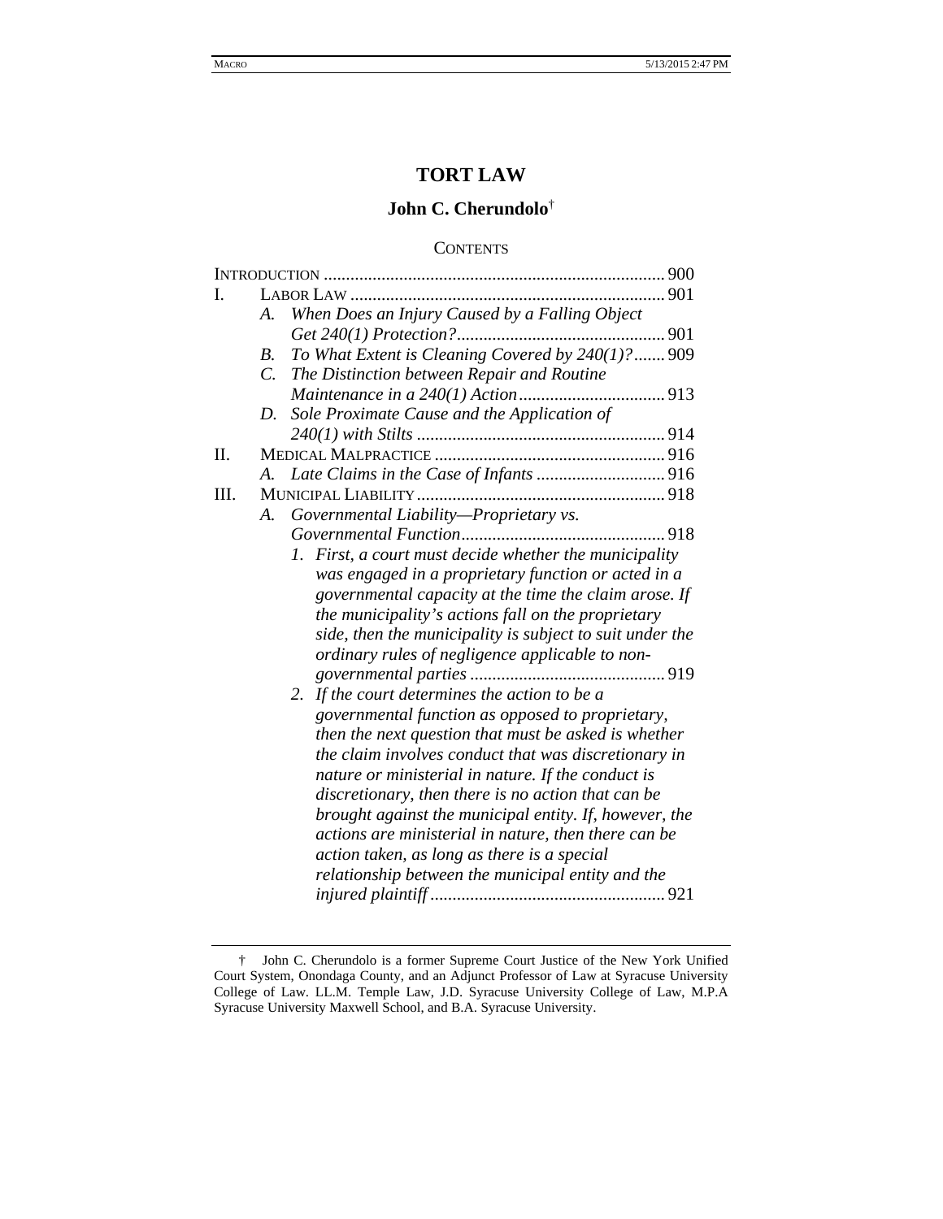# TORT LAW

## John C. Cherundolo†

CONTENTS

INTRODUCTION ............................................................................ 900

I. LABOR LAW ...................................................................... 901

   A. *When Does an Injury Caused by a Falling Object Get 240(1) Protection?*............................................... 901

   B. *To What Extent is Cleaning Covered by 240(1)?*....... 909

   C. *The Distinction between Repair and Routine Maintenance in a 240(1) Action*................................. 913

   D. *Sole Proximate Cause and the Application of 240(1) with Stilts* ........................................................ 914

II. MEDICAL MALPRACTICE .................................................... 916

   A. *Late Claims in the Case of Infants* ............................. 916

III. MUNICIPAL LIABILITY ........................................................ 918

   A. *Governmental Liability—Proprietary vs. Governmental Function*.............................................. 918

      1. *First, a court must decide whether the municipality was engaged in a proprietary function or acted in a governmental capacity at the time the claim arose. If the municipality's actions fall on the proprietary side, then the municipality is subject to suit under the ordinary rules of negligence applicable to non-governmental parties* ............................................ 919

      2. *If the court determines the action to be a governmental function as opposed to proprietary, then the next question that must be asked is whether the claim involves conduct that was discretionary in nature or ministerial in nature. If the conduct is discretionary, then there is no action that can be brought against the municipal entity. If, however, the actions are ministerial in nature, then there can be action taken, as long as there is a special relationship between the municipal entity and the injured plaintiff* ..................................................... 921

---

† John C. Cherundolo is a former Supreme Court Justice of the New York Unified Court System, Onondaga County, and an Adjunct Professor of Law at Syracuse University College of Law. LL.M. Temple Law, J.D. Syracuse University College of Law, M.P.A Syracuse University Maxwell School, and B.A. Syracuse University.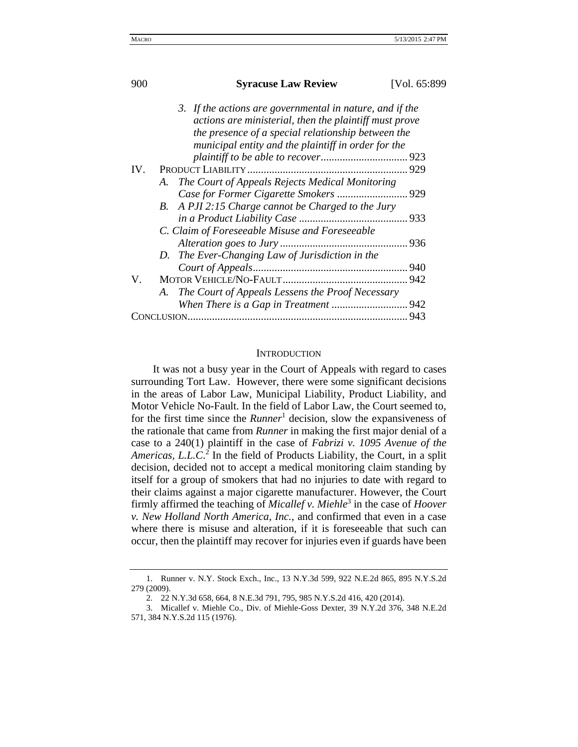3. *If the actions are governmental in nature, and if the actions are ministerial, then the plaintiff must prove the presence of a special relationship between the municipal entity and the plaintiff in order for the plaintiff to be able to recover*................................ 923

IV. PRODUCT LIABILITY........................................................... 929

A. *The Court of Appeals Rejects Medical Monitoring Case for Former Cigarette Smokers* .......................... 929

B. *A PJI 2:15 Charge cannot be Charged to the Jury in a Product Liability Case* ........................................ 933

C. *Claim of Foreseeable Misuse and Foreseeable Alteration goes to Jury* ............................................... 936

D. *The Ever-Changing Law of Jurisdiction in the Court of Appeals*......................................................... 940

V. MOTOR VEHICLE/NO-FAULT.............................................. 942

A. *The Court of Appeals Lessens the Proof Necessary When There is a Gap in Treatment* ............................ 942

CONCLUSION................................................................................ 943

## INTRODUCTION

It was not a busy year in the Court of Appeals with regard to cases surrounding Tort Law. However, there were some significant decisions in the areas of Labor Law, Municipal Liability, Product Liability, and Motor Vehicle No-Fault. In the field of Labor Law, the Court seemed to, for the first time since the *Runner*[1] decision, slow the expansiveness of the rationale that came from *Runner* in making the first major denial of a case to a 240(1) plaintiff in the case of *Fabrizi v. 1095 Avenue of the Americas, L.L.C.*[2] In the field of Products Liability, the Court, in a split decision, decided not to accept a medical monitoring claim standing by itself for a group of smokers that had no injuries to date with regard to their claims against a major cigarette manufacturer. However, the Court firmly affirmed the teaching of *Micallef v. Miehle*[3] in the case of *Hoover v. New Holland North America, Inc.*, and confirmed that even in a case where there is misuse and alteration, if it is foreseeable that such can occur, then the plaintiff may recover for injuries even if guards have been

---

1. Runner v. N.Y. Stock Exch., Inc., 13 N.Y.3d 599, 922 N.E.2d 865, 895 N.Y.S.2d 279 (2009).

2. 22 N.Y.3d 658, 664, 8 N.E.3d 791, 795, 985 N.Y.S.2d 416, 420 (2014).

3. Micallef v. Miehle Co., Div. of Miehle-Goss Dexter, 39 N.Y.2d 376, 348 N.E.2d 571, 384 N.Y.S.2d 115 (1976).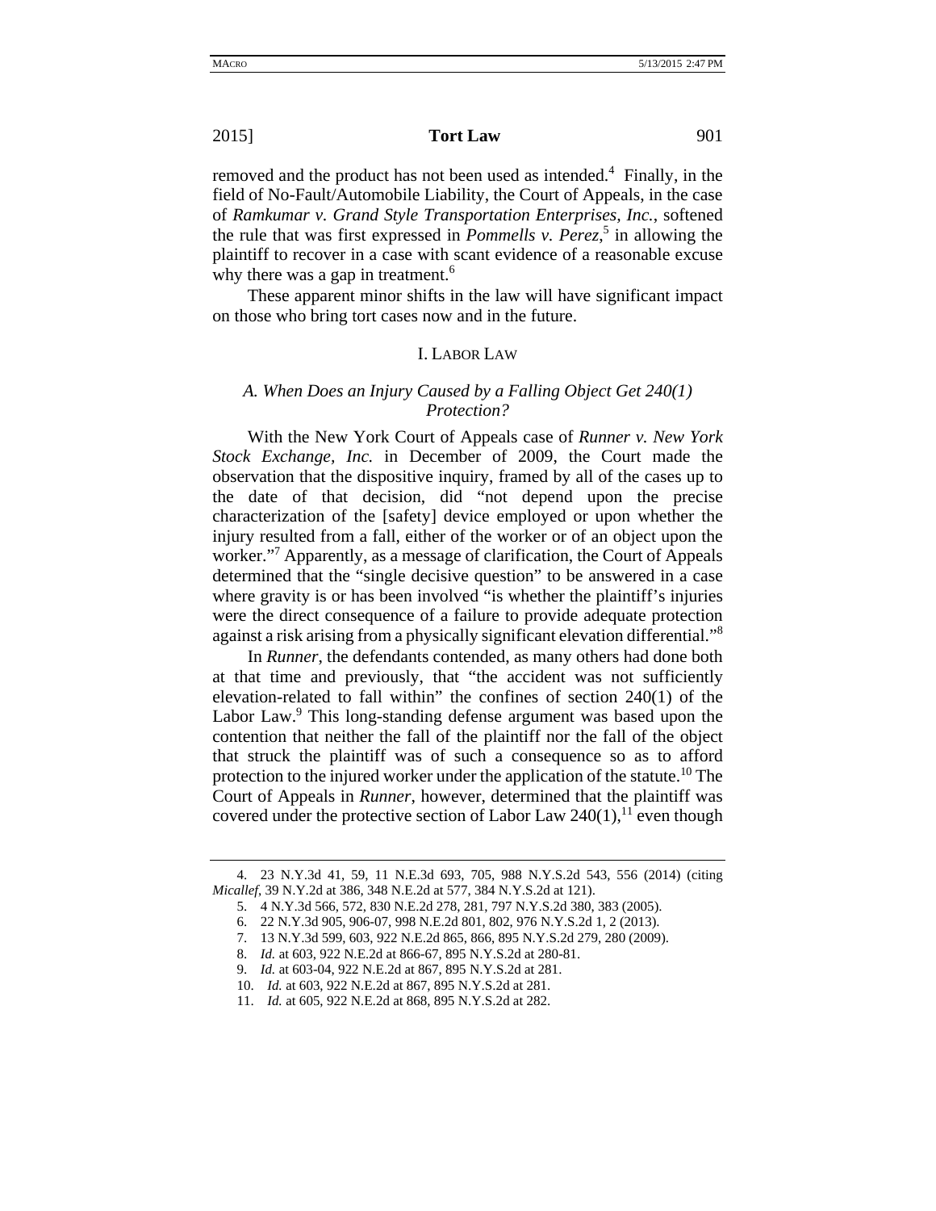removed and the product has not been used as intended.[4] Finally, in the field of No-Fault/Automobile Liability, the Court of Appeals, in the case of *Ramkumar v. Grand Style Transportation Enterprises, Inc.*, softened the rule that was first expressed in *Pommells v. Perez*,[5] in allowing the plaintiff to recover in a case with scant evidence of a reasonable excuse why there was a gap in treatment.[6]

These apparent minor shifts in the law will have significant impact on those who bring tort cases now and in the future.

## I. LABOR LAW

### *A. When Does an Injury Caused by a Falling Object Get 240(1) Protection?*

With the New York Court of Appeals case of *Runner v. New York Stock Exchange, Inc.* in December of 2009, the Court made the observation that the dispositive inquiry, framed by all of the cases up to the date of that decision, did "not depend upon the precise characterization of the [safety] device employed or upon whether the injury resulted from a fall, either of the worker or of an object upon the worker."[7] Apparently, as a message of clarification, the Court of Appeals determined that the "single decisive question" to be answered in a case where gravity is or has been involved "is whether the plaintiff's injuries were the direct consequence of a failure to provide adequate protection against a risk arising from a physically significant elevation differential."[8]

In *Runner*, the defendants contended, as many others had done both at that time and previously, that "the accident was not sufficiently elevation-related to fall within" the confines of section 240(1) of the Labor Law.[9] This long-standing defense argument was based upon the contention that neither the fall of the plaintiff nor the fall of the object that struck the plaintiff was of such a consequence so as to afford protection to the injured worker under the application of the statute.[10] The Court of Appeals in *Runner*, however, determined that the plaintiff was covered under the protective section of Labor Law 240(1),[11] even though

---

4. 23 N.Y.3d 41, 59, 11 N.E.3d 693, 705, 988 N.Y.S.2d 543, 556 (2014) (citing *Micallef*, 39 N.Y.2d at 386, 348 N.E.2d at 577, 384 N.Y.S.2d at 121).

5. 4 N.Y.3d 566, 572, 830 N.E.2d 278, 281, 797 N.Y.S.2d 380, 383 (2005).

6. 22 N.Y.3d 905, 906-07, 998 N.E.2d 801, 802, 976 N.Y.S.2d 1, 2 (2013).

7. 13 N.Y.3d 599, 603, 922 N.E.2d 865, 866, 895 N.Y.S.2d 279, 280 (2009).

8. *Id.* at 603, 922 N.E.2d at 866-67, 895 N.Y.S.2d at 280-81.

9. *Id.* at 603-04, 922 N.E.2d at 867, 895 N.Y.S.2d at 281.

10. *Id.* at 603, 922 N.E.2d at 867, 895 N.Y.S.2d at 281.

11. *Id.* at 605, 922 N.E.2d at 868, 895 N.Y.S.2d at 282.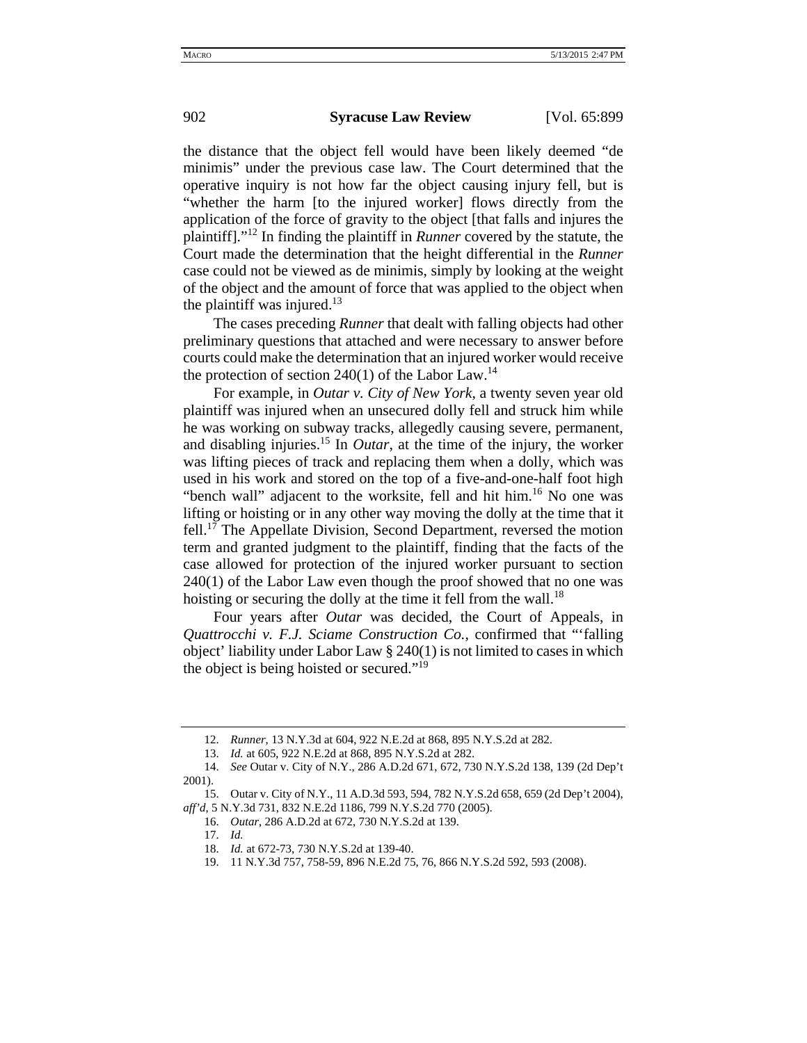the distance that the object fell would have been likely deemed "de minimis" under the previous case law. The Court determined that the operative inquiry is not how far the object causing injury fell, but is "whether the harm [to the injured worker] flows directly from the application of the force of gravity to the object [that falls and injures the plaintiff]."[12] In finding the plaintiff in *Runner* covered by the statute, the Court made the determination that the height differential in the *Runner* case could not be viewed as de minimis, simply by looking at the weight of the object and the amount of force that was applied to the object when the plaintiff was injured.[13]

The cases preceding *Runner* that dealt with falling objects had other preliminary questions that attached and were necessary to answer before courts could make the determination that an injured worker would receive the protection of section 240(1) of the Labor Law.[14]

For example, in *Outar v. City of New York*, a twenty seven year old plaintiff was injured when an unsecured dolly fell and struck him while he was working on subway tracks, allegedly causing severe, permanent, and disabling injuries.[15] In *Outar*, at the time of the injury, the worker was lifting pieces of track and replacing them when a dolly, which was used in his work and stored on the top of a five-and-one-half foot high "bench wall" adjacent to the worksite, fell and hit him.[16] No one was lifting or hoisting or in any other way moving the dolly at the time that it fell.[17] The Appellate Division, Second Department, reversed the motion term and granted judgment to the plaintiff, finding that the facts of the case allowed for protection of the injured worker pursuant to section 240(1) of the Labor Law even though the proof showed that no one was hoisting or securing the dolly at the time it fell from the wall.[18]

Four years after *Outar* was decided, the Court of Appeals, in *Quattrocchi v. F.J. Sciame Construction Co.*, confirmed that "'falling object' liability under Labor Law § 240(1) is not limited to cases in which the object is being hoisted or secured."[19]

---

12. *Runner*, 13 N.Y.3d at 604, 922 N.E.2d at 868, 895 N.Y.S.2d at 282.
13. *Id.* at 605, 922 N.E.2d at 868, 895 N.Y.S.2d at 282.
14. *See* Outar v. City of N.Y., 286 A.D.2d 671, 672, 730 N.Y.S.2d 138, 139 (2d Dep't 2001).
15. Outar v. City of N.Y., 11 A.D.3d 593, 594, 782 N.Y.S.2d 658, 659 (2d Dep't 2004), *aff'd*, 5 N.Y.3d 731, 832 N.E.2d 1186, 799 N.Y.S.2d 770 (2005).
16. *Outar*, 286 A.D.2d at 672, 730 N.Y.S.2d at 139.
17. *Id.*
18. *Id.* at 672-73, 730 N.Y.S.2d at 139-40.
19. 11 N.Y.3d 757, 758-59, 896 N.E.2d 75, 76, 866 N.Y.S.2d 592, 593 (2008).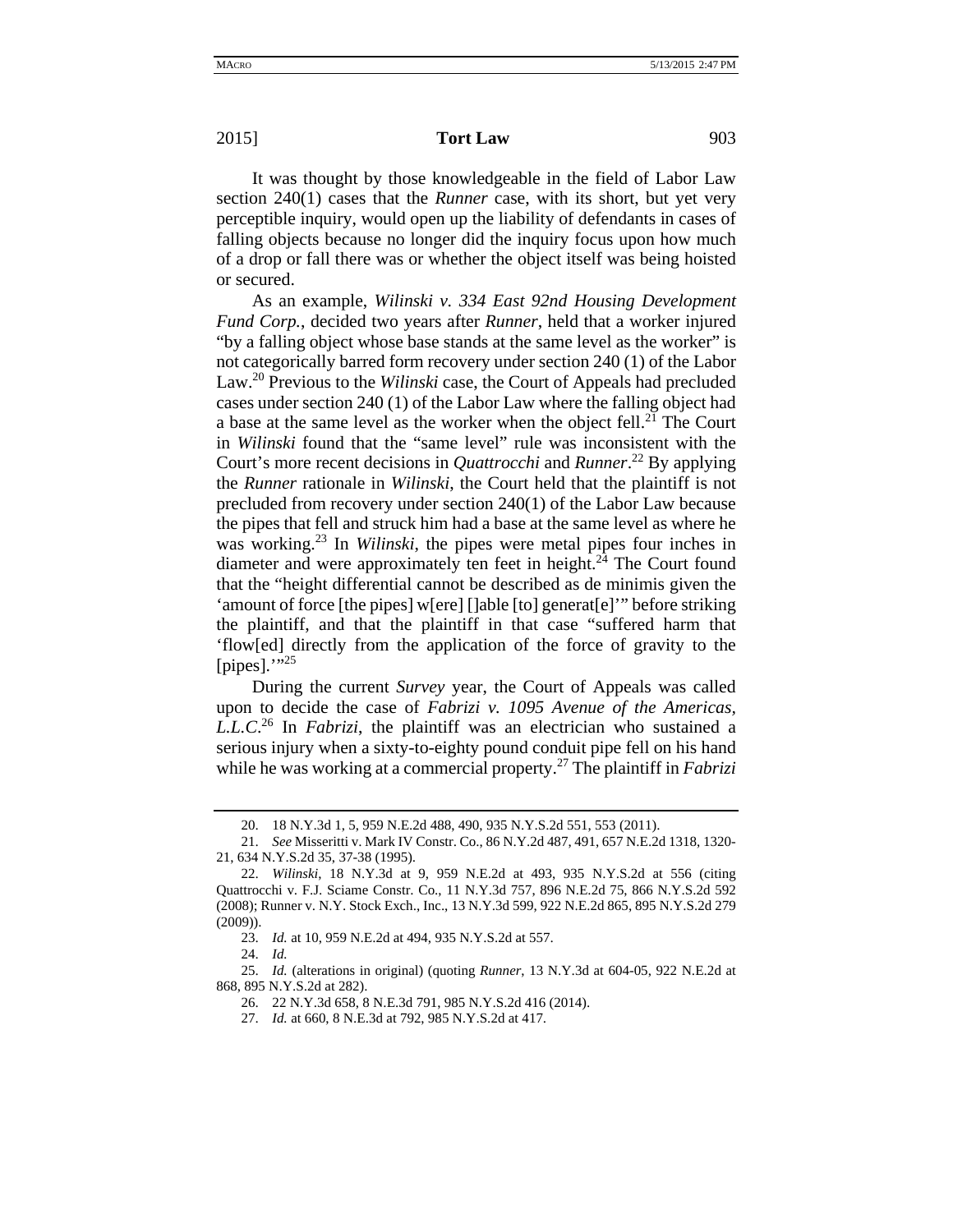It was thought by those knowledgeable in the field of Labor Law section 240(1) cases that the *Runner* case, with its short, but yet very perceptible inquiry, would open up the liability of defendants in cases of falling objects because no longer did the inquiry focus upon how much of a drop or fall there was or whether the object itself was being hoisted or secured.

As an example, *Wilinski v. 334 East 92nd Housing Development Fund Corp.*, decided two years after *Runner*, held that a worker injured "by a falling object whose base stands at the same level as the worker" is not categorically barred form recovery under section 240 (1) of the Labor Law.[20] Previous to the *Wilinski* case, the Court of Appeals had precluded cases under section 240 (1) of the Labor Law where the falling object had a base at the same level as the worker when the object fell.[21] The Court in *Wilinski* found that the "same level" rule was inconsistent with the Court's more recent decisions in *Quattrocchi* and *Runner*.[22] By applying the *Runner* rationale in *Wilinski*, the Court held that the plaintiff is not precluded from recovery under section 240(1) of the Labor Law because the pipes that fell and struck him had a base at the same level as where he was working.[23] In *Wilinski*, the pipes were metal pipes four inches in diameter and were approximately ten feet in height.[24] The Court found that the "height differential cannot be described as de minimis given the 'amount of force [the pipes] w[ere] []able [to] generat[e]'" before striking the plaintiff, and that the plaintiff in that case "suffered harm that 'flow[ed] directly from the application of the force of gravity to the [pipes].'"[25]

During the current *Survey* year, the Court of Appeals was called upon to decide the case of *Fabrizi v. 1095 Avenue of the Americas, L.L.C.*[26] In *Fabrizi*, the plaintiff was an electrician who sustained a serious injury when a sixty-to-eighty pound conduit pipe fell on his hand while he was working at a commercial property.[27] The plaintiff in *Fabrizi*

---

20. 18 N.Y.3d 1, 5, 959 N.E.2d 488, 490, 935 N.Y.S.2d 551, 553 (2011).

21. *See* Misseritti v. Mark IV Constr. Co., 86 N.Y.2d 487, 491, 657 N.E.2d 1318, 1320-21, 634 N.Y.S.2d 35, 37-38 (1995).

22. *Wilinski*, 18 N.Y.3d at 9, 959 N.E.2d at 493, 935 N.Y.S.2d at 556 (citing Quattrocchi v. F.J. Sciame Constr. Co., 11 N.Y.3d 757, 896 N.E.2d 75, 866 N.Y.S.2d 592 (2008); Runner v. N.Y. Stock Exch., Inc., 13 N.Y.3d 599, 922 N.E.2d 865, 895 N.Y.S.2d 279 (2009)).

23. *Id.* at 10, 959 N.E.2d at 494, 935 N.Y.S.2d at 557.

24. *Id.*

25. *Id.* (alterations in original) (quoting *Runner*, 13 N.Y.3d at 604-05, 922 N.E.2d at 868, 895 N.Y.S.2d at 282).

26. 22 N.Y.3d 658, 8 N.E.3d 791, 985 N.Y.S.2d 416 (2014).

27. *Id.* at 660, 8 N.E.3d at 792, 985 N.Y.S.2d at 417.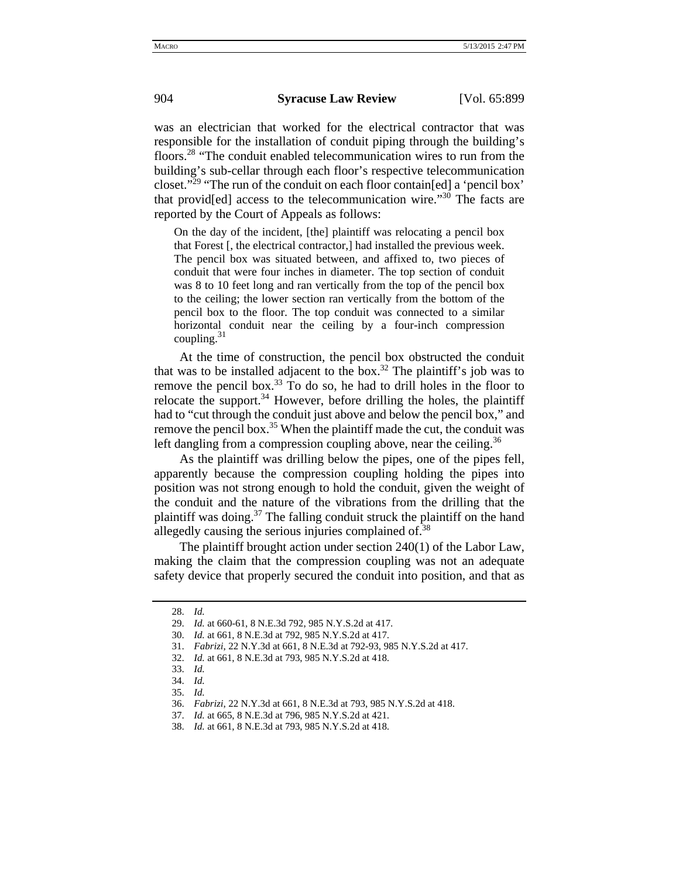was an electrician that worked for the electrical contractor that was responsible for the installation of conduit piping through the building's floors.[28] "The conduit enabled telecommunication wires to run from the building's sub-cellar through each floor's respective telecommunication closet."[29] "The run of the conduit on each floor contain[ed] a 'pencil box' that provid[ed] access to the telecommunication wire."[30] The facts are reported by the Court of Appeals as follows:

> On the day of the incident, [the] plaintiff was relocating a pencil box that Forest [, the electrical contractor,] had installed the previous week. The pencil box was situated between, and affixed to, two pieces of conduit that were four inches in diameter. The top section of conduit was 8 to 10 feet long and ran vertically from the top of the pencil box to the ceiling; the lower section ran vertically from the bottom of the pencil box to the floor. The top conduit was connected to a similar horizontal conduit near the ceiling by a four-inch compression coupling.[31]

At the time of construction, the pencil box obstructed the conduit that was to be installed adjacent to the box.[32] The plaintiff's job was to remove the pencil box.[33] To do so, he had to drill holes in the floor to relocate the support.[34] However, before drilling the holes, the plaintiff had to "cut through the conduit just above and below the pencil box," and remove the pencil box.[35] When the plaintiff made the cut, the conduit was left dangling from a compression coupling above, near the ceiling.[36]

As the plaintiff was drilling below the pipes, one of the pipes fell, apparently because the compression coupling holding the pipes into position was not strong enough to hold the conduit, given the weight of the conduit and the nature of the vibrations from the drilling that the plaintiff was doing.[37] The falling conduit struck the plaintiff on the hand allegedly causing the serious injuries complained of.[38]

The plaintiff brought action under section 240(1) of the Labor Law, making the claim that the compression coupling was not an adequate safety device that properly secured the conduit into position, and that as

---

28. *Id.*
29. *Id.* at 660-61, 8 N.E.3d 792, 985 N.Y.S.2d at 417.
30. *Id.* at 661, 8 N.E.3d at 792, 985 N.Y.S.2d at 417.
31. *Fabrizi*, 22 N.Y.3d at 661, 8 N.E.3d at 792-93, 985 N.Y.S.2d at 417.
32. *Id.* at 661, 8 N.E.3d at 793, 985 N.Y.S.2d at 418.
33. *Id.*
34. *Id.*
35. *Id.*
36. *Fabrizi*, 22 N.Y.3d at 661, 8 N.E.3d at 793, 985 N.Y.S.2d at 418.
37. *Id.* at 665, 8 N.E.3d at 796, 985 N.Y.S.2d at 421.
38. *Id.* at 661, 8 N.E.3d at 793, 985 N.Y.S.2d at 418.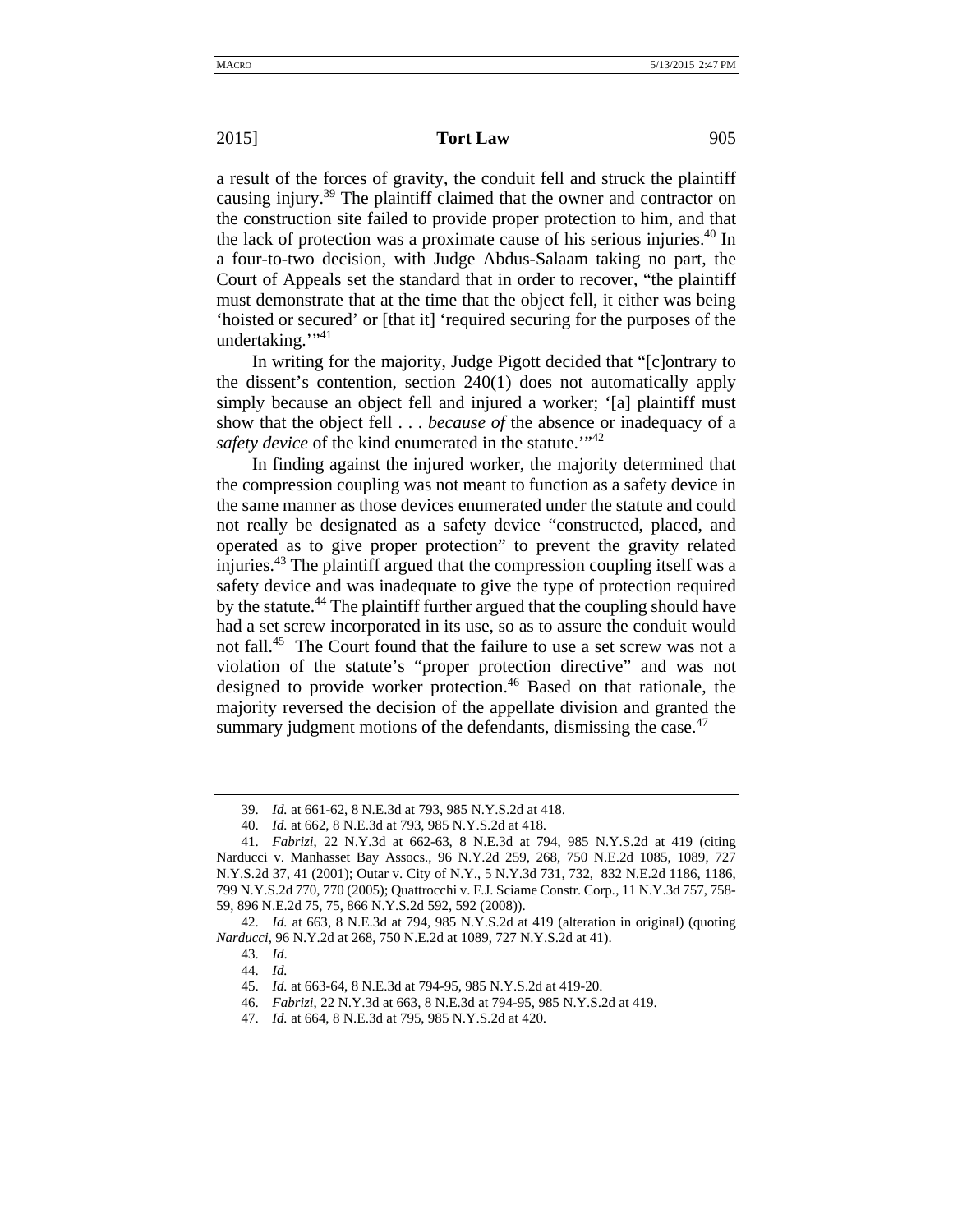a result of the forces of gravity, the conduit fell and struck the plaintiff causing injury.[39] The plaintiff claimed that the owner and contractor on the construction site failed to provide proper protection to him, and that the lack of protection was a proximate cause of his serious injuries.[40] In a four-to-two decision, with Judge Abdus-Salaam taking no part, the Court of Appeals set the standard that in order to recover, "the plaintiff must demonstrate that at the time that the object fell, it either was being 'hoisted or secured' or [that it] 'required securing for the purposes of the undertaking.'"[41]

In writing for the majority, Judge Pigott decided that "[c]ontrary to the dissent's contention, section 240(1) does not automatically apply simply because an object fell and injured a worker; '[a] plaintiff must show that the object fell . . . *because of* the absence or inadequacy of a *safety device* of the kind enumerated in the statute.'"[42]

In finding against the injured worker, the majority determined that the compression coupling was not meant to function as a safety device in the same manner as those devices enumerated under the statute and could not really be designated as a safety device "constructed, placed, and operated as to give proper protection" to prevent the gravity related injuries.[43] The plaintiff argued that the compression coupling itself was a safety device and was inadequate to give the type of protection required by the statute.[44] The plaintiff further argued that the coupling should have had a set screw incorporated in its use, so as to assure the conduit would not fall.[45] The Court found that the failure to use a set screw was not a violation of the statute's "proper protection directive" and was not designed to provide worker protection.[46] Based on that rationale, the majority reversed the decision of the appellate division and granted the summary judgment motions of the defendants, dismissing the case.[47]

---

39. *Id.* at 661-62, 8 N.E.3d at 793, 985 N.Y.S.2d at 418.

40. *Id.* at 662, 8 N.E.3d at 793, 985 N.Y.S.2d at 418.

41. *Fabrizi*, 22 N.Y.3d at 662-63, 8 N.E.3d at 794, 985 N.Y.S.2d at 419 (citing Narducci v. Manhasset Bay Assocs., 96 N.Y.2d 259, 268, 750 N.E.2d 1085, 1089, 727 N.Y.S.2d 37, 41 (2001); Outar v. City of N.Y., 5 N.Y.3d 731, 732, 832 N.E.2d 1186, 1186, 799 N.Y.S.2d 770, 770 (2005); Quattrocchi v. F.J. Sciame Constr. Corp., 11 N.Y.3d 757, 758-59, 896 N.E.2d 75, 75, 866 N.Y.S.2d 592, 592 (2008)).

42. *Id.* at 663, 8 N.E.3d at 794, 985 N.Y.S.2d at 419 (alteration in original) (quoting *Narducci*, 96 N.Y.2d at 268, 750 N.E.2d at 1089, 727 N.Y.S.2d at 41).

43. *Id*.

44. *Id.*

45. *Id.* at 663-64, 8 N.E.3d at 794-95, 985 N.Y.S.2d at 419-20.

46. *Fabrizi*, 22 N.Y.3d at 663, 8 N.E.3d at 794-95, 985 N.Y.S.2d at 419.

47. *Id.* at 664, 8 N.E.3d at 795, 985 N.Y.S.2d at 420.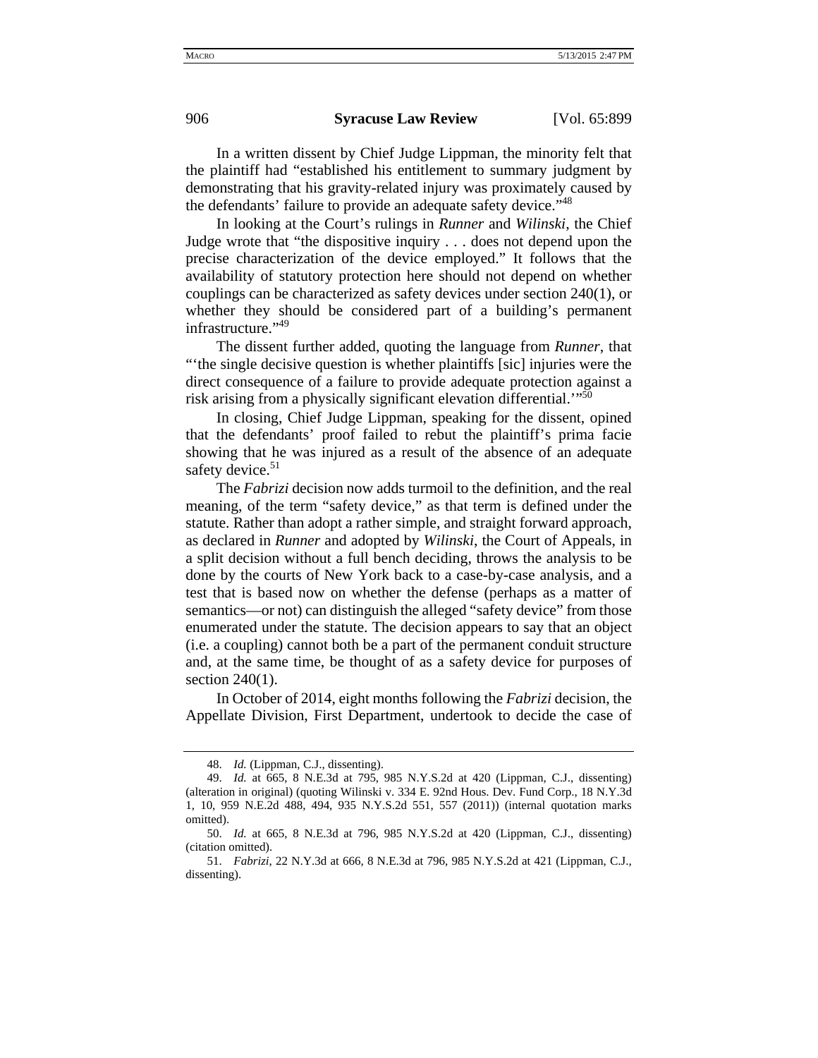In a written dissent by Chief Judge Lippman, the minority felt that the plaintiff had "established his entitlement to summary judgment by demonstrating that his gravity-related injury was proximately caused by the defendants' failure to provide an adequate safety device."[48]

In looking at the Court's rulings in *Runner* and *Wilinski*, the Chief Judge wrote that "the dispositive inquiry . . . does not depend upon the precise characterization of the device employed." It follows that the availability of statutory protection here should not depend on whether couplings can be characterized as safety devices under section 240(1), or whether they should be considered part of a building's permanent infrastructure."[49]

The dissent further added, quoting the language from *Runner*, that "'the single decisive question is whether plaintiffs [sic] injuries were the direct consequence of a failure to provide adequate protection against a risk arising from a physically significant elevation differential.'"[50]

In closing, Chief Judge Lippman, speaking for the dissent, opined that the defendants' proof failed to rebut the plaintiff's prima facie showing that he was injured as a result of the absence of an adequate safety device.[51]

The *Fabrizi* decision now adds turmoil to the definition, and the real meaning, of the term "safety device," as that term is defined under the statute. Rather than adopt a rather simple, and straight forward approach, as declared in *Runner* and adopted by *Wilinski*, the Court of Appeals, in a split decision without a full bench deciding, throws the analysis to be done by the courts of New York back to a case-by-case analysis, and a test that is based now on whether the defense (perhaps as a matter of semantics—or not) can distinguish the alleged "safety device" from those enumerated under the statute. The decision appears to say that an object (i.e. a coupling) cannot both be a part of the permanent conduit structure and, at the same time, be thought of as a safety device for purposes of section 240(1).

In October of 2014, eight months following the *Fabrizi* decision, the Appellate Division, First Department, undertook to decide the case of

---

48. *Id.* (Lippman, C.J., dissenting).

49. *Id.* at 665, 8 N.E.3d at 795, 985 N.Y.S.2d at 420 (Lippman, C.J., dissenting) (alteration in original) (quoting Wilinski v. 334 E. 92nd Hous. Dev. Fund Corp., 18 N.Y.3d 1, 10, 959 N.E.2d 488, 494, 935 N.Y.S.2d 551, 557 (2011)) (internal quotation marks omitted).

50. *Id.* at 665, 8 N.E.3d at 796, 985 N.Y.S.2d at 420 (Lippman, C.J., dissenting) (citation omitted).

51. *Fabrizi*, 22 N.Y.3d at 666, 8 N.E.3d at 796, 985 N.Y.S.2d at 421 (Lippman, C.J., dissenting).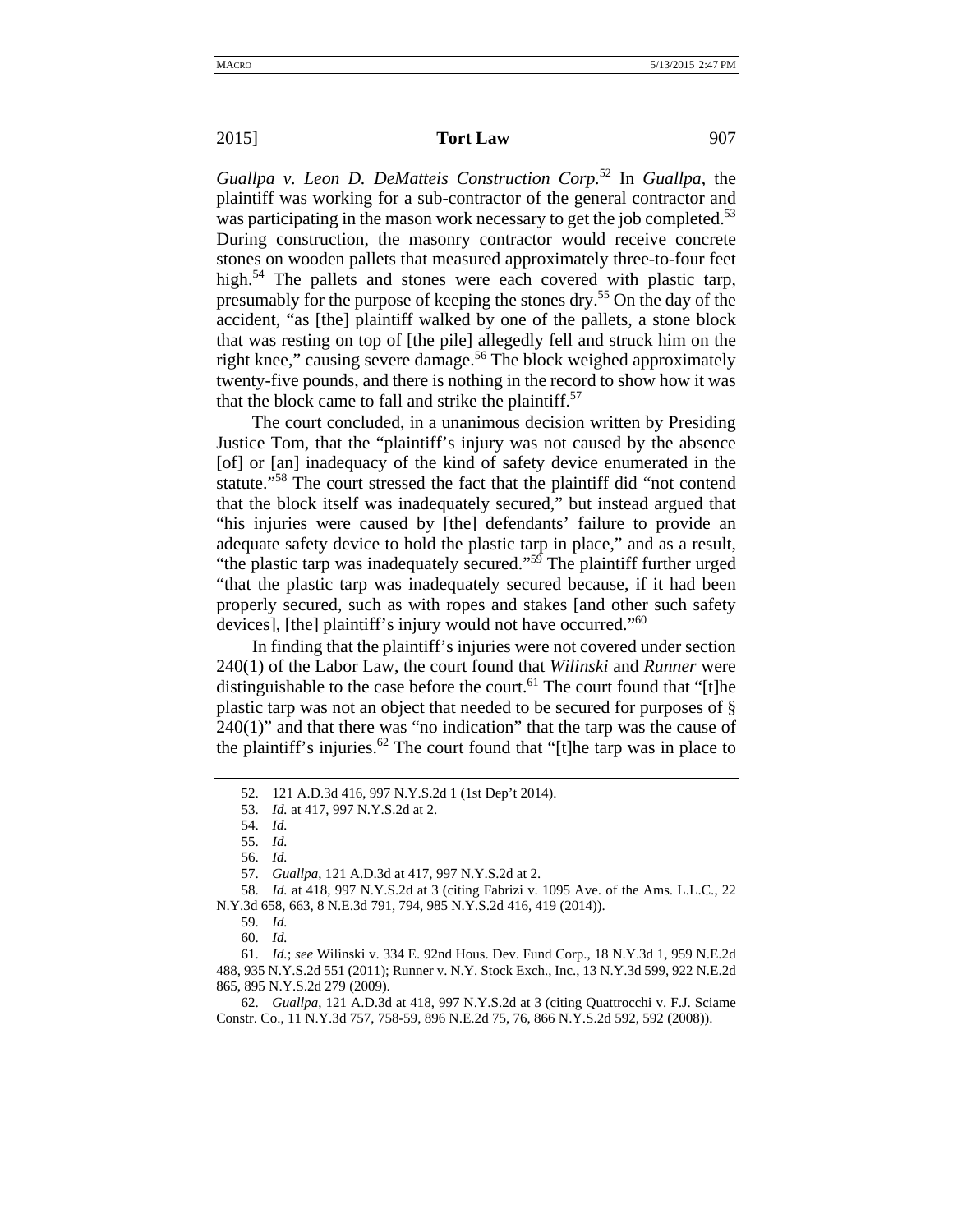*Guallpa v. Leon D. DeMatteis Construction Corp.*[52] In *Guallpa*, the plaintiff was working for a sub-contractor of the general contractor and was participating in the mason work necessary to get the job completed.[53] During construction, the masonry contractor would receive concrete stones on wooden pallets that measured approximately three-to-four feet high.[54] The pallets and stones were each covered with plastic tarp, presumably for the purpose of keeping the stones dry.[55] On the day of the accident, "as [the] plaintiff walked by one of the pallets, a stone block that was resting on top of [the pile] allegedly fell and struck him on the right knee," causing severe damage.[56] The block weighed approximately twenty-five pounds, and there is nothing in the record to show how it was that the block came to fall and strike the plaintiff.[57]

The court concluded, in a unanimous decision written by Presiding Justice Tom, that the "plaintiff's injury was not caused by the absence [of] or [an] inadequacy of the kind of safety device enumerated in the statute."[58] The court stressed the fact that the plaintiff did "not contend that the block itself was inadequately secured," but instead argued that "his injuries were caused by [the] defendants' failure to provide an adequate safety device to hold the plastic tarp in place," and as a result, "the plastic tarp was inadequately secured."[59] The plaintiff further urged "that the plastic tarp was inadequately secured because, if it had been properly secured, such as with ropes and stakes [and other such safety devices], [the] plaintiff's injury would not have occurred."[60]

In finding that the plaintiff's injuries were not covered under section 240(1) of the Labor Law, the court found that *Wilinski* and *Runner* were distinguishable to the case before the court.[61] The court found that "[t]he plastic tarp was not an object that needed to be secured for purposes of § 240(1)" and that there was "no indication" that the tarp was the cause of the plaintiff's injuries.[62] The court found that "[t]he tarp was in place to

---

52. 121 A.D.3d 416, 997 N.Y.S.2d 1 (1st Dep't 2014).

53. *Id.* at 417, 997 N.Y.S.2d at 2.

54. *Id.*

55. *Id.*

56. *Id.*

57. *Guallpa*, 121 A.D.3d at 417, 997 N.Y.S.2d at 2.

58. *Id.* at 418, 997 N.Y.S.2d at 3 (citing Fabrizi v. 1095 Ave. of the Ams. L.L.C., 22 N.Y.3d 658, 663, 8 N.E.3d 791, 794, 985 N.Y.S.2d 416, 419 (2014)).

59. *Id.*

60. *Id.*

61. *Id.*; *see* Wilinski v. 334 E. 92nd Hous. Dev. Fund Corp., 18 N.Y.3d 1, 959 N.E.2d 488, 935 N.Y.S.2d 551 (2011); Runner v. N.Y. Stock Exch., Inc., 13 N.Y.3d 599, 922 N.E.2d 865, 895 N.Y.S.2d 279 (2009).

62. *Guallpa*, 121 A.D.3d at 418, 997 N.Y.S.2d at 3 (citing Quattrocchi v. F.J. Sciame Constr. Co., 11 N.Y.3d 757, 758-59, 896 N.E.2d 75, 76, 866 N.Y.S.2d 592, 592 (2008)).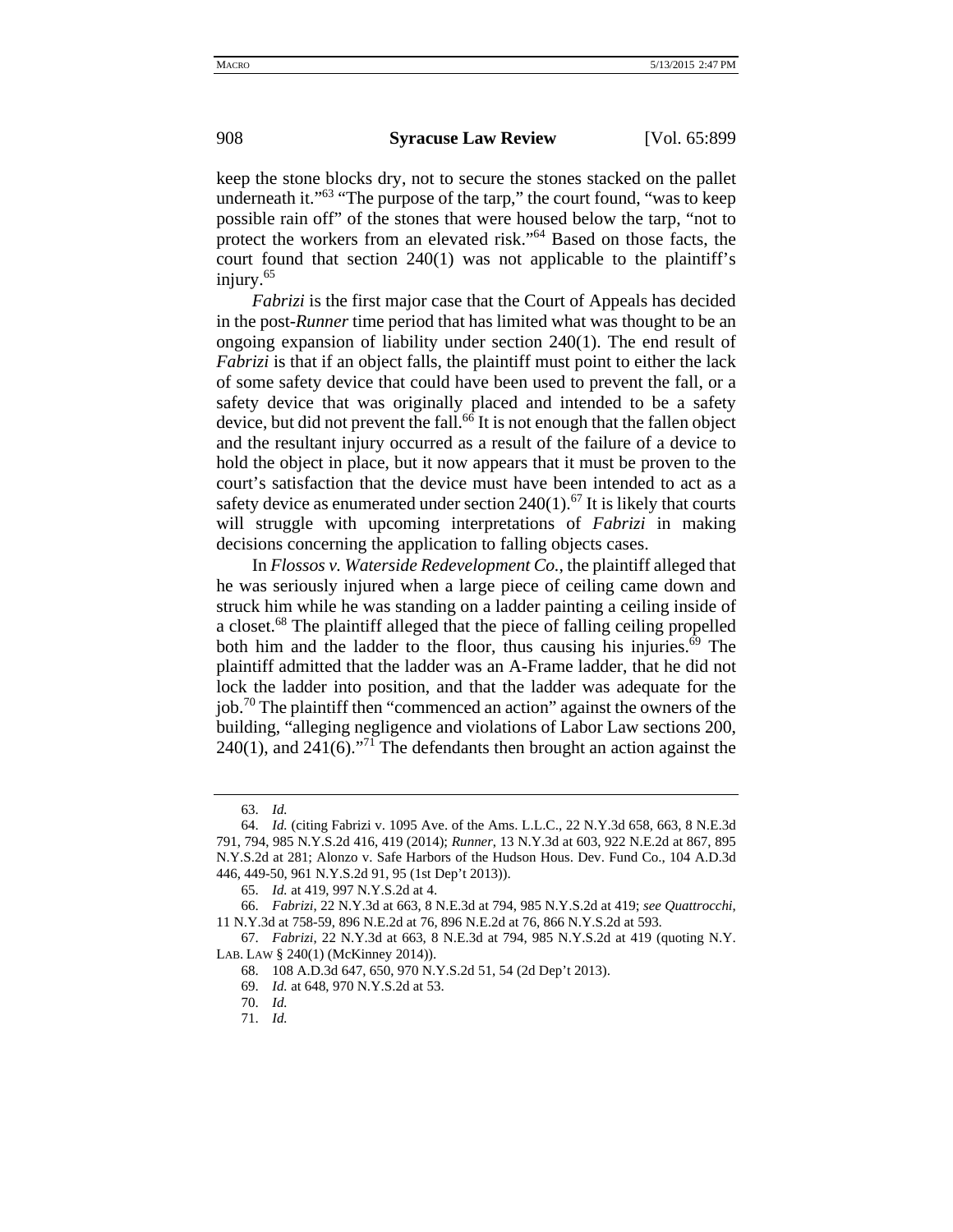keep the stone blocks dry, not to secure the stones stacked on the pallet underneath it."[63] "The purpose of the tarp," the court found, "was to keep possible rain off" of the stones that were housed below the tarp, "not to protect the workers from an elevated risk."[64] Based on those facts, the court found that section 240(1) was not applicable to the plaintiff's injury.[65]

*Fabrizi* is the first major case that the Court of Appeals has decided in the post-*Runner* time period that has limited what was thought to be an ongoing expansion of liability under section 240(1). The end result of *Fabrizi* is that if an object falls, the plaintiff must point to either the lack of some safety device that could have been used to prevent the fall, or a safety device that was originally placed and intended to be a safety device, but did not prevent the fall.[66] It is not enough that the fallen object and the resultant injury occurred as a result of the failure of a device to hold the object in place, but it now appears that it must be proven to the court's satisfaction that the device must have been intended to act as a safety device as enumerated under section 240(1).[67] It is likely that courts will struggle with upcoming interpretations of *Fabrizi* in making decisions concerning the application to falling objects cases.

In *Flossos v. Waterside Redevelopment Co.*, the plaintiff alleged that he was seriously injured when a large piece of ceiling came down and struck him while he was standing on a ladder painting a ceiling inside of a closet.[68] The plaintiff alleged that the piece of falling ceiling propelled both him and the ladder to the floor, thus causing his injuries.[69] The plaintiff admitted that the ladder was an A-Frame ladder, that he did not lock the ladder into position, and that the ladder was adequate for the job.[70] The plaintiff then "commenced an action" against the owners of the building, "alleging negligence and violations of Labor Law sections 200, 240(1), and 241(6)."[71] The defendants then brought an action against the

---

63. *Id.*

64. *Id.* (citing Fabrizi v. 1095 Ave. of the Ams. L.L.C., 22 N.Y.3d 658, 663, 8 N.E.3d 791, 794, 985 N.Y.S.2d 416, 419 (2014); *Runner*, 13 N.Y.3d at 603, 922 N.E.2d at 867, 895 N.Y.S.2d at 281; Alonzo v. Safe Harbors of the Hudson Hous. Dev. Fund Co., 104 A.D.3d 446, 449-50, 961 N.Y.S.2d 91, 95 (1st Dep't 2013)).

65. *Id.* at 419, 997 N.Y.S.2d at 4.

66. *Fabrizi*, 22 N.Y.3d at 663, 8 N.E.3d at 794, 985 N.Y.S.2d at 419; *see Quattrocchi*, 11 N.Y.3d at 758-59, 896 N.E.2d at 76, 896 N.E.2d at 76, 866 N.Y.S.2d at 593.

67. *Fabrizi*, 22 N.Y.3d at 663, 8 N.E.3d at 794, 985 N.Y.S.2d at 419 (quoting N.Y. LAB. LAW § 240(1) (McKinney 2014)).

68. 108 A.D.3d 647, 650, 970 N.Y.S.2d 51, 54 (2d Dep't 2013).

69. *Id.* at 648, 970 N.Y.S.2d at 53.

70. *Id.*

71. *Id.*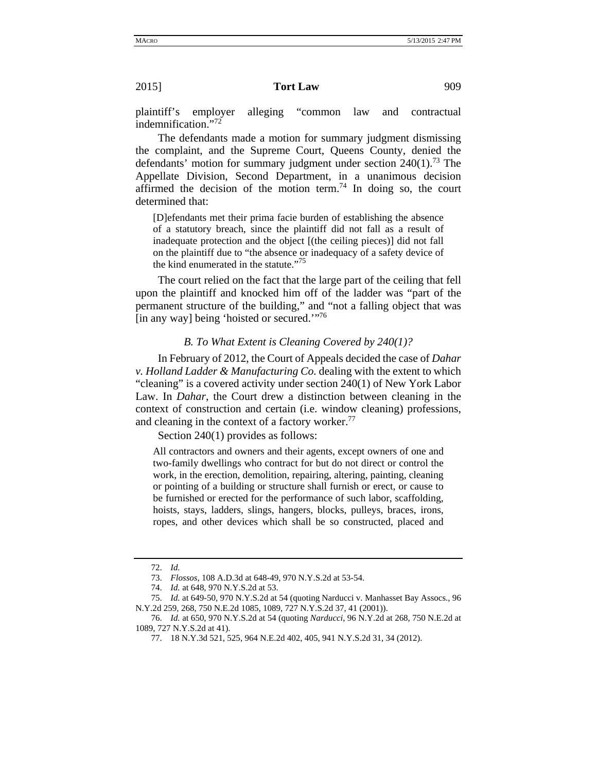plaintiff's employer alleging "common law and contractual indemnification."[72]

The defendants made a motion for summary judgment dismissing the complaint, and the Supreme Court, Queens County, denied the defendants' motion for summary judgment under section 240(1).[73] The Appellate Division, Second Department, in a unanimous decision affirmed the decision of the motion term.[74] In doing so, the court determined that:

> [D]efendants met their prima facie burden of establishing the absence of a statutory breach, since the plaintiff did not fall as a result of inadequate protection and the object [(the ceiling pieces)] did not fall on the plaintiff due to "the absence or inadequacy of a safety device of the kind enumerated in the statute."[75]

The court relied on the fact that the large part of the ceiling that fell upon the plaintiff and knocked him off of the ladder was "part of the permanent structure of the building," and "not a falling object that was [in any way] being 'hoisted or secured.'"[76]

### *B. To What Extent is Cleaning Covered by 240(1)?*

In February of 2012, the Court of Appeals decided the case of *Dahar v. Holland Ladder & Manufacturing Co.* dealing with the extent to which "cleaning" is a covered activity under section 240(1) of New York Labor Law. In *Dahar*, the Court drew a distinction between cleaning in the context of construction and certain (i.e. window cleaning) professions, and cleaning in the context of a factory worker.[77]

Section 240(1) provides as follows:

> All contractors and owners and their agents, except owners of one and two-family dwellings who contract for but do not direct or control the work, in the erection, demolition, repairing, altering, painting, cleaning or pointing of a building or structure shall furnish or erect, or cause to be furnished or erected for the performance of such labor, scaffolding, hoists, stays, ladders, slings, hangers, blocks, pulleys, braces, irons, ropes, and other devices which shall be so constructed, placed and

---

72. *Id.*

73. *Flossos*, 108 A.D.3d at 648-49, 970 N.Y.S.2d at 53-54.

74. *Id.* at 648, 970 N.Y.S.2d at 53.

75. *Id.* at 649-50, 970 N.Y.S.2d at 54 (quoting Narducci v. Manhasset Bay Assocs., 96 N.Y.2d 259, 268, 750 N.E.2d 1085, 1089, 727 N.Y.S.2d 37, 41 (2001)).

76. *Id.* at 650, 970 N.Y.S.2d at 54 (quoting *Narducci*, 96 N.Y.2d at 268, 750 N.E.2d at 1089, 727 N.Y.S.2d at 41).

77. 18 N.Y.3d 521, 525, 964 N.E.2d 402, 405, 941 N.Y.S.2d 31, 34 (2012).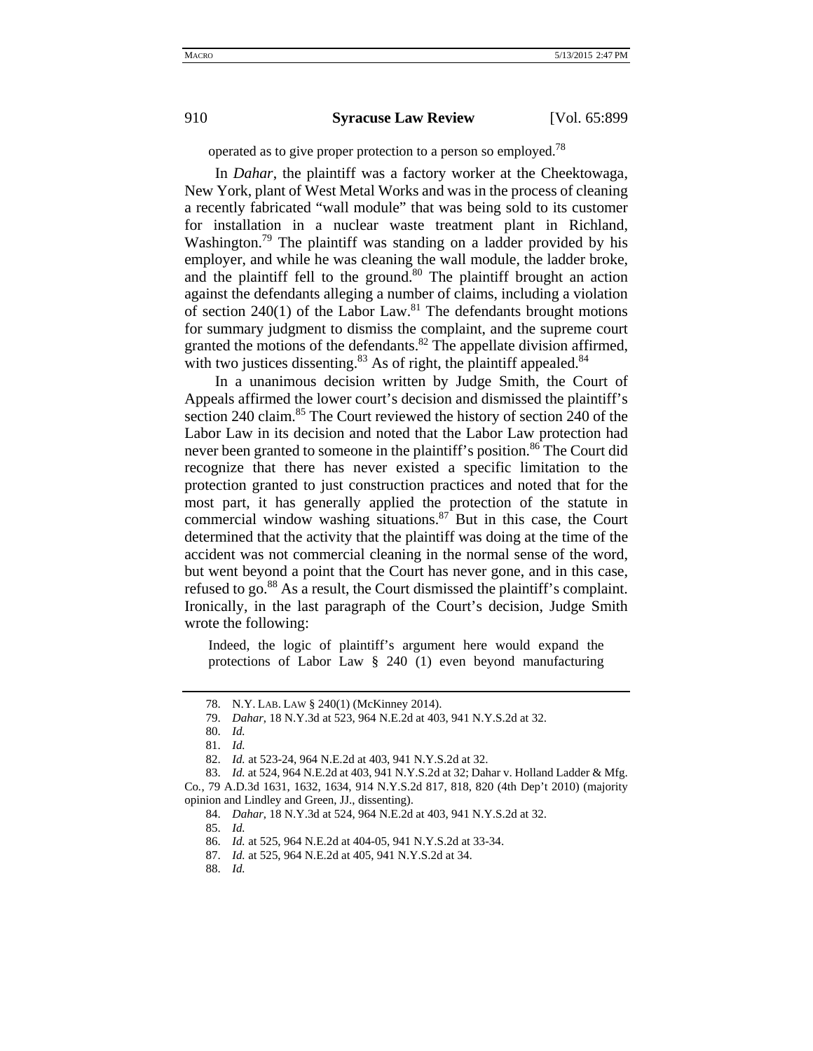operated as to give proper protection to a person so employed.[78]

In *Dahar*, the plaintiff was a factory worker at the Cheektowaga, New York, plant of West Metal Works and was in the process of cleaning a recently fabricated "wall module" that was being sold to its customer for installation in a nuclear waste treatment plant in Richland, Washington.[79] The plaintiff was standing on a ladder provided by his employer, and while he was cleaning the wall module, the ladder broke, and the plaintiff fell to the ground.[80] The plaintiff brought an action against the defendants alleging a number of claims, including a violation of section 240(1) of the Labor Law.[81] The defendants brought motions for summary judgment to dismiss the complaint, and the supreme court granted the motions of the defendants.[82] The appellate division affirmed, with two justices dissenting.[83] As of right, the plaintiff appealed.[84]

In a unanimous decision written by Judge Smith, the Court of Appeals affirmed the lower court's decision and dismissed the plaintiff's section 240 claim.[85] The Court reviewed the history of section 240 of the Labor Law in its decision and noted that the Labor Law protection had never been granted to someone in the plaintiff's position.[86] The Court did recognize that there has never existed a specific limitation to the protection granted to just construction practices and noted that for the most part, it has generally applied the protection of the statute in commercial window washing situations.[87] But in this case, the Court determined that the activity that the plaintiff was doing at the time of the accident was not commercial cleaning in the normal sense of the word, but went beyond a point that the Court has never gone, and in this case, refused to go.[88] As a result, the Court dismissed the plaintiff's complaint. Ironically, in the last paragraph of the Court's decision, Judge Smith wrote the following:

> Indeed, the logic of plaintiff's argument here would expand the protections of Labor Law § 240 (1) even beyond manufacturing

---

78. N.Y. LAB. LAW § 240(1) (McKinney 2014).

79. *Dahar*, 18 N.Y.3d at 523, 964 N.E.2d at 403, 941 N.Y.S.2d at 32.

80. *Id.*

81. *Id.*

82. *Id.* at 523-24, 964 N.E.2d at 403, 941 N.Y.S.2d at 32.

83. *Id.* at 524, 964 N.E.2d at 403, 941 N.Y.S.2d at 32; Dahar v. Holland Ladder & Mfg. Co., 79 A.D.3d 1631, 1632, 1634, 914 N.Y.S.2d 817, 818, 820 (4th Dep't 2010) (majority opinion and Lindley and Green, JJ., dissenting).

84. *Dahar*, 18 N.Y.3d at 524, 964 N.E.2d at 403, 941 N.Y.S.2d at 32.

85. *Id.*

86. *Id.* at 525, 964 N.E.2d at 404-05, 941 N.Y.S.2d at 33-34.

87. *Id.* at 525, 964 N.E.2d at 405, 941 N.Y.S.2d at 34.

88. *Id.*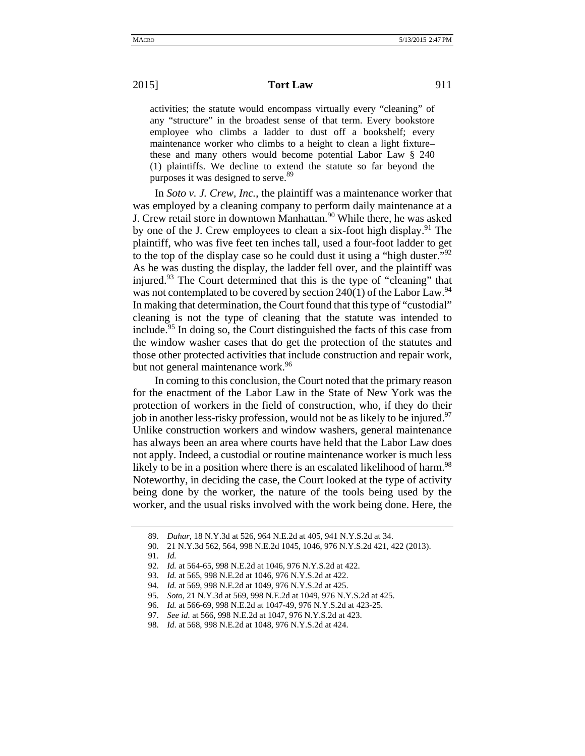> activities; the statute would encompass virtually every "cleaning" of any "structure" in the broadest sense of that term. Every bookstore employee who climbs a ladder to dust off a bookshelf; every maintenance worker who climbs to a height to clean a light fixture–these and many others would become potential Labor Law § 240 (1) plaintiffs. We decline to extend the statute so far beyond the purposes it was designed to serve.[89]

In *Soto v. J. Crew, Inc.*, the plaintiff was a maintenance worker that was employed by a cleaning company to perform daily maintenance at a J. Crew retail store in downtown Manhattan.[90] While there, he was asked by one of the J. Crew employees to clean a six-foot high display.[91] The plaintiff, who was five feet ten inches tall, used a four-foot ladder to get to the top of the display case so he could dust it using a "high duster."[92] As he was dusting the display, the ladder fell over, and the plaintiff was injured.[93] The Court determined that this is the type of "cleaning" that was not contemplated to be covered by section 240(1) of the Labor Law.[94] In making that determination, the Court found that this type of "custodial" cleaning is not the type of cleaning that the statute was intended to include.[95] In doing so, the Court distinguished the facts of this case from the window washer cases that do get the protection of the statutes and those other protected activities that include construction and repair work, but not general maintenance work.[96]

In coming to this conclusion, the Court noted that the primary reason for the enactment of the Labor Law in the State of New York was the protection of workers in the field of construction, who, if they do their job in another less-risky profession, would not be as likely to be injured.[97] Unlike construction workers and window washers, general maintenance has always been an area where courts have held that the Labor Law does not apply. Indeed, a custodial or routine maintenance worker is much less likely to be in a position where there is an escalated likelihood of harm.[98] Noteworthy, in deciding the case, the Court looked at the type of activity being done by the worker, the nature of the tools being used by the worker, and the usual risks involved with the work being done. Here, the

---

89. *Dahar*, 18 N.Y.3d at 526, 964 N.E.2d at 405, 941 N.Y.S.2d at 34.

90. 21 N.Y.3d 562, 564, 998 N.E.2d 1045, 1046, 976 N.Y.S.2d 421, 422 (2013).

91. *Id.*

92. *Id.* at 564-65, 998 N.E.2d at 1046, 976 N.Y.S.2d at 422.

93. *Id.* at 565, 998 N.E.2d at 1046, 976 N.Y.S.2d at 422.

94. *Id.* at 569, 998 N.E.2d at 1049, 976 N.Y.S.2d at 425.

95. *Soto*, 21 N.Y.3d at 569, 998 N.E.2d at 1049, 976 N.Y.S.2d at 425.

96. *Id.* at 566-69, 998 N.E.2d at 1047-49, 976 N.Y.S.2d at 423-25.

97. *See id.* at 566, 998 N.E.2d at 1047, 976 N.Y.S.2d at 423.

98. *Id.* at 568, 998 N.E.2d at 1048, 976 N.Y.S.2d at 424.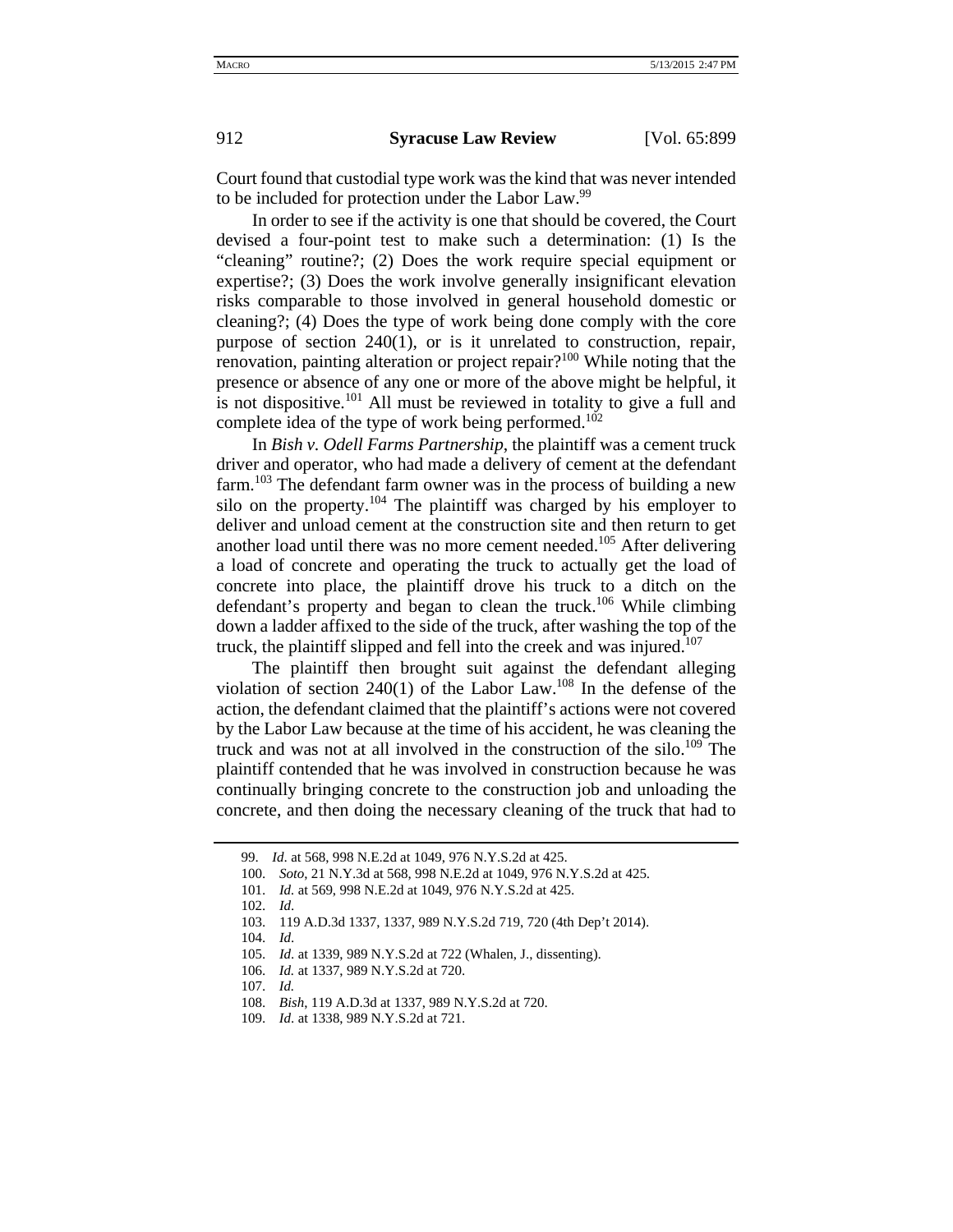Court found that custodial type work was the kind that was never intended to be included for protection under the Labor Law.[99]

In order to see if the activity is one that should be covered, the Court devised a four-point test to make such a determination: (1) Is the "cleaning" routine?; (2) Does the work require special equipment or expertise?; (3) Does the work involve generally insignificant elevation risks comparable to those involved in general household domestic or cleaning?; (4) Does the type of work being done comply with the core purpose of section 240(1), or is it unrelated to construction, repair, renovation, painting alteration or project repair?[100] While noting that the presence or absence of any one or more of the above might be helpful, it is not dispositive.[101] All must be reviewed in totality to give a full and complete idea of the type of work being performed.[102]

In *Bish v. Odell Farms Partnership*, the plaintiff was a cement truck driver and operator, who had made a delivery of cement at the defendant farm.[103] The defendant farm owner was in the process of building a new silo on the property.[104] The plaintiff was charged by his employer to deliver and unload cement at the construction site and then return to get another load until there was no more cement needed.[105] After delivering a load of concrete and operating the truck to actually get the load of concrete into place, the plaintiff drove his truck to a ditch on the defendant's property and began to clean the truck.[106] While climbing down a ladder affixed to the side of the truck, after washing the top of the truck, the plaintiff slipped and fell into the creek and was injured.[107]

The plaintiff then brought suit against the defendant alleging violation of section 240(1) of the Labor Law.[108] In the defense of the action, the defendant claimed that the plaintiff's actions were not covered by the Labor Law because at the time of his accident, he was cleaning the truck and was not at all involved in the construction of the silo.[109] The plaintiff contended that he was involved in construction because he was continually bringing concrete to the construction job and unloading the concrete, and then doing the necessary cleaning of the truck that had to

---

99. *Id*. at 568, 998 N.E.2d at 1049, 976 N.Y.S.2d at 425.

100. *Soto*, 21 N.Y.3d at 568, 998 N.E.2d at 1049, 976 N.Y.S.2d at 425.

101. *Id.* at 569, 998 N.E.2d at 1049, 976 N.Y.S.2d at 425.

102. *Id*.

103. 119 A.D.3d 1337, 1337, 989 N.Y.S.2d 719, 720 (4th Dep't 2014).

104. *Id*.

105. *Id*. at 1339, 989 N.Y.S.2d at 722 (Whalen, J., dissenting).

106. *Id.* at 1337, 989 N.Y.S.2d at 720.

107. *Id.*

108. *Bish*, 119 A.D.3d at 1337, 989 N.Y.S.2d at 720.

109. *Id*. at 1338, 989 N.Y.S.2d at 721.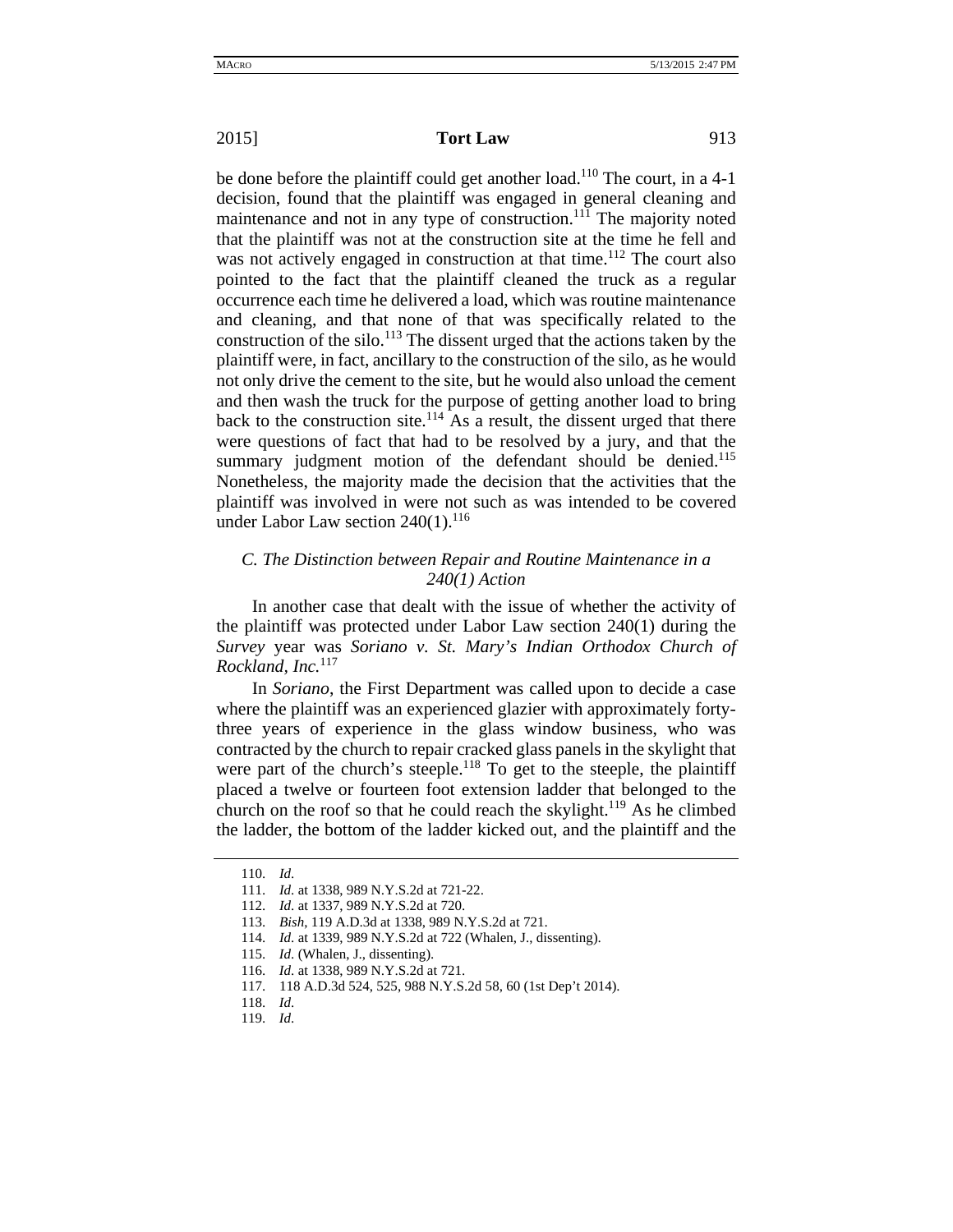be done before the plaintiff could get another load.[110] The court, in a 4-1 decision, found that the plaintiff was engaged in general cleaning and maintenance and not in any type of construction.[111] The majority noted that the plaintiff was not at the construction site at the time he fell and was not actively engaged in construction at that time.[112] The court also pointed to the fact that the plaintiff cleaned the truck as a regular occurrence each time he delivered a load, which was routine maintenance and cleaning, and that none of that was specifically related to the construction of the silo.[113] The dissent urged that the actions taken by the plaintiff were, in fact, ancillary to the construction of the silo, as he would not only drive the cement to the site, but he would also unload the cement and then wash the truck for the purpose of getting another load to bring back to the construction site.[114] As a result, the dissent urged that there were questions of fact that had to be resolved by a jury, and that the summary judgment motion of the defendant should be denied.[115] Nonetheless, the majority made the decision that the activities that the plaintiff was involved in were not such as was intended to be covered under Labor Law section 240(1).[116]

### *C. The Distinction between Repair and Routine Maintenance in a 240(1) Action*

In another case that dealt with the issue of whether the activity of the plaintiff was protected under Labor Law section 240(1) during the *Survey* year was *Soriano v. St. Mary's Indian Orthodox Church of Rockland, Inc.*[117]

In *Soriano*, the First Department was called upon to decide a case where the plaintiff was an experienced glazier with approximately forty-three years of experience in the glass window business, who was contracted by the church to repair cracked glass panels in the skylight that were part of the church's steeple.[118] To get to the steeple, the plaintiff placed a twelve or fourteen foot extension ladder that belonged to the church on the roof so that he could reach the skylight.[119] As he climbed the ladder, the bottom of the ladder kicked out, and the plaintiff and the

---

110. *Id.*
111. *Id.* at 1338, 989 N.Y.S.2d at 721-22.
112. *Id.* at 1337, 989 N.Y.S.2d at 720.
113. *Bish*, 119 A.D.3d at 1338, 989 N.Y.S.2d at 721.
114. *Id.* at 1339, 989 N.Y.S.2d at 722 (Whalen, J., dissenting).
115. *Id.* (Whalen, J., dissenting).
116. *Id.* at 1338, 989 N.Y.S.2d at 721.
117. 118 A.D.3d 524, 525, 988 N.Y.S.2d 58, 60 (1st Dep't 2014).
118. *Id.*
119. *Id.*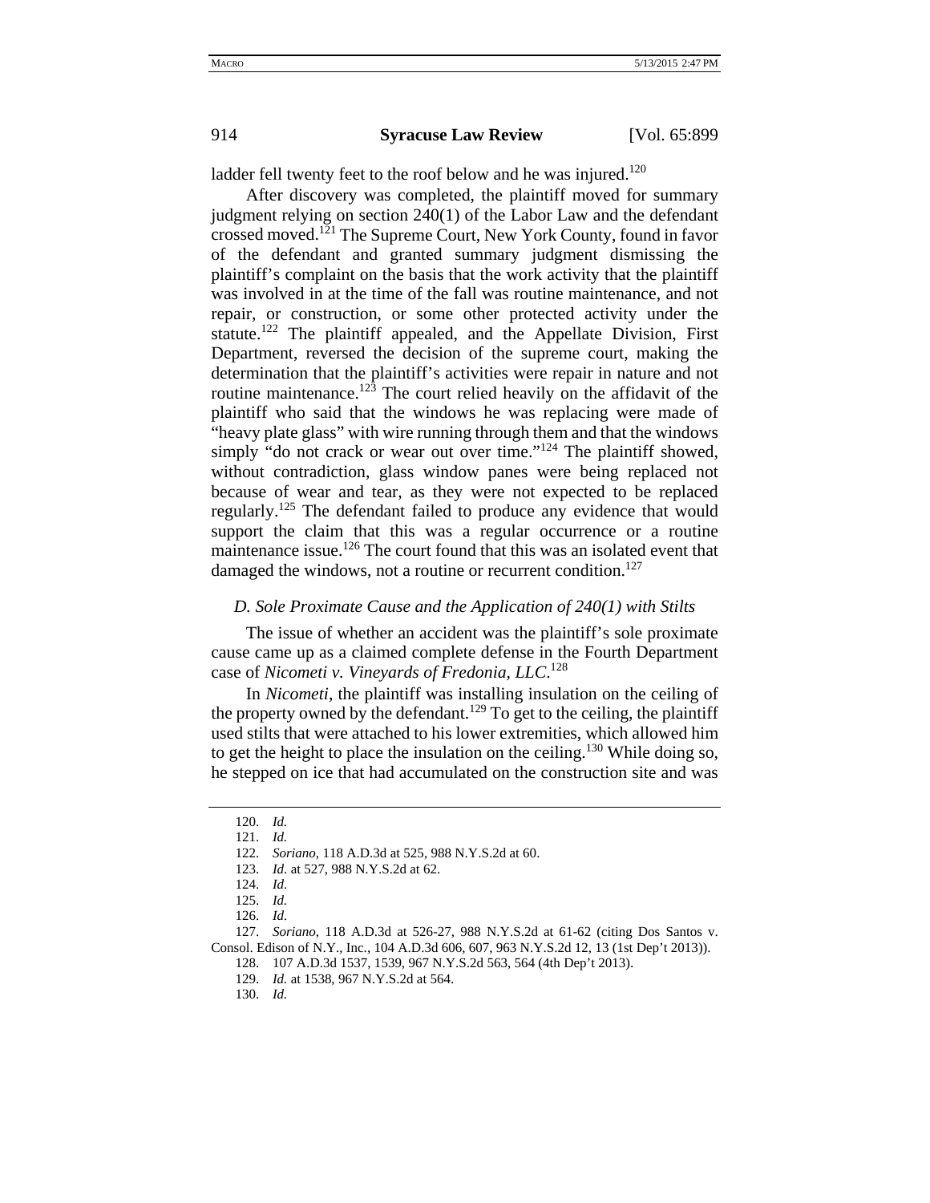ladder fell twenty feet to the roof below and he was injured.[120]

After discovery was completed, the plaintiff moved for summary judgment relying on section 240(1) of the Labor Law and the defendant crossed moved.[121] The Supreme Court, New York County, found in favor of the defendant and granted summary judgment dismissing the plaintiff's complaint on the basis that the work activity that the plaintiff was involved in at the time of the fall was routine maintenance, and not repair, or construction, or some other protected activity under the statute.[122] The plaintiff appealed, and the Appellate Division, First Department, reversed the decision of the supreme court, making the determination that the plaintiff's activities were repair in nature and not routine maintenance.[123] The court relied heavily on the affidavit of the plaintiff who said that the windows he was replacing were made of "heavy plate glass" with wire running through them and that the windows simply "do not crack or wear out over time."[124] The plaintiff showed, without contradiction, glass window panes were being replaced not because of wear and tear, as they were not expected to be replaced regularly.[125] The defendant failed to produce any evidence that would support the claim that this was a regular occurrence or a routine maintenance issue.[126] The court found that this was an isolated event that damaged the windows, not a routine or recurrent condition.[127]

### *D. Sole Proximate Cause and the Application of 240(1) with Stilts*

The issue of whether an accident was the plaintiff's sole proximate cause came up as a claimed complete defense in the Fourth Department case of *Nicometi v. Vineyards of Fredonia, LLC*.[128]

In *Nicometi*, the plaintiff was installing insulation on the ceiling of the property owned by the defendant.[129] To get to the ceiling, the plaintiff used stilts that were attached to his lower extremities, which allowed him to get the height to place the insulation on the ceiling.[130] While doing so, he stepped on ice that had accumulated on the construction site and was

---

120. *Id.*

121. *Id.*

122. *Soriano*, 118 A.D.3d at 525, 988 N.Y.S.2d at 60.

123. *Id.* at 527, 988 N.Y.S.2d at 62.

124. *Id*.

125. *Id.*

126. *Id.*

127. *Soriano*, 118 A.D.3d at 526-27, 988 N.Y.S.2d at 61-62 (citing Dos Santos v. Consol. Edison of N.Y., Inc., 104 A.D.3d 606, 607, 963 N.Y.S.2d 12, 13 (1st Dep't 2013)).

128. 107 A.D.3d 1537, 1539, 967 N.Y.S.2d 563, 564 (4th Dep't 2013).

129. *Id.* at 1538, 967 N.Y.S.2d at 564.

130. *Id.*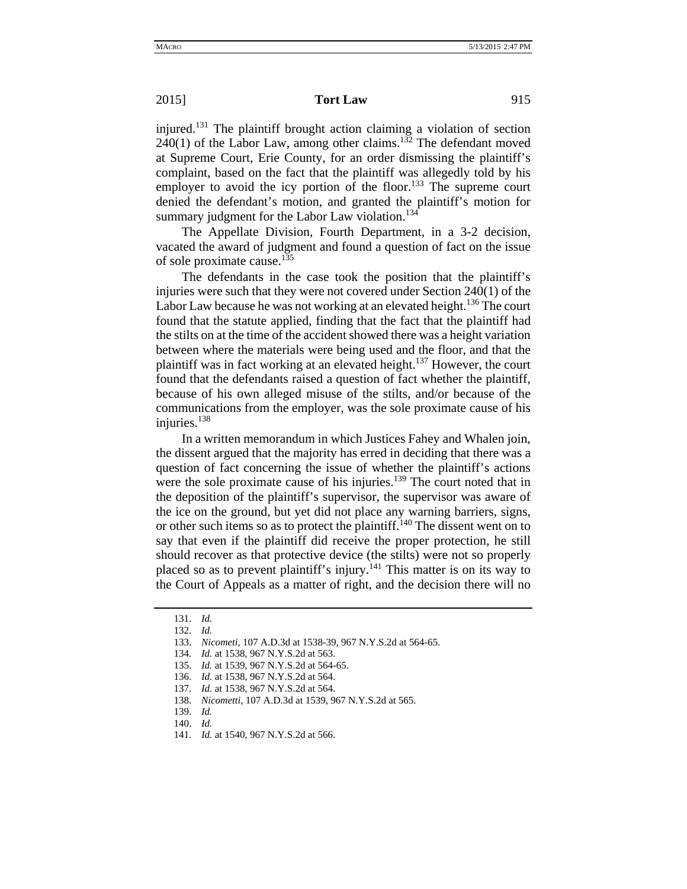injured.[131] The plaintiff brought action claiming a violation of section 240(1) of the Labor Law, among other claims.[132] The defendant moved at Supreme Court, Erie County, for an order dismissing the plaintiff's complaint, based on the fact that the plaintiff was allegedly told by his employer to avoid the icy portion of the floor.[133] The supreme court denied the defendant's motion, and granted the plaintiff's motion for summary judgment for the Labor Law violation.[134]

The Appellate Division, Fourth Department, in a 3-2 decision, vacated the award of judgment and found a question of fact on the issue of sole proximate cause.[135]

The defendants in the case took the position that the plaintiff's injuries were such that they were not covered under Section 240(1) of the Labor Law because he was not working at an elevated height.[136] The court found that the statute applied, finding that the fact that the plaintiff had the stilts on at the time of the accident showed there was a height variation between where the materials were being used and the floor, and that the plaintiff was in fact working at an elevated height.[137] However, the court found that the defendants raised a question of fact whether the plaintiff, because of his own alleged misuse of the stilts, and/or because of the communications from the employer, was the sole proximate cause of his injuries.[138]

In a written memorandum in which Justices Fahey and Whalen join, the dissent argued that the majority has erred in deciding that there was a question of fact concerning the issue of whether the plaintiff's actions were the sole proximate cause of his injuries.[139] The court noted that in the deposition of the plaintiff's supervisor, the supervisor was aware of the ice on the ground, but yet did not place any warning barriers, signs, or other such items so as to protect the plaintiff.[140] The dissent went on to say that even if the plaintiff did receive the proper protection, he still should recover as that protective device (the stilts) were not so properly placed so as to prevent plaintiff's injury.[141] This matter is on its way to the Court of Appeals as a matter of right, and the decision there will no

---

131. *Id.*

132. *Id.*

133. *Nicometi*, 107 A.D.3d at 1538-39, 967 N.Y.S.2d at 564-65.

134. *Id.* at 1538, 967 N.Y.S.2d at 563.

135. *Id.* at 1539, 967 N.Y.S.2d at 564-65.

136. *Id.* at 1538, 967 N.Y.S.2d at 564.

137. *Id.* at 1538, 967 N.Y.S.2d at 564.

138. *Nicometti*, 107 A.D.3d at 1539, 967 N.Y.S.2d at 565.

139. *Id.*

140. *Id.*

141. *Id.* at 1540, 967 N.Y.S.2d at 566.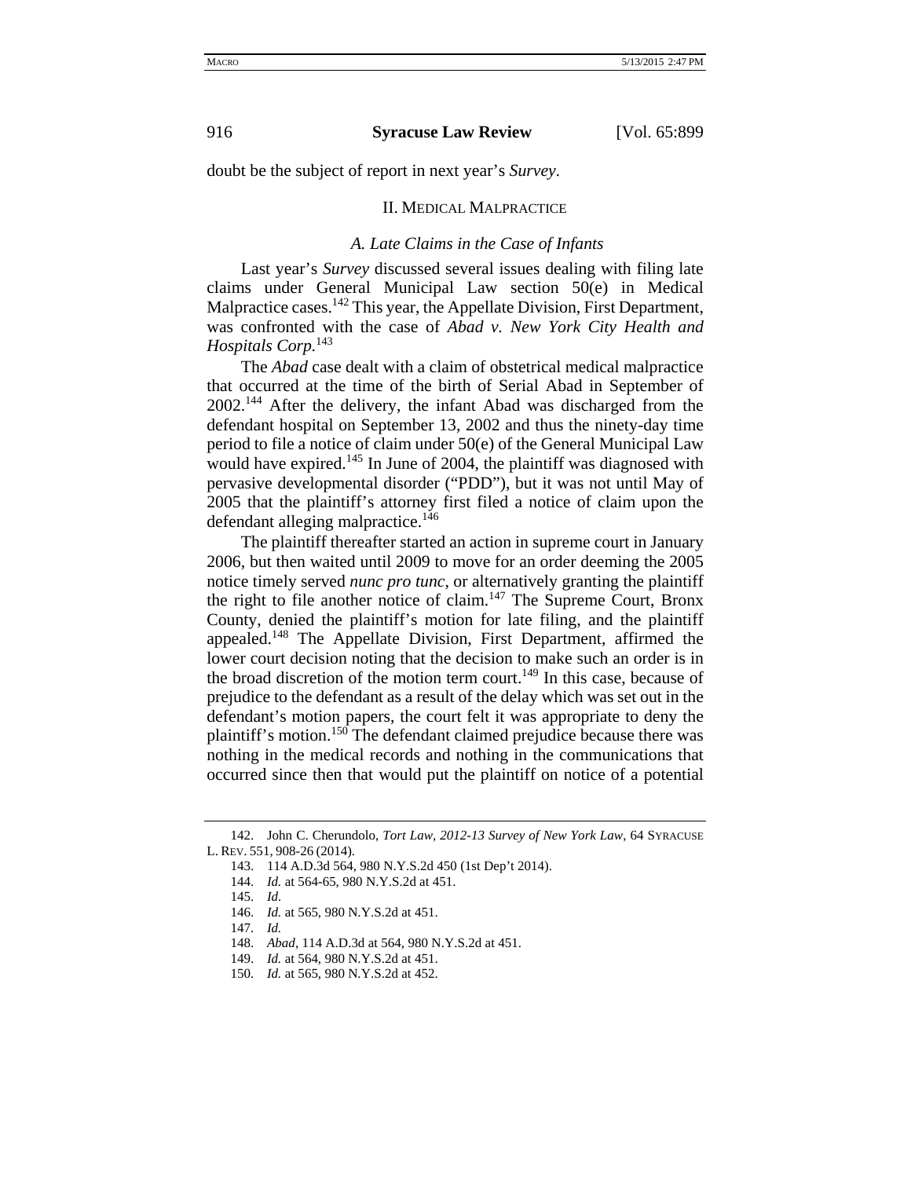doubt be the subject of report in next year's *Survey*.

## II. Medical Malpractice

### *A. Late Claims in the Case of Infants*

Last year's *Survey* discussed several issues dealing with filing late claims under General Municipal Law section 50(e) in Medical Malpractice cases.[142] This year, the Appellate Division, First Department, was confronted with the case of *Abad v. New York City Health and Hospitals Corp.*[143]

The *Abad* case dealt with a claim of obstetrical medical malpractice that occurred at the time of the birth of Serial Abad in September of 2002.[144] After the delivery, the infant Abad was discharged from the defendant hospital on September 13, 2002 and thus the ninety-day time period to file a notice of claim under 50(e) of the General Municipal Law would have expired.[145] In June of 2004, the plaintiff was diagnosed with pervasive developmental disorder ("PDD"), but it was not until May of 2005 that the plaintiff's attorney first filed a notice of claim upon the defendant alleging malpractice.[146]

The plaintiff thereafter started an action in supreme court in January 2006, but then waited until 2009 to move for an order deeming the 2005 notice timely served *nunc pro tunc*, or alternatively granting the plaintiff the right to file another notice of claim.[147] The Supreme Court, Bronx County, denied the plaintiff's motion for late filing, and the plaintiff appealed.[148] The Appellate Division, First Department, affirmed the lower court decision noting that the decision to make such an order is in the broad discretion of the motion term court.[149] In this case, because of prejudice to the defendant as a result of the delay which was set out in the defendant's motion papers, the court felt it was appropriate to deny the plaintiff's motion.[150] The defendant claimed prejudice because there was nothing in the medical records and nothing in the communications that occurred since then that would put the plaintiff on notice of a potential

---

142. John C. Cherundolo, *Tort Law, 2012-13 Survey of New York Law*, 64 Syracuse L. Rev. 551, 908-26 (2014).

143. 114 A.D.3d 564, 980 N.Y.S.2d 450 (1st Dep't 2014).

144. *Id.* at 564-65, 980 N.Y.S.2d at 451.

145. *Id.*

146. *Id.* at 565, 980 N.Y.S.2d at 451.

147. *Id.*

148. *Abad*, 114 A.D.3d at 564, 980 N.Y.S.2d at 451.

149. *Id.* at 564, 980 N.Y.S.2d at 451.

150. *Id.* at 565, 980 N.Y.S.2d at 452.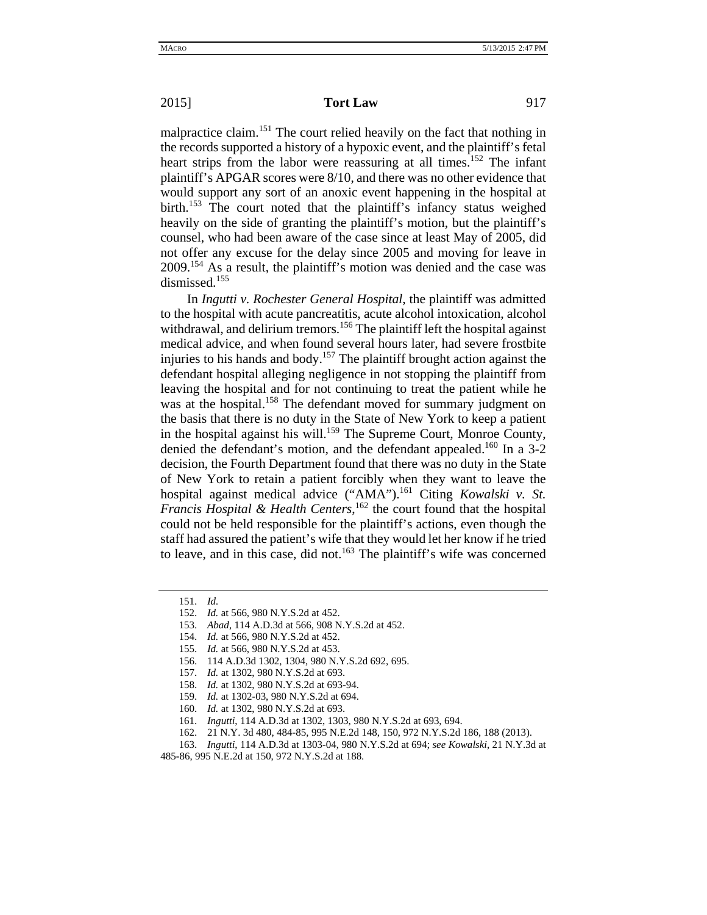malpractice claim.[151] The court relied heavily on the fact that nothing in the records supported a history of a hypoxic event, and the plaintiff's fetal heart strips from the labor were reassuring at all times.[152] The infant plaintiff's APGAR scores were 8/10, and there was no other evidence that would support any sort of an anoxic event happening in the hospital at birth.[153] The court noted that the plaintiff's infancy status weighed heavily on the side of granting the plaintiff's motion, but the plaintiff's counsel, who had been aware of the case since at least May of 2005, did not offer any excuse for the delay since 2005 and moving for leave in 2009.[154] As a result, the plaintiff's motion was denied and the case was dismissed.[155]

In *Ingutti v. Rochester General Hospital*, the plaintiff was admitted to the hospital with acute pancreatitis, acute alcohol intoxication, alcohol withdrawal, and delirium tremors.[156] The plaintiff left the hospital against medical advice, and when found several hours later, had severe frostbite injuries to his hands and body.[157] The plaintiff brought action against the defendant hospital alleging negligence in not stopping the plaintiff from leaving the hospital and for not continuing to treat the patient while he was at the hospital.[158] The defendant moved for summary judgment on the basis that there is no duty in the State of New York to keep a patient in the hospital against his will.[159] The Supreme Court, Monroe County, denied the defendant's motion, and the defendant appealed.[160] In a 3-2 decision, the Fourth Department found that there was no duty in the State of New York to retain a patient forcibly when they want to leave the hospital against medical advice ("AMA").[161] Citing *Kowalski v. St. Francis Hospital & Health Centers*,[162] the court found that the hospital could not be held responsible for the plaintiff's actions, even though the staff had assured the patient's wife that they would let her know if he tried to leave, and in this case, did not.[163] The plaintiff's wife was concerned

---

151. *Id.*
152. *Id.* at 566, 980 N.Y.S.2d at 452.
153. *Abad*, 114 A.D.3d at 566, 908 N.Y.S.2d at 452.
154. *Id.* at 566, 980 N.Y.S.2d at 452.
155. *Id.* at 566, 980 N.Y.S.2d at 453.
156. 114 A.D.3d 1302, 1304, 980 N.Y.S.2d 692, 695.
157. *Id.* at 1302, 980 N.Y.S.2d at 693.
158. *Id.* at 1302, 980 N.Y.S.2d at 693-94.
159. *Id.* at 1302-03, 980 N.Y.S.2d at 694.
160. *Id.* at 1302, 980 N.Y.S.2d at 693.
161. *Ingutti*, 114 A.D.3d at 1302, 1303, 980 N.Y.S.2d at 693, 694.
162. 21 N.Y. 3d 480, 484-85, 995 N.E.2d 148, 150, 972 N.Y.S.2d 186, 188 (2013).
163. *Ingutti*, 114 A.D.3d at 1303-04, 980 N.Y.S.2d at 694; *see Kowalski*, 21 N.Y.3d at 485-86, 995 N.E.2d at 150, 972 N.Y.S.2d at 188.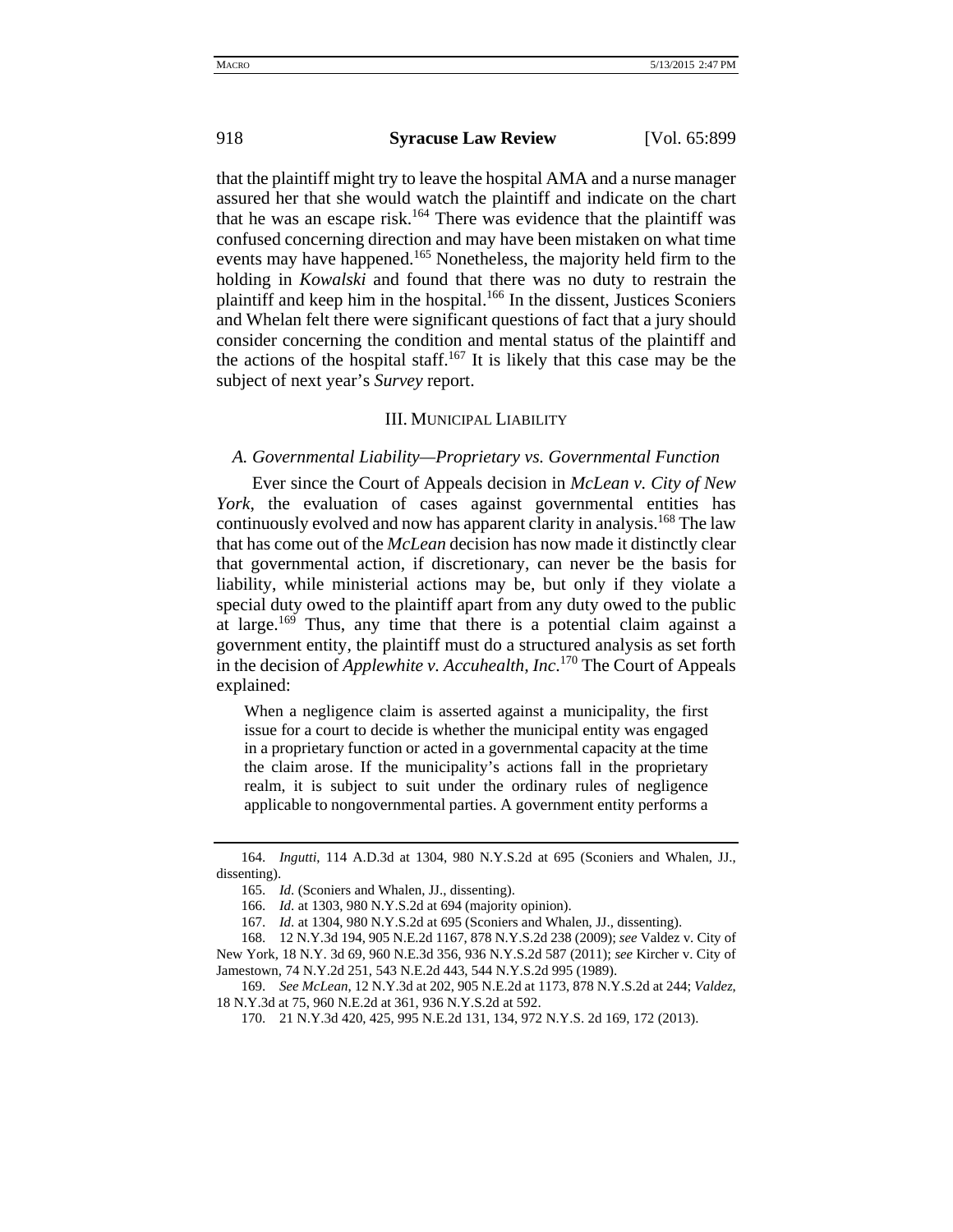that the plaintiff might try to leave the hospital AMA and a nurse manager assured her that she would watch the plaintiff and indicate on the chart that he was an escape risk.[164] There was evidence that the plaintiff was confused concerning direction and may have been mistaken on what time events may have happened.[165] Nonetheless, the majority held firm to the holding in *Kowalski* and found that there was no duty to restrain the plaintiff and keep him in the hospital.[166] In the dissent, Justices Sconiers and Whelan felt there were significant questions of fact that a jury should consider concerning the condition and mental status of the plaintiff and the actions of the hospital staff.[167] It is likely that this case may be the subject of next year's *Survey* report.

## III. MUNICIPAL LIABILITY

### *A. Governmental Liability—Proprietary vs. Governmental Function*

Ever since the Court of Appeals decision in *McLean v. City of New York*, the evaluation of cases against governmental entities has continuously evolved and now has apparent clarity in analysis.[168] The law that has come out of the *McLean* decision has now made it distinctly clear that governmental action, if discretionary, can never be the basis for liability, while ministerial actions may be, but only if they violate a special duty owed to the plaintiff apart from any duty owed to the public at large.[169] Thus, any time that there is a potential claim against a government entity, the plaintiff must do a structured analysis as set forth in the decision of *Applewhite v. Accuhealth, Inc.*[170] The Court of Appeals explained:

> When a negligence claim is asserted against a municipality, the first issue for a court to decide is whether the municipal entity was engaged in a proprietary function or acted in a governmental capacity at the time the claim arose. If the municipality's actions fall in the proprietary realm, it is subject to suit under the ordinary rules of negligence applicable to nongovernmental parties. A government entity performs a

---

164. *Ingutti*, 114 A.D.3d at 1304, 980 N.Y.S.2d at 695 (Sconiers and Whalen, JJ., dissenting).

165. *Id.* (Sconiers and Whalen, JJ., dissenting).

166. *Id.* at 1303, 980 N.Y.S.2d at 694 (majority opinion).

167. *Id.* at 1304, 980 N.Y.S.2d at 695 (Sconiers and Whalen, JJ., dissenting).

168. 12 N.Y.3d 194, 905 N.E.2d 1167, 878 N.Y.S.2d 238 (2009); *see* Valdez v. City of New York, 18 N.Y. 3d 69, 960 N.E.3d 356, 936 N.Y.S.2d 587 (2011); *see* Kircher v. City of Jamestown, 74 N.Y.2d 251, 543 N.E.2d 443, 544 N.Y.S.2d 995 (1989).

169. *See McLean*, 12 N.Y.3d at 202, 905 N.E.2d at 1173, 878 N.Y.S.2d at 244; *Valdez*, 18 N.Y.3d at 75, 960 N.E.2d at 361, 936 N.Y.S.2d at 592.

170. 21 N.Y.3d 420, 425, 995 N.E.2d 131, 134, 972 N.Y.S. 2d 169, 172 (2013).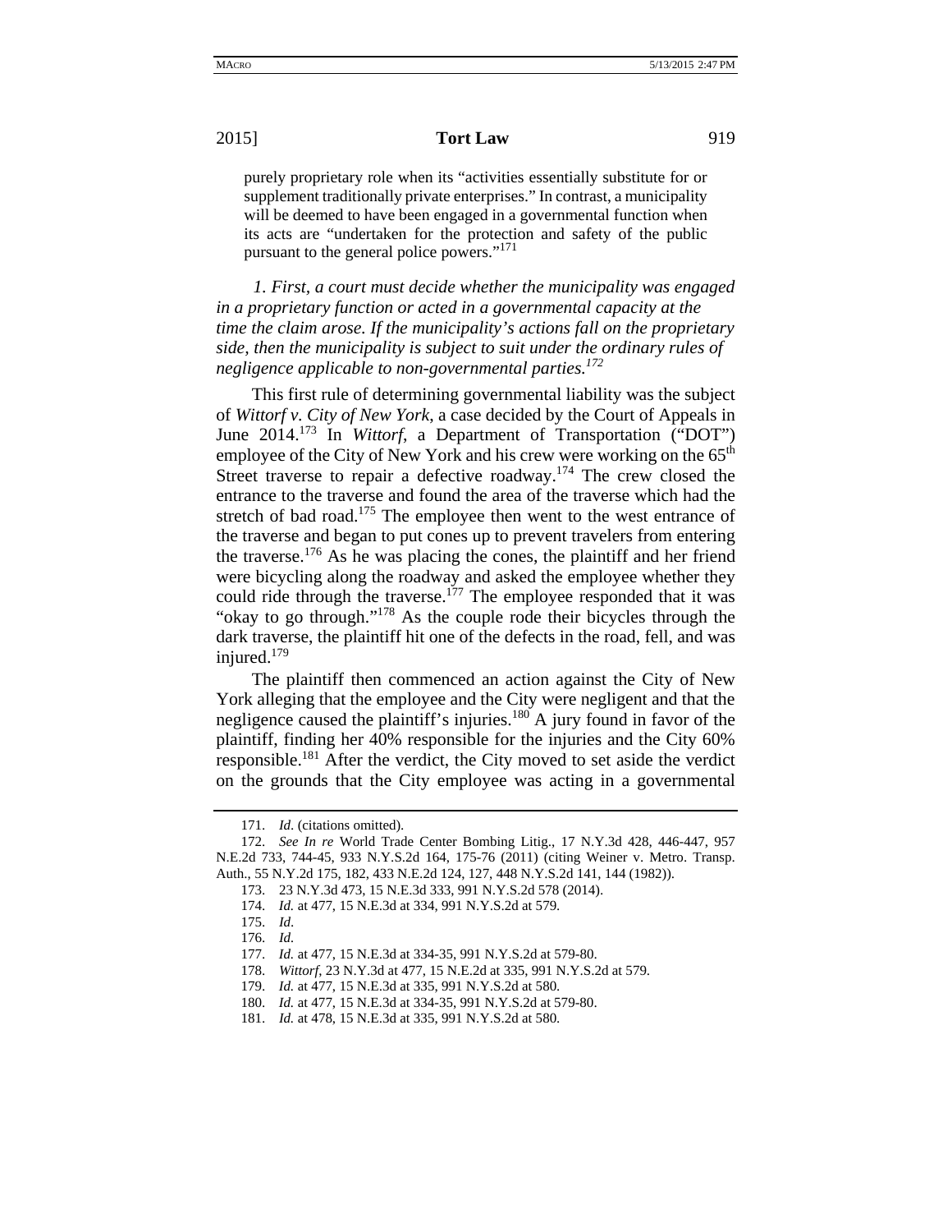purely proprietary role when its "activities essentially substitute for or supplement traditionally private enterprises." In contrast, a municipality will be deemed to have been engaged in a governmental function when its acts are "undertaken for the protection and safety of the public pursuant to the general police powers."[171]

*1. First, a court must decide whether the municipality was engaged in a proprietary function or acted in a governmental capacity at the time the claim arose. If the municipality's actions fall on the proprietary side, then the municipality is subject to suit under the ordinary rules of negligence applicable to non-governmental parties.*[172]

This first rule of determining governmental liability was the subject of *Wittorf v. City of New York*, a case decided by the Court of Appeals in June 2014.[173] In *Wittorf*, a Department of Transportation ("DOT") employee of the City of New York and his crew were working on the 65th Street traverse to repair a defective roadway.[174] The crew closed the entrance to the traverse and found the area of the traverse which had the stretch of bad road.[175] The employee then went to the west entrance of the traverse and began to put cones up to prevent travelers from entering the traverse.[176] As he was placing the cones, the plaintiff and her friend were bicycling along the roadway and asked the employee whether they could ride through the traverse.[177] The employee responded that it was "okay to go through."[178] As the couple rode their bicycles through the dark traverse, the plaintiff hit one of the defects in the road, fell, and was injured.[179]

The plaintiff then commenced an action against the City of New York alleging that the employee and the City were negligent and that the negligence caused the plaintiff's injuries.[180] A jury found in favor of the plaintiff, finding her 40% responsible for the injuries and the City 60% responsible.[181] After the verdict, the City moved to set aside the verdict on the grounds that the City employee was acting in a governmental

---

171. *Id*. (citations omitted).

172. *See In re* World Trade Center Bombing Litig., 17 N.Y.3d 428, 446-447, 957 N.E.2d 733, 744-45, 933 N.Y.S.2d 164, 175-76 (2011) (citing Weiner v. Metro. Transp. Auth., 55 N.Y.2d 175, 182, 433 N.E.2d 124, 127, 448 N.Y.S.2d 141, 144 (1982)).

173. 23 N.Y.3d 473, 15 N.E.3d 333, 991 N.Y.S.2d 578 (2014).

174. *Id.* at 477, 15 N.E.3d at 334, 991 N.Y.S.2d at 579.

175. *Id*.

176. *Id.*

177. *Id.* at 477, 15 N.E.3d at 334-35, 991 N.Y.S.2d at 579-80.

178. *Wittorf*, 23 N.Y.3d at 477, 15 N.E.2d at 335, 991 N.Y.S.2d at 579.

179. *Id.* at 477, 15 N.E.3d at 335, 991 N.Y.S.2d at 580.

180. *Id.* at 477, 15 N.E.3d at 334-35, 991 N.Y.S.2d at 579-80.

181. *Id.* at 478, 15 N.E.3d at 335, 991 N.Y.S.2d at 580.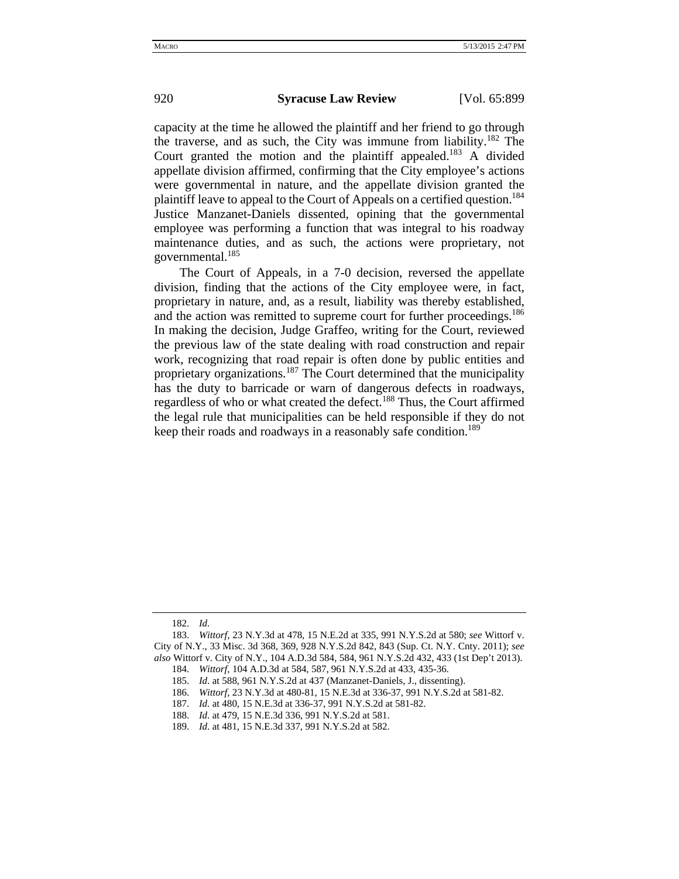capacity at the time he allowed the plaintiff and her friend to go through the traverse, and as such, the City was immune from liability.[182] The Court granted the motion and the plaintiff appealed.[183] A divided appellate division affirmed, confirming that the City employee's actions were governmental in nature, and the appellate division granted the plaintiff leave to appeal to the Court of Appeals on a certified question.[184] Justice Manzanet-Daniels dissented, opining that the governmental employee was performing a function that was integral to his roadway maintenance duties, and as such, the actions were proprietary, not governmental.[185]

The Court of Appeals, in a 7-0 decision, reversed the appellate division, finding that the actions of the City employee were, in fact, proprietary in nature, and, as a result, liability was thereby established, and the action was remitted to supreme court for further proceedings.[186] In making the decision, Judge Graffeo, writing for the Court, reviewed the previous law of the state dealing with road construction and repair work, recognizing that road repair is often done by public entities and proprietary organizations.[187] The Court determined that the municipality has the duty to barricade or warn of dangerous defects in roadways, regardless of who or what created the defect.[188] Thus, the Court affirmed the legal rule that municipalities can be held responsible if they do not keep their roads and roadways in a reasonably safe condition.[189]

---

182. *Id.*

183. *Wittorf*, 23 N.Y.3d at 478, 15 N.E.2d at 335, 991 N.Y.S.2d at 580; *see* Wittorf v. City of N.Y., 33 Misc. 3d 368, 369, 928 N.Y.S.2d 842, 843 (Sup. Ct. N.Y. Cnty. 2011); *see also* Wittorf v. City of N.Y., 104 A.D.3d 584, 584, 961 N.Y.S.2d 432, 433 (1st Dep't 2013).

184. *Wittorf*, 104 A.D.3d at 584, 587, 961 N.Y.S.2d at 433, 435-36.

185. *Id.* at 588, 961 N.Y.S.2d at 437 (Manzanet-Daniels, J., dissenting).

186. *Wittorf*, 23 N.Y.3d at 480-81, 15 N.E.3d at 336-37, 991 N.Y.S.2d at 581-82.

187. *Id.* at 480, 15 N.E.3d at 336-37, 991 N.Y.S.2d at 581-82.

188. *Id.* at 479, 15 N.E.3d 336, 991 N.Y.S.2d at 581.

189. *Id.* at 481, 15 N.E.3d 337, 991 N.Y.S.2d at 582.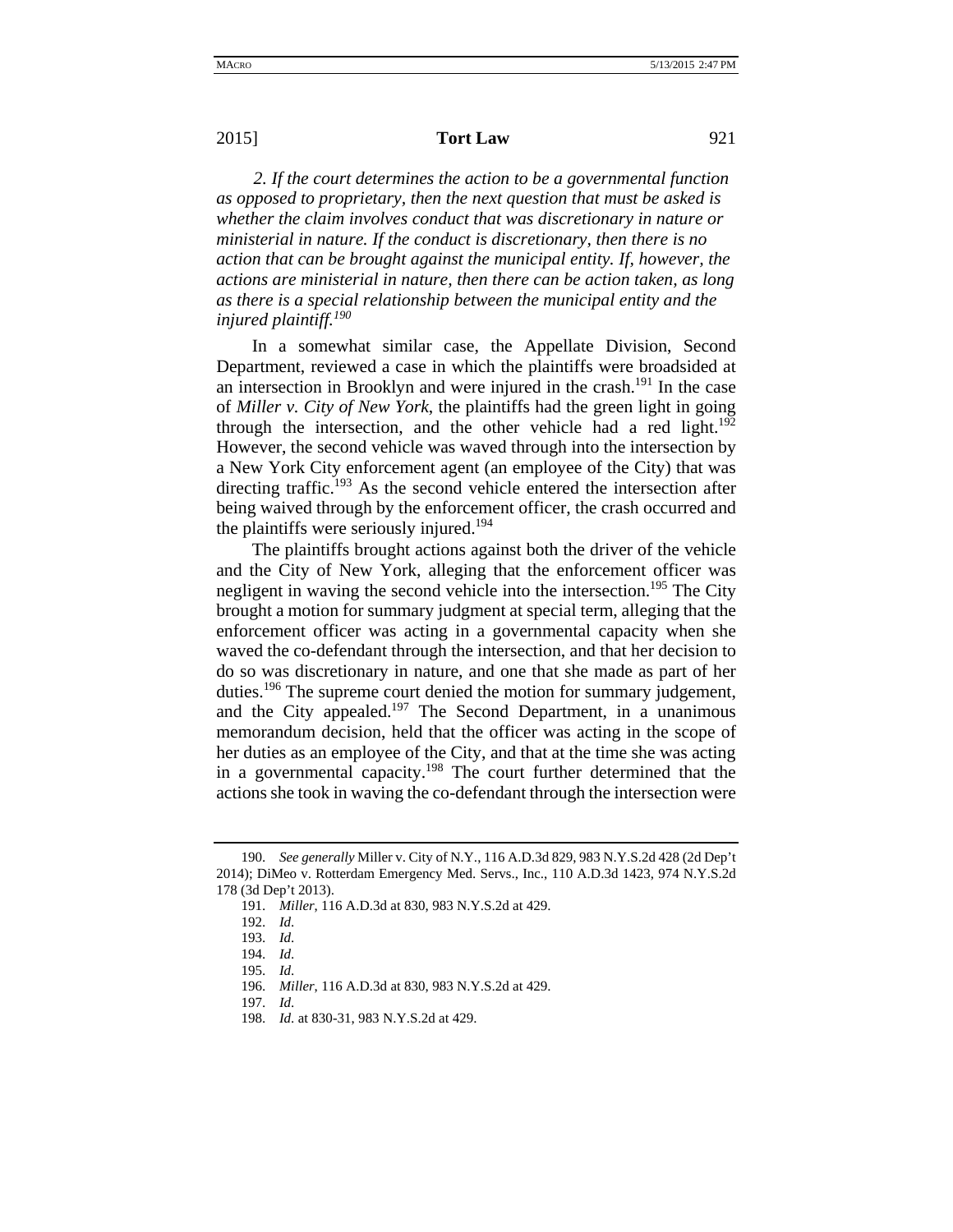*2. If the court determines the action to be a governmental function as opposed to proprietary, then the next question that must be asked is whether the claim involves conduct that was discretionary in nature or ministerial in nature. If the conduct is discretionary, then there is no action that can be brought against the municipal entity. If, however, the actions are ministerial in nature, then there can be action taken, as long as there is a special relationship between the municipal entity and the injured plaintiff.*[190]

In a somewhat similar case, the Appellate Division, Second Department, reviewed a case in which the plaintiffs were broadsided at an intersection in Brooklyn and were injured in the crash.[191] In the case of *Miller v. City of New York*, the plaintiffs had the green light in going through the intersection, and the other vehicle had a red light.[192] However, the second vehicle was waved through into the intersection by a New York City enforcement agent (an employee of the City) that was directing traffic.[193] As the second vehicle entered the intersection after being waived through by the enforcement officer, the crash occurred and the plaintiffs were seriously injured.[194]

The plaintiffs brought actions against both the driver of the vehicle and the City of New York, alleging that the enforcement officer was negligent in waving the second vehicle into the intersection.[195] The City brought a motion for summary judgment at special term, alleging that the enforcement officer was acting in a governmental capacity when she waved the co-defendant through the intersection, and that her decision to do so was discretionary in nature, and one that she made as part of her duties.[196] The supreme court denied the motion for summary judgement, and the City appealed.[197] The Second Department, in a unanimous memorandum decision, held that the officer was acting in the scope of her duties as an employee of the City, and that at the time she was acting in a governmental capacity.[198] The court further determined that the actions she took in waving the co-defendant through the intersection were

---

190. *See generally* Miller v. City of N.Y., 116 A.D.3d 829, 983 N.Y.S.2d 428 (2d Dep't 2014); DiMeo v. Rotterdam Emergency Med. Servs., Inc., 110 A.D.3d 1423, 974 N.Y.S.2d 178 (3d Dep't 2013).

191. *Miller*, 116 A.D.3d at 830, 983 N.Y.S.2d at 429.

192. *Id*.

193. *Id*.

194. *Id*.

195. *Id*.

196. *Miller*, 116 A.D.3d at 830, 983 N.Y.S.2d at 429.

197. *Id*.

198. *Id*. at 830-31, 983 N.Y.S.2d at 429.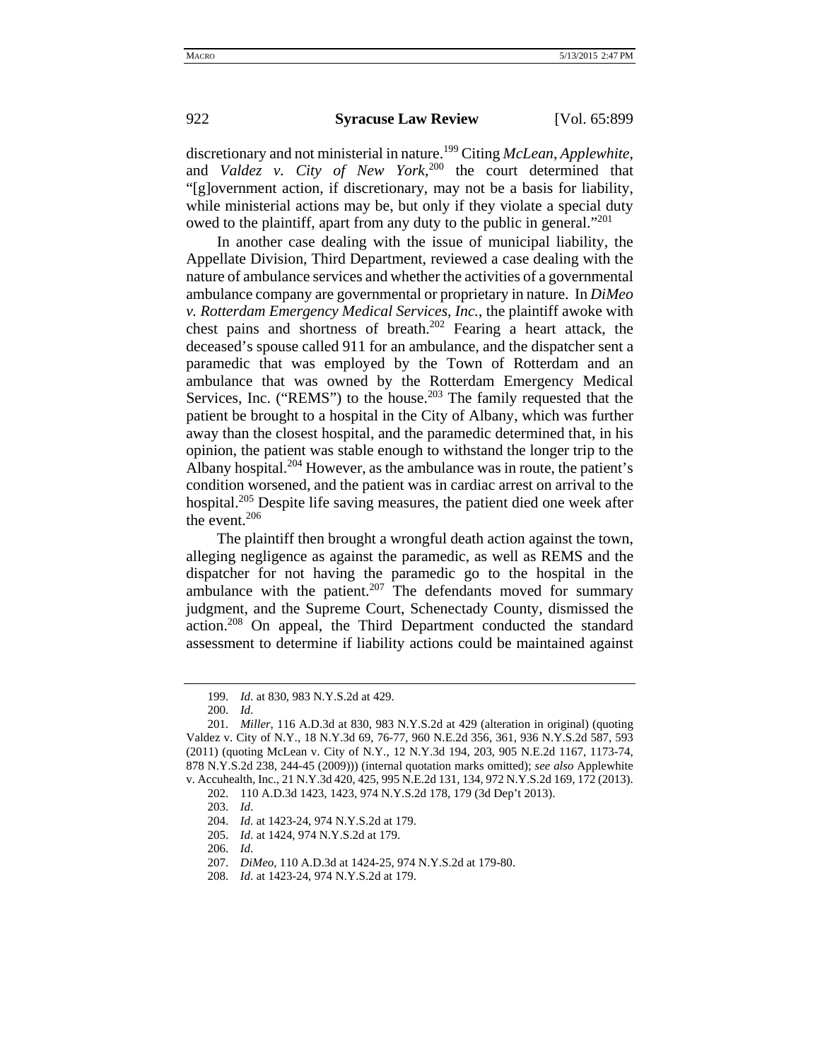discretionary and not ministerial in nature.[199] Citing *McLean*, *Applewhite*, and *Valdez v. City of New York*,[200] the court determined that "[g]overnment action, if discretionary, may not be a basis for liability, while ministerial actions may be, but only if they violate a special duty owed to the plaintiff, apart from any duty to the public in general."[201]

In another case dealing with the issue of municipal liability, the Appellate Division, Third Department, reviewed a case dealing with the nature of ambulance services and whether the activities of a governmental ambulance company are governmental or proprietary in nature. In *DiMeo v. Rotterdam Emergency Medical Services, Inc.*, the plaintiff awoke with chest pains and shortness of breath.[202] Fearing a heart attack, the deceased's spouse called 911 for an ambulance, and the dispatcher sent a paramedic that was employed by the Town of Rotterdam and an ambulance that was owned by the Rotterdam Emergency Medical Services, Inc. ("REMS") to the house.[203] The family requested that the patient be brought to a hospital in the City of Albany, which was further away than the closest hospital, and the paramedic determined that, in his opinion, the patient was stable enough to withstand the longer trip to the Albany hospital.[204] However, as the ambulance was in route, the patient's condition worsened, and the patient was in cardiac arrest on arrival to the hospital.[205] Despite life saving measures, the patient died one week after the event.[206]

The plaintiff then brought a wrongful death action against the town, alleging negligence as against the paramedic, as well as REMS and the dispatcher for not having the paramedic go to the hospital in the ambulance with the patient.[207] The defendants moved for summary judgment, and the Supreme Court, Schenectady County, dismissed the action.[208] On appeal, the Third Department conducted the standard assessment to determine if liability actions could be maintained against

---

199. *Id.* at 830, 983 N.Y.S.2d at 429.

200. *Id.*

201. *Miller*, 116 A.D.3d at 830, 983 N.Y.S.2d at 429 (alteration in original) (quoting Valdez v. City of N.Y., 18 N.Y.3d 69, 76-77, 960 N.E.2d 356, 361, 936 N.Y.S.2d 587, 593 (2011) (quoting McLean v. City of N.Y., 12 N.Y.3d 194, 203, 905 N.E.2d 1167, 1173-74, 878 N.Y.S.2d 238, 244-45 (2009))) (internal quotation marks omitted); *see also* Applewhite v. Accuhealth, Inc., 21 N.Y.3d 420, 425, 995 N.E.2d 131, 134, 972 N.Y.S.2d 169, 172 (2013).

202. 110 A.D.3d 1423, 1423, 974 N.Y.S.2d 178, 179 (3d Dep't 2013).

203. *Id.*

204. *Id.* at 1423-24, 974 N.Y.S.2d at 179.

205. *Id.* at 1424, 974 N.Y.S.2d at 179.

206. *Id.*

207. *DiMeo*, 110 A.D.3d at 1424-25, 974 N.Y.S.2d at 179-80.

208. *Id.* at 1423-24, 974 N.Y.S.2d at 179.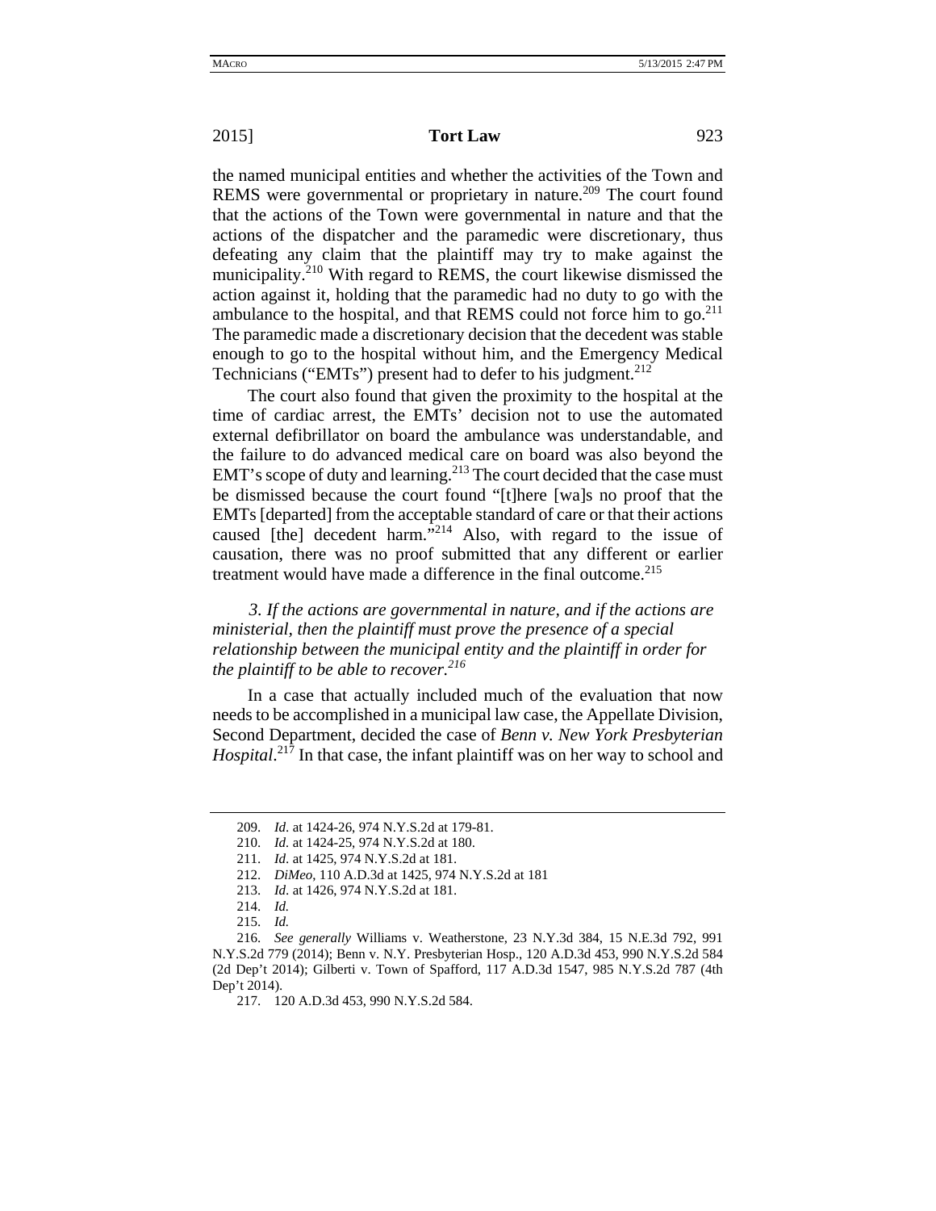the named municipal entities and whether the activities of the Town and REMS were governmental or proprietary in nature.[209] The court found that the actions of the Town were governmental in nature and that the actions of the dispatcher and the paramedic were discretionary, thus defeating any claim that the plaintiff may try to make against the municipality.[210] With regard to REMS, the court likewise dismissed the action against it, holding that the paramedic had no duty to go with the ambulance to the hospital, and that REMS could not force him to go.[211] The paramedic made a discretionary decision that the decedent was stable enough to go to the hospital without him, and the Emergency Medical Technicians ("EMTs") present had to defer to his judgment.[212]

The court also found that given the proximity to the hospital at the time of cardiac arrest, the EMTs' decision not to use the automated external defibrillator on board the ambulance was understandable, and the failure to do advanced medical care on board was also beyond the EMT's scope of duty and learning.[213] The court decided that the case must be dismissed because the court found "[t]here [wa]s no proof that the EMTs [departed] from the acceptable standard of care or that their actions caused [the] decedent harm."[214] Also, with regard to the issue of causation, there was no proof submitted that any different or earlier treatment would have made a difference in the final outcome.[215]

### *3. If the actions are governmental in nature, and if the actions are ministerial, then the plaintiff must prove the presence of a special relationship between the municipal entity and the plaintiff in order for the plaintiff to be able to recover.*[216]

In a case that actually included much of the evaluation that now needs to be accomplished in a municipal law case, the Appellate Division, Second Department, decided the case of *Benn v. New York Presbyterian Hospital*.[217] In that case, the infant plaintiff was on her way to school and

---

209. *Id.* at 1424-26, 974 N.Y.S.2d at 179-81.

210. *Id.* at 1424-25, 974 N.Y.S.2d at 180.

211. *Id.* at 1425, 974 N.Y.S.2d at 181.

212. *DiMeo*, 110 A.D.3d at 1425, 974 N.Y.S.2d at 181

213. *Id.* at 1426, 974 N.Y.S.2d at 181.

214. *Id.*

215. *Id.*

216. *See generally* Williams v. Weatherstone, 23 N.Y.3d 384, 15 N.E.3d 792, 991 N.Y.S.2d 779 (2014); Benn v. N.Y. Presbyterian Hosp., 120 A.D.3d 453, 990 N.Y.S.2d 584 (2d Dep't 2014); Gilberti v. Town of Spafford, 117 A.D.3d 1547, 985 N.Y.S.2d 787 (4th Dep't 2014).

217. 120 A.D.3d 453, 990 N.Y.S.2d 584.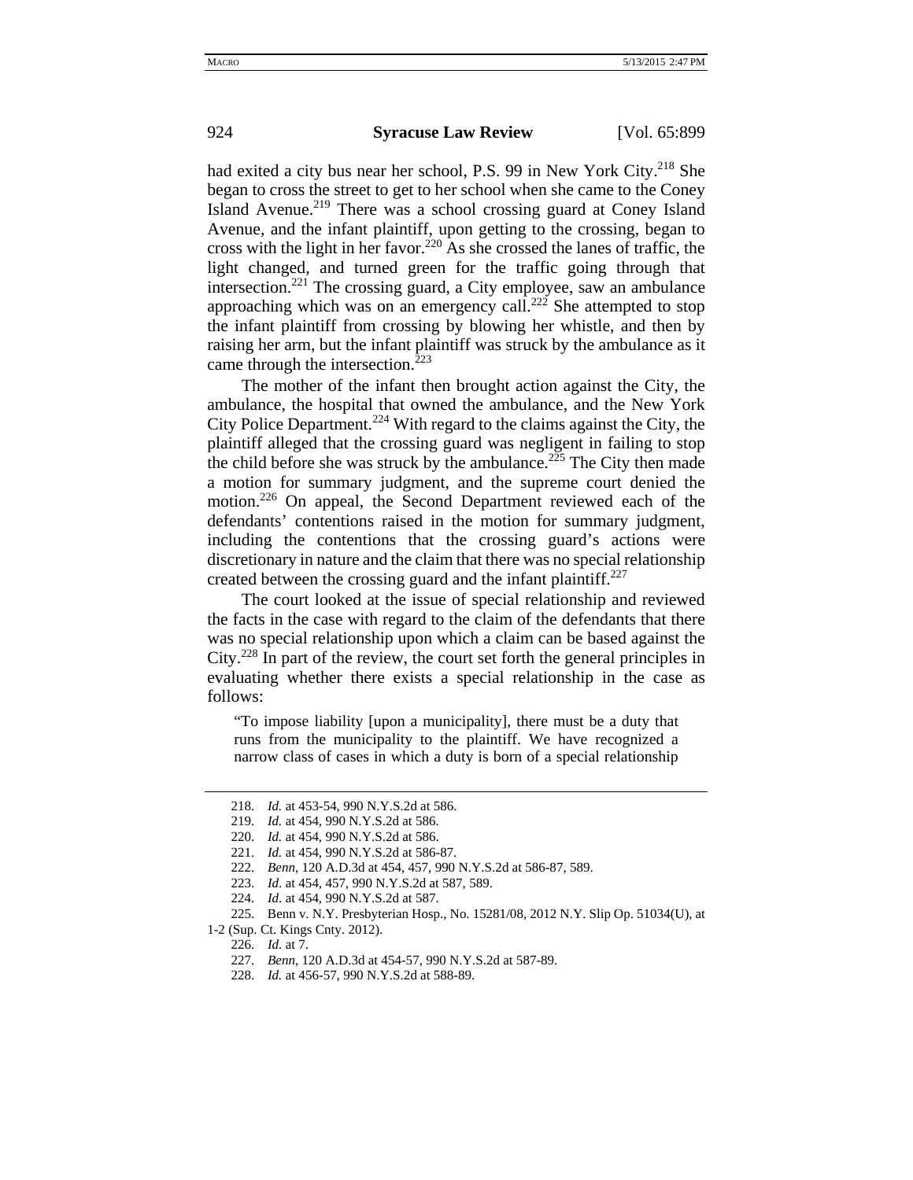had exited a city bus near her school, P.S. 99 in New York City.[218] She began to cross the street to get to her school when she came to the Coney Island Avenue.[219] There was a school crossing guard at Coney Island Avenue, and the infant plaintiff, upon getting to the crossing, began to cross with the light in her favor.[220] As she crossed the lanes of traffic, the light changed, and turned green for the traffic going through that intersection.[221] The crossing guard, a City employee, saw an ambulance approaching which was on an emergency call.[222] She attempted to stop the infant plaintiff from crossing by blowing her whistle, and then by raising her arm, but the infant plaintiff was struck by the ambulance as it came through the intersection.[223]

The mother of the infant then brought action against the City, the ambulance, the hospital that owned the ambulance, and the New York City Police Department.[224] With regard to the claims against the City, the plaintiff alleged that the crossing guard was negligent in failing to stop the child before she was struck by the ambulance.[225] The City then made a motion for summary judgment, and the supreme court denied the motion.[226] On appeal, the Second Department reviewed each of the defendants' contentions raised in the motion for summary judgment, including the contentions that the crossing guard's actions were discretionary in nature and the claim that there was no special relationship created between the crossing guard and the infant plaintiff.[227]

The court looked at the issue of special relationship and reviewed the facts in the case with regard to the claim of the defendants that there was no special relationship upon which a claim can be based against the City.[228] In part of the review, the court set forth the general principles in evaluating whether there exists a special relationship in the case as follows:

> "To impose liability [upon a municipality], there must be a duty that runs from the municipality to the plaintiff. We have recognized a narrow class of cases in which a duty is born of a special relationship

---

218. *Id.* at 453-54, 990 N.Y.S.2d at 586.

219. *Id.* at 454, 990 N.Y.S.2d at 586.

220. *Id.* at 454, 990 N.Y.S.2d at 586.

221. *Id.* at 454, 990 N.Y.S.2d at 586-87.

222. *Benn*, 120 A.D.3d at 454, 457, 990 N.Y.S.2d at 586-87, 589.

223. *Id*. at 454, 457, 990 N.Y.S.2d at 587, 589.

224. *Id*. at 454, 990 N.Y.S.2d at 587.

225. Benn v. N.Y. Presbyterian Hosp., No. 15281/08, 2012 N.Y. Slip Op. 51034(U), at 1-2 (Sup. Ct. Kings Cnty. 2012).

226. *Id.* at 7.

227. *Benn*, 120 A.D.3d at 454-57, 990 N.Y.S.2d at 587-89.

228. *Id.* at 456-57, 990 N.Y.S.2d at 588-89.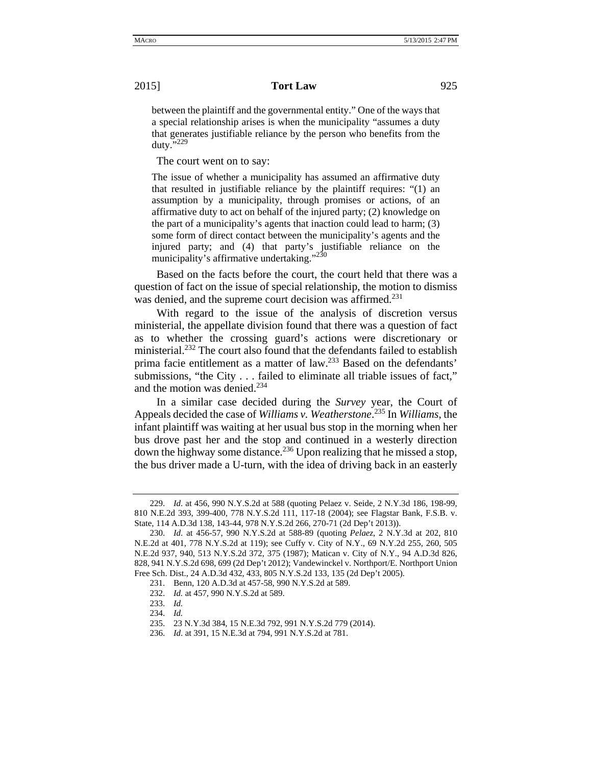> between the plaintiff and the governmental entity." One of the ways that a special relationship arises is when the municipality "assumes a duty that generates justifiable reliance by the person who benefits from the duty."[229]

The court went on to say:

> The issue of whether a municipality has assumed an affirmative duty that resulted in justifiable reliance by the plaintiff requires: "(1) an assumption by a municipality, through promises or actions, of an affirmative duty to act on behalf of the injured party; (2) knowledge on the part of a municipality's agents that inaction could lead to harm; (3) some form of direct contact between the municipality's agents and the injured party; and (4) that party's justifiable reliance on the municipality's affirmative undertaking."[230]

Based on the facts before the court, the court held that there was a question of fact on the issue of special relationship, the motion to dismiss was denied, and the supreme court decision was affirmed.[231]

With regard to the issue of the analysis of discretion versus ministerial, the appellate division found that there was a question of fact as to whether the crossing guard's actions were discretionary or ministerial.[232] The court also found that the defendants failed to establish prima facie entitlement as a matter of law.[233] Based on the defendants' submissions, "the City . . . failed to eliminate all triable issues of fact," and the motion was denied.[234]

In a similar case decided during the *Survey* year, the Court of Appeals decided the case of *Williams v. Weatherstone*.[235] In *Williams*, the infant plaintiff was waiting at her usual bus stop in the morning when her bus drove past her and the stop and continued in a westerly direction down the highway some distance.[236] Upon realizing that he missed a stop, the bus driver made a U-turn, with the idea of driving back in an easterly

---

229. *Id.* at 456, 990 N.Y.S.2d at 588 (quoting Pelaez v. Seide, 2 N.Y.3d 186, 198-99, 810 N.E.2d 393, 399-400, 778 N.Y.S.2d 111, 117-18 (2004); see Flagstar Bank, F.S.B. v. State, 114 A.D.3d 138, 143-44, 978 N.Y.S.2d 266, 270-71 (2d Dep't 2013)).

230. *Id.* at 456-57, 990 N.Y.S.2d at 588-89 (quoting *Pelaez*, 2 N.Y.3d at 202, 810 N.E.2d at 401, 778 N.Y.S.2d at 119); see Cuffy v. City of N.Y., 69 N.Y.2d 255, 260, 505 N.E.2d 937, 940, 513 N.Y.S.2d 372, 375 (1987); Matican v. City of N.Y., 94 A.D.3d 826, 828, 941 N.Y.S.2d 698, 699 (2d Dep't 2012); Vandewinckel v. Northport/E. Northport Union Free Sch. Dist., 24 A.D.3d 432, 433, 805 N.Y.S.2d 133, 135 (2d Dep't 2005).

231. Benn, 120 A.D.3d at 457-58, 990 N.Y.S.2d at 589.

232. *Id.* at 457, 990 N.Y.S.2d at 589.

233. *Id.*

234. *Id.*

235. 23 N.Y.3d 384, 15 N.E.3d 792, 991 N.Y.S.2d 779 (2014).

236. *Id.* at 391, 15 N.E.3d at 794, 991 N.Y.S.2d at 781.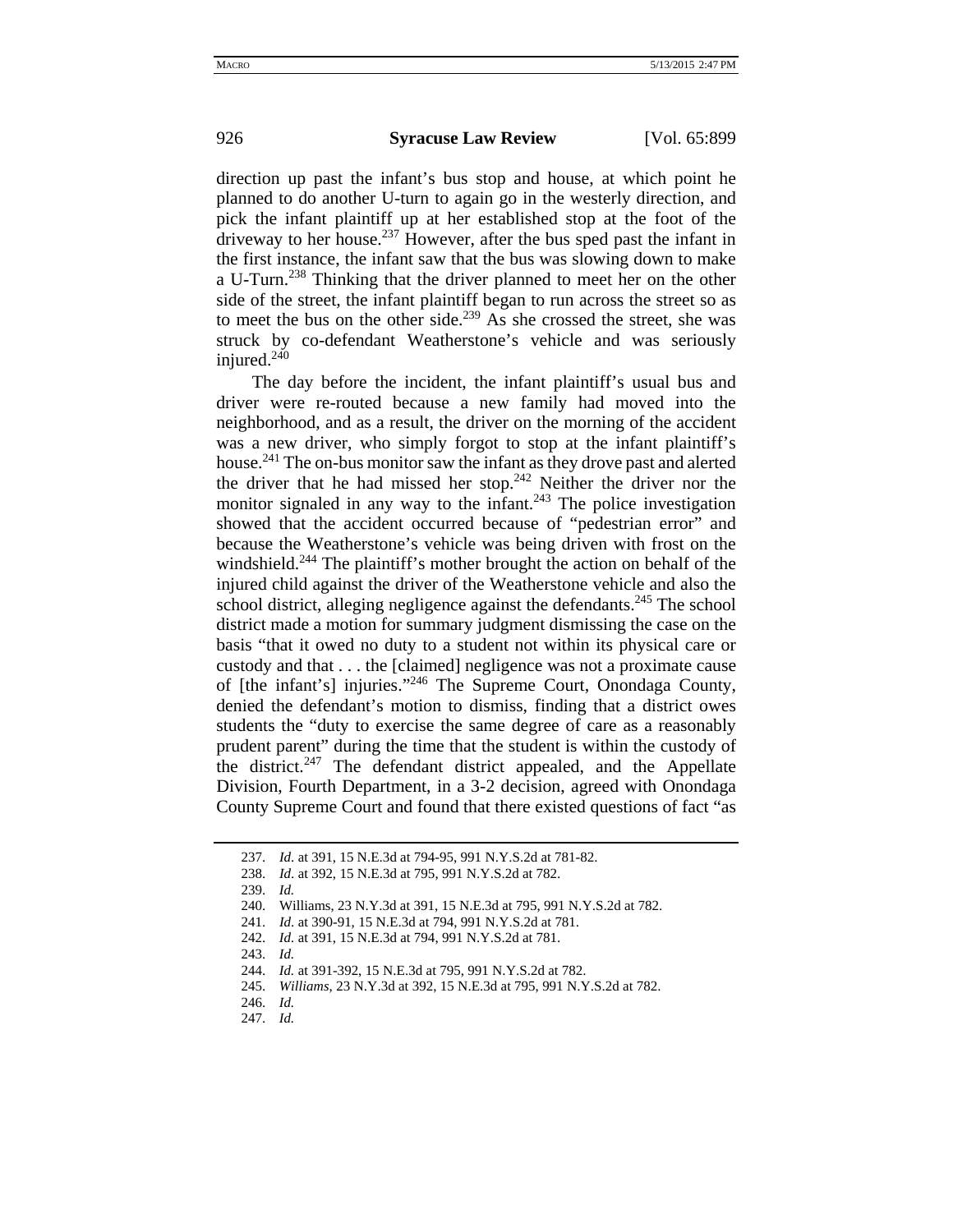direction up past the infant's bus stop and house, at which point he planned to do another U-turn to again go in the westerly direction, and pick the infant plaintiff up at her established stop at the foot of the driveway to her house.[237] However, after the bus sped past the infant in the first instance, the infant saw that the bus was slowing down to make a U-Turn.[238] Thinking that the driver planned to meet her on the other side of the street, the infant plaintiff began to run across the street so as to meet the bus on the other side.[239] As she crossed the street, she was struck by co-defendant Weatherstone's vehicle and was seriously injured.[240]

The day before the incident, the infant plaintiff's usual bus and driver were re-routed because a new family had moved into the neighborhood, and as a result, the driver on the morning of the accident was a new driver, who simply forgot to stop at the infant plaintiff's house.[241] The on-bus monitor saw the infant as they drove past and alerted the driver that he had missed her stop.[242] Neither the driver nor the monitor signaled in any way to the infant.[243] The police investigation showed that the accident occurred because of "pedestrian error" and because the Weatherstone's vehicle was being driven with frost on the windshield.[244] The plaintiff's mother brought the action on behalf of the injured child against the driver of the Weatherstone vehicle and also the school district, alleging negligence against the defendants.[245] The school district made a motion for summary judgment dismissing the case on the basis "that it owed no duty to a student not within its physical care or custody and that . . . the [claimed] negligence was not a proximate cause of [the infant's] injuries."[246] The Supreme Court, Onondaga County, denied the defendant's motion to dismiss, finding that a district owes students the "duty to exercise the same degree of care as a reasonably prudent parent" during the time that the student is within the custody of the district.[247] The defendant district appealed, and the Appellate Division, Fourth Department, in a 3-2 decision, agreed with Onondaga County Supreme Court and found that there existed questions of fact "as

237. *Id.* at 391, 15 N.E.3d at 794-95, 991 N.Y.S.2d at 781-82.

238. *Id.* at 392, 15 N.E.3d at 795, 991 N.Y.S.2d at 782.

239. *Id.*

240. Williams, 23 N.Y.3d at 391, 15 N.E.3d at 795, 991 N.Y.S.2d at 782.

241. *Id.* at 390-91, 15 N.E.3d at 794, 991 N.Y.S.2d at 781.

242. *Id.* at 391, 15 N.E.3d at 794, 991 N.Y.S.2d at 781.

243. *Id.*

244. *Id.* at 391-392, 15 N.E.3d at 795, 991 N.Y.S.2d at 782.

245. *Williams*, 23 N.Y.3d at 392, 15 N.E.3d at 795, 991 N.Y.S.2d at 782.

246. *Id.*

247. *Id.*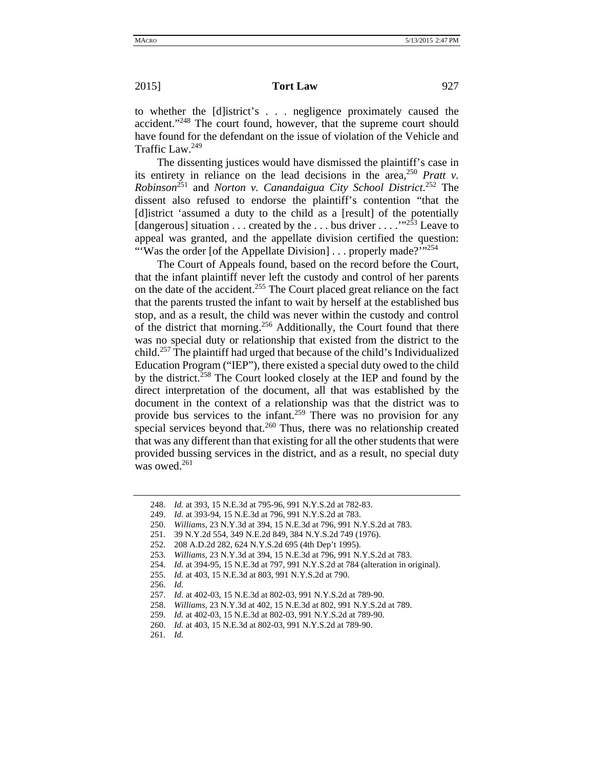to whether the [d]istrict's . . . negligence proximately caused the accident."[248] The court found, however, that the supreme court should have found for the defendant on the issue of violation of the Vehicle and Traffic Law.[249]

The dissenting justices would have dismissed the plaintiff's case in its entirety in reliance on the lead decisions in the area,[250] *Pratt v. Robinson*[251] and *Norton v. Canandaigua City School District*.[252] The dissent also refused to endorse the plaintiff's contention "that the [d]istrict 'assumed a duty to the child as a [result] of the potentially [dangerous] situation . . . created by the . . . bus driver . . . .'"[253] Leave to appeal was granted, and the appellate division certified the question: "'Was the order [of the Appellate Division] . . . properly made?'"[254]

The Court of Appeals found, based on the record before the Court, that the infant plaintiff never left the custody and control of her parents on the date of the accident.[255] The Court placed great reliance on the fact that the parents trusted the infant to wait by herself at the established bus stop, and as a result, the child was never within the custody and control of the district that morning.[256] Additionally, the Court found that there was no special duty or relationship that existed from the district to the child.[257] The plaintiff had urged that because of the child's Individualized Education Program ("IEP"), there existed a special duty owed to the child by the district.[258] The Court looked closely at the IEP and found by the direct interpretation of the document, all that was established by the document in the context of a relationship was that the district was to provide bus services to the infant.[259] There was no provision for any special services beyond that.[260] Thus, there was no relationship created that was any different than that existing for all the other students that were provided bussing services in the district, and as a result, no special duty was owed.[261]

---

248. *Id.* at 393, 15 N.E.3d at 795-96, 991 N.Y.S.2d at 782-83.
249. *Id.* at 393-94, 15 N.E.3d at 796, 991 N.Y.S.2d at 783.
250. *Williams*, 23 N.Y.3d at 394, 15 N.E.3d at 796, 991 N.Y.S.2d at 783.
251. 39 N.Y.2d 554, 349 N.E.2d 849, 384 N.Y.S.2d 749 (1976).
252. 208 A.D.2d 282, 624 N.Y.S.2d 695 (4th Dep't 1995).
253. *Williams*, 23 N.Y.3d at 394, 15 N.E.3d at 796, 991 N.Y.S.2d at 783.
254. *Id.* at 394-95, 15 N.E.3d at 797, 991 N.Y.S.2d at 784 (alteration in original).
255. *Id.* at 403, 15 N.E.3d at 803, 991 N.Y.S.2d at 790.
256. *Id.*
257. *Id.* at 402-03, 15 N.E.3d at 802-03, 991 N.Y.S.2d at 789-90.
258. *Williams*, 23 N.Y.3d at 402, 15 N.E.3d at 802, 991 N.Y.S.2d at 789.
259. *Id.* at 402-03, 15 N.E.3d at 802-03, 991 N.Y.S.2d at 789-90.
260. *Id.* at 403, 15 N.E.3d at 802-03, 991 N.Y.S.2d at 789-90.
261. *Id.*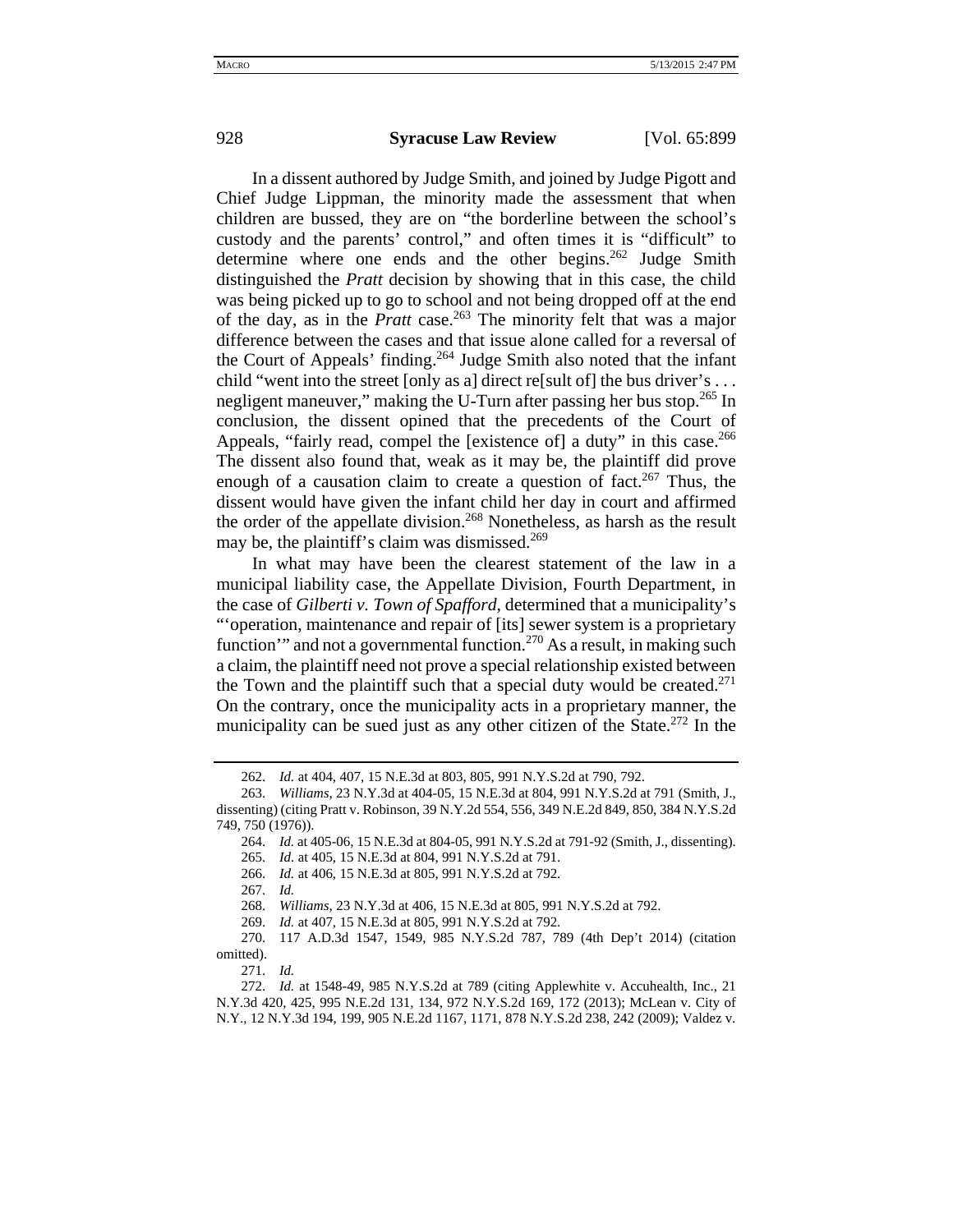In a dissent authored by Judge Smith, and joined by Judge Pigott and Chief Judge Lippman, the minority made the assessment that when children are bussed, they are on "the borderline between the school's custody and the parents' control," and often times it is "difficult" to determine where one ends and the other begins.[262] Judge Smith distinguished the *Pratt* decision by showing that in this case, the child was being picked up to go to school and not being dropped off at the end of the day, as in the *Pratt* case.[263] The minority felt that was a major difference between the cases and that issue alone called for a reversal of the Court of Appeals' finding.[264] Judge Smith also noted that the infant child "went into the street [only as a] direct re[sult of] the bus driver's . . . negligent maneuver," making the U-Turn after passing her bus stop.[265] In conclusion, the dissent opined that the precedents of the Court of Appeals, "fairly read, compel the [existence of] a duty" in this case.[266] The dissent also found that, weak as it may be, the plaintiff did prove enough of a causation claim to create a question of fact.[267] Thus, the dissent would have given the infant child her day in court and affirmed the order of the appellate division.[268] Nonetheless, as harsh as the result may be, the plaintiff's claim was dismissed.[269]

In what may have been the clearest statement of the law in a municipal liability case, the Appellate Division, Fourth Department, in the case of *Gilberti v. Town of Spafford*, determined that a municipality's "'operation, maintenance and repair of [its] sewer system is a proprietary function'" and not a governmental function.[270] As a result, in making such a claim, the plaintiff need not prove a special relationship existed between the Town and the plaintiff such that a special duty would be created.[271] On the contrary, once the municipality acts in a proprietary manner, the municipality can be sued just as any other citizen of the State.[272] In the

---

262. *Id.* at 404, 407, 15 N.E.3d at 803, 805, 991 N.Y.S.2d at 790, 792.

263. *Williams*, 23 N.Y.3d at 404-05, 15 N.E.3d at 804, 991 N.Y.S.2d at 791 (Smith, J., dissenting) (citing Pratt v. Robinson, 39 N.Y.2d 554, 556, 349 N.E.2d 849, 850, 384 N.Y.S.2d 749, 750 (1976)).

264. *Id.* at 405-06, 15 N.E.3d at 804-05, 991 N.Y.S.2d at 791-92 (Smith, J., dissenting).

265. *Id.* at 405, 15 N.E.3d at 804, 991 N.Y.S.2d at 791.

266. *Id.* at 406, 15 N.E.3d at 805, 991 N.Y.S.2d at 792.

267. *Id.*

268. *Williams*, 23 N.Y.3d at 406, 15 N.E.3d at 805, 991 N.Y.S.2d at 792.

269. *Id.* at 407, 15 N.E.3d at 805, 991 N.Y.S.2d at 792.

270. 117 A.D.3d 1547, 1549, 985 N.Y.S.2d 787, 789 (4th Dep't 2014) (citation omitted).

271. *Id.*

272. *Id.* at 1548-49, 985 N.Y.S.2d at 789 (citing Applewhite v. Accuhealth, Inc., 21 N.Y.3d 420, 425, 995 N.E.2d 131, 134, 972 N.Y.S.2d 169, 172 (2013); McLean v. City of N.Y., 12 N.Y.3d 194, 199, 905 N.E.2d 1167, 1171, 878 N.Y.S.2d 238, 242 (2009); Valdez v.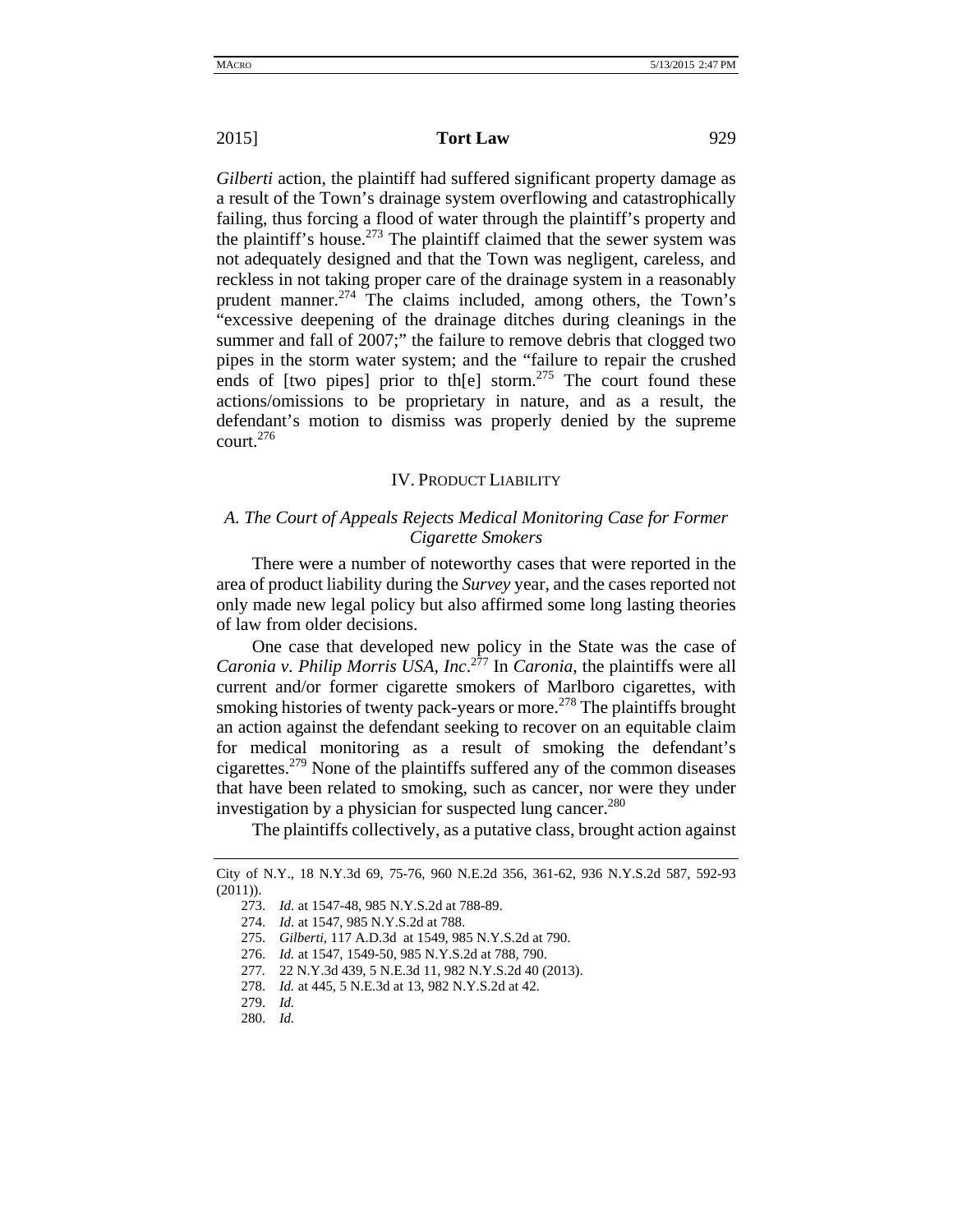*Gilberti* action, the plaintiff had suffered significant property damage as a result of the Town's drainage system overflowing and catastrophically failing, thus forcing a flood of water through the plaintiff's property and the plaintiff's house.[273] The plaintiff claimed that the sewer system was not adequately designed and that the Town was negligent, careless, and reckless in not taking proper care of the drainage system in a reasonably prudent manner.[274] The claims included, among others, the Town's "excessive deepening of the drainage ditches during cleanings in the summer and fall of 2007;" the failure to remove debris that clogged two pipes in the storm water system; and the "failure to repair the crushed ends of [two pipes] prior to th[e] storm.[275] The court found these actions/omissions to be proprietary in nature, and as a result, the defendant's motion to dismiss was properly denied by the supreme court.[276]

## IV. Product Liability

### *A. The Court of Appeals Rejects Medical Monitoring Case for Former Cigarette Smokers*

There were a number of noteworthy cases that were reported in the area of product liability during the *Survey* year, and the cases reported not only made new legal policy but also affirmed some long lasting theories of law from older decisions.

One case that developed new policy in the State was the case of *Caronia v. Philip Morris USA, Inc*.[277] In *Caronia*, the plaintiffs were all current and/or former cigarette smokers of Marlboro cigarettes, with smoking histories of twenty pack-years or more.[278] The plaintiffs brought an action against the defendant seeking to recover on an equitable claim for medical monitoring as a result of smoking the defendant's cigarettes.[279] None of the plaintiffs suffered any of the common diseases that have been related to smoking, such as cancer, nor were they under investigation by a physician for suspected lung cancer.[280]

The plaintiffs collectively, as a putative class, brought action against

---

City of N.Y., 18 N.Y.3d 69, 75-76, 960 N.E.2d 356, 361-62, 936 N.Y.S.2d 587, 592-93 (2011)).

273. *Id.* at 1547-48, 985 N.Y.S.2d at 788-89.

274. *Id.* at 1547, 985 N.Y.S.2d at 788.

275. *Gilberti*, 117 A.D.3d at 1549, 985 N.Y.S.2d at 790.

276. *Id.* at 1547, 1549-50, 985 N.Y.S.2d at 788, 790.

277. 22 N.Y.3d 439, 5 N.E.3d 11, 982 N.Y.S.2d 40 (2013).

278. *Id.* at 445, 5 N.E.3d at 13, 982 N.Y.S.2d at 42.

279. *Id.*

280. *Id.*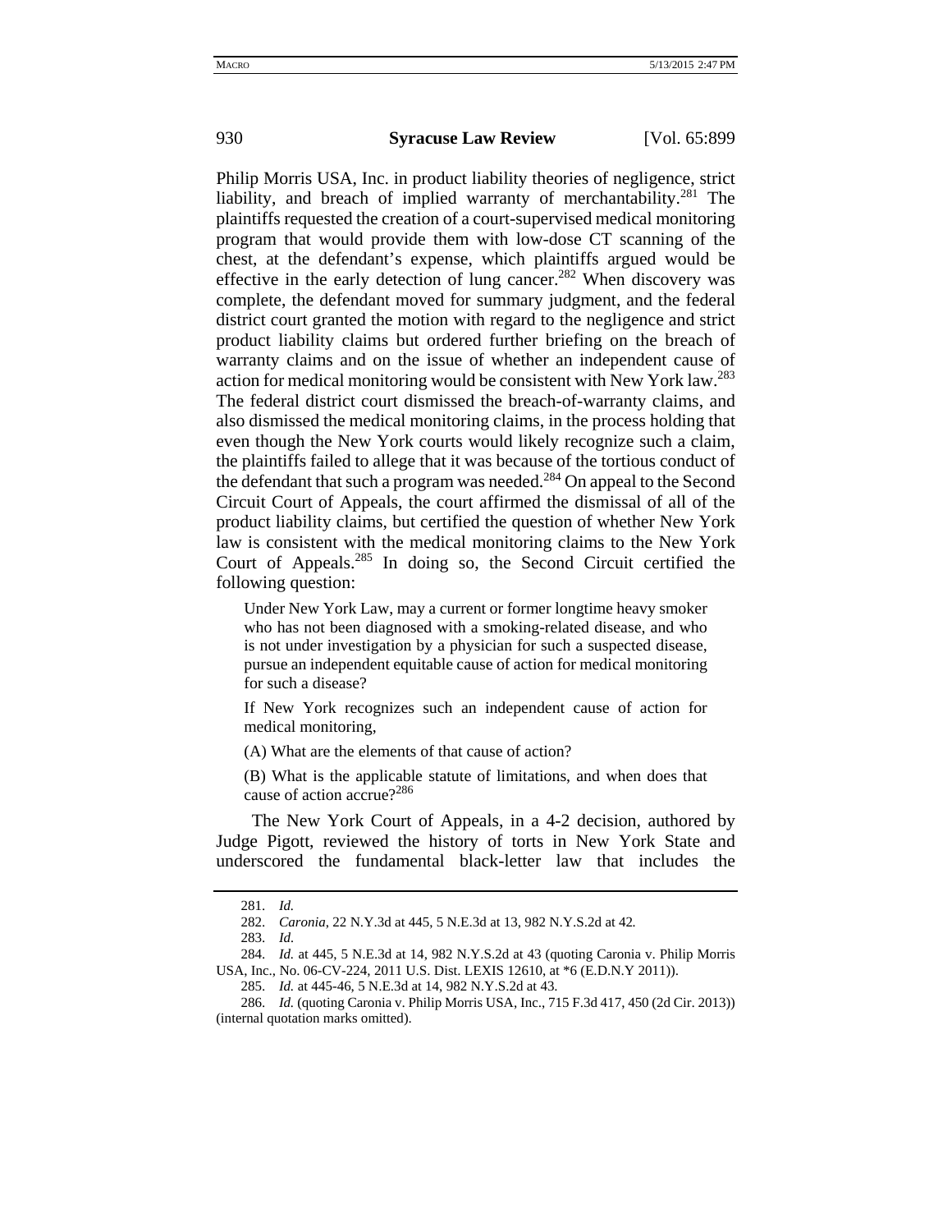Philip Morris USA, Inc. in product liability theories of negligence, strict liability, and breach of implied warranty of merchantability.[281] The plaintiffs requested the creation of a court-supervised medical monitoring program that would provide them with low-dose CT scanning of the chest, at the defendant's expense, which plaintiffs argued would be effective in the early detection of lung cancer.[282] When discovery was complete, the defendant moved for summary judgment, and the federal district court granted the motion with regard to the negligence and strict product liability claims but ordered further briefing on the breach of warranty claims and on the issue of whether an independent cause of action for medical monitoring would be consistent with New York law.[283] The federal district court dismissed the breach-of-warranty claims, and also dismissed the medical monitoring claims, in the process holding that even though the New York courts would likely recognize such a claim, the plaintiffs failed to allege that it was because of the tortious conduct of the defendant that such a program was needed.[284] On appeal to the Second Circuit Court of Appeals, the court affirmed the dismissal of all of the product liability claims, but certified the question of whether New York law is consistent with the medical monitoring claims to the New York Court of Appeals.[285] In doing so, the Second Circuit certified the following question:

> Under New York Law, may a current or former longtime heavy smoker who has not been diagnosed with a smoking-related disease, and who is not under investigation by a physician for such a suspected disease, pursue an independent equitable cause of action for medical monitoring for such a disease?
>
> If New York recognizes such an independent cause of action for medical monitoring,
>
> (A) What are the elements of that cause of action?
>
> (B) What is the applicable statute of limitations, and when does that cause of action accrue?[286]

The New York Court of Appeals, in a 4-2 decision, authored by Judge Pigott, reviewed the history of torts in New York State and underscored the fundamental black-letter law that includes the

---

281. *Id.*

282. *Caronia*, 22 N.Y.3d at 445, 5 N.E.3d at 13, 982 N.Y.S.2d at 42.

283. *Id.*

284. *Id.* at 445, 5 N.E.3d at 14, 982 N.Y.S.2d at 43 (quoting Caronia v. Philip Morris USA, Inc., No. 06-CV-224, 2011 U.S. Dist. LEXIS 12610, at *6 (E.D.N.Y 2011)).

285. *Id.* at 445-46, 5 N.E.3d at 14, 982 N.Y.S.2d at 43.

286. *Id.* (quoting Caronia v. Philip Morris USA, Inc., 715 F.3d 417, 450 (2d Cir. 2013)) (internal quotation marks omitted).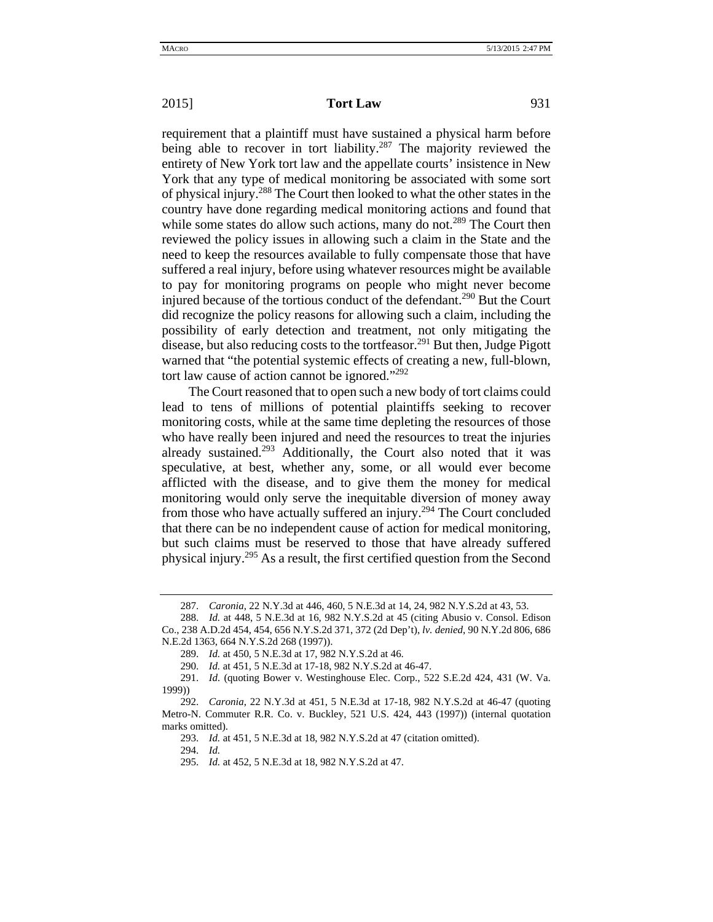requirement that a plaintiff must have sustained a physical harm before being able to recover in tort liability.[287] The majority reviewed the entirety of New York tort law and the appellate courts' insistence in New York that any type of medical monitoring be associated with some sort of physical injury.[288] The Court then looked to what the other states in the country have done regarding medical monitoring actions and found that while some states do allow such actions, many do not.[289] The Court then reviewed the policy issues in allowing such a claim in the State and the need to keep the resources available to fully compensate those that have suffered a real injury, before using whatever resources might be available to pay for monitoring programs on people who might never become injured because of the tortious conduct of the defendant.[290] But the Court did recognize the policy reasons for allowing such a claim, including the possibility of early detection and treatment, not only mitigating the disease, but also reducing costs to the tortfeasor.[291] But then, Judge Pigott warned that "the potential systemic effects of creating a new, full-blown, tort law cause of action cannot be ignored."[292]

The Court reasoned that to open such a new body of tort claims could lead to tens of millions of potential plaintiffs seeking to recover monitoring costs, while at the same time depleting the resources of those who have really been injured and need the resources to treat the injuries already sustained.[293] Additionally, the Court also noted that it was speculative, at best, whether any, some, or all would ever become afflicted with the disease, and to give them the money for medical monitoring would only serve the inequitable diversion of money away from those who have actually suffered an injury.[294] The Court concluded that there can be no independent cause of action for medical monitoring, but such claims must be reserved to those that have already suffered physical injury.[295] As a result, the first certified question from the Second

---

287. *Caronia*, 22 N.Y.3d at 446, 460, 5 N.E.3d at 14, 24, 982 N.Y.S.2d at 43, 53.

288. *Id.* at 448, 5 N.E.3d at 16, 982 N.Y.S.2d at 45 (citing Abusio v. Consol. Edison Co., 238 A.D.2d 454, 454, 656 N.Y.S.2d 371, 372 (2d Dep't), *lv. denied*, 90 N.Y.2d 806, 686 N.E.2d 1363, 664 N.Y.S.2d 268 (1997)).

289. *Id.* at 450, 5 N.E.3d at 17, 982 N.Y.S.2d at 46.

290. *Id.* at 451, 5 N.E.3d at 17-18, 982 N.Y.S.2d at 46-47.

291. *Id.* (quoting Bower v. Westinghouse Elec. Corp., 522 S.E.2d 424, 431 (W. Va. 1999))

292. *Caronia*, 22 N.Y.3d at 451, 5 N.E.3d at 17-18, 982 N.Y.S.2d at 46-47 (quoting Metro-N. Commuter R.R. Co. v. Buckley, 521 U.S. 424, 443 (1997)) (internal quotation marks omitted).

293. *Id.* at 451, 5 N.E.3d at 18, 982 N.Y.S.2d at 47 (citation omitted).

294. *Id.*

295. *Id.* at 452, 5 N.E.3d at 18, 982 N.Y.S.2d at 47.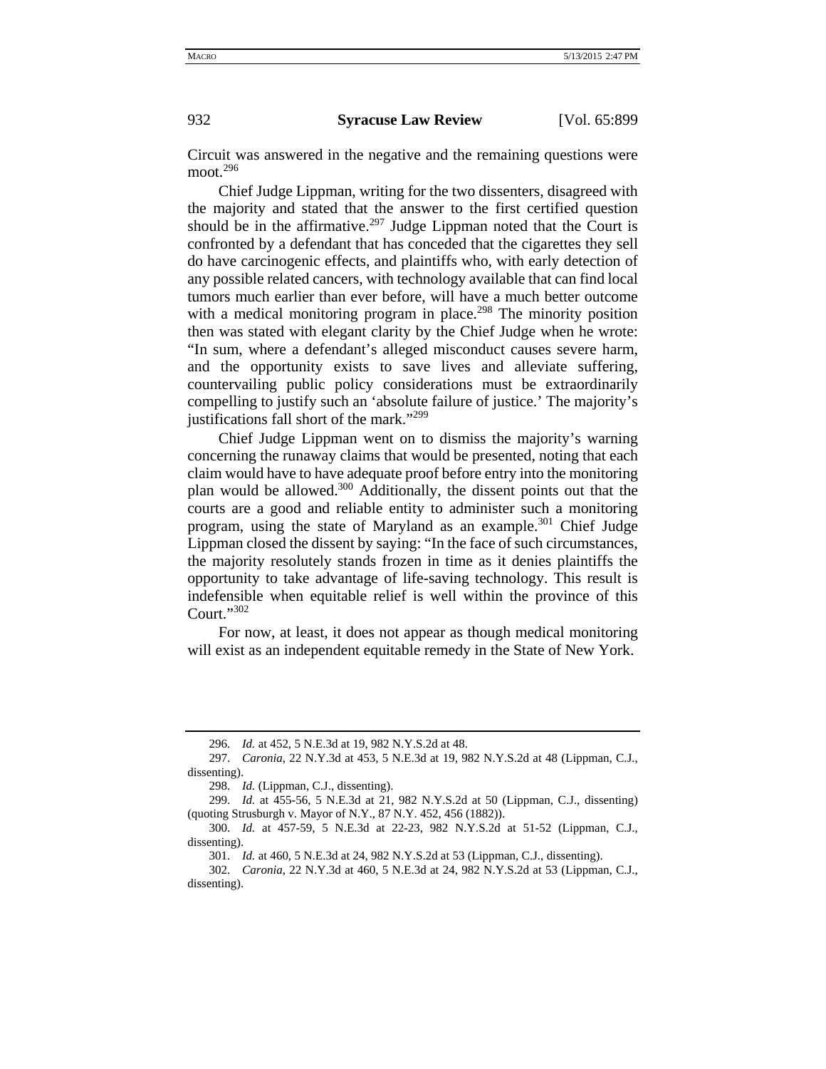Circuit was answered in the negative and the remaining questions were moot.[296]

Chief Judge Lippman, writing for the two dissenters, disagreed with the majority and stated that the answer to the first certified question should be in the affirmative.[297] Judge Lippman noted that the Court is confronted by a defendant that has conceded that the cigarettes they sell do have carcinogenic effects, and plaintiffs who, with early detection of any possible related cancers, with technology available that can find local tumors much earlier than ever before, will have a much better outcome with a medical monitoring program in place.[298] The minority position then was stated with elegant clarity by the Chief Judge when he wrote: "In sum, where a defendant's alleged misconduct causes severe harm, and the opportunity exists to save lives and alleviate suffering, countervailing public policy considerations must be extraordinarily compelling to justify such an 'absolute failure of justice.' The majority's justifications fall short of the mark."[299]

Chief Judge Lippman went on to dismiss the majority's warning concerning the runaway claims that would be presented, noting that each claim would have to have adequate proof before entry into the monitoring plan would be allowed.[300] Additionally, the dissent points out that the courts are a good and reliable entity to administer such a monitoring program, using the state of Maryland as an example.[301] Chief Judge Lippman closed the dissent by saying: "In the face of such circumstances, the majority resolutely stands frozen in time as it denies plaintiffs the opportunity to take advantage of life-saving technology. This result is indefensible when equitable relief is well within the province of this Court."[302]

For now, at least, it does not appear as though medical monitoring will exist as an independent equitable remedy in the State of New York.

---

296. *Id.* at 452, 5 N.E.3d at 19, 982 N.Y.S.2d at 48.

297. *Caronia*, 22 N.Y.3d at 453, 5 N.E.3d at 19, 982 N.Y.S.2d at 48 (Lippman, C.J., dissenting).

298. *Id.* (Lippman, C.J., dissenting).

299. *Id.* at 455-56, 5 N.E.3d at 21, 982 N.Y.S.2d at 50 (Lippman, C.J., dissenting) (quoting Strusburgh v. Mayor of N.Y., 87 N.Y. 452, 456 (1882)).

300. *Id.* at 457-59, 5 N.E.3d at 22-23, 982 N.Y.S.2d at 51-52 (Lippman, C.J., dissenting).

301. *Id.* at 460, 5 N.E.3d at 24, 982 N.Y.S.2d at 53 (Lippman, C.J., dissenting).

302. *Caronia*, 22 N.Y.3d at 460, 5 N.E.3d at 24, 982 N.Y.S.2d at 53 (Lippman, C.J., dissenting).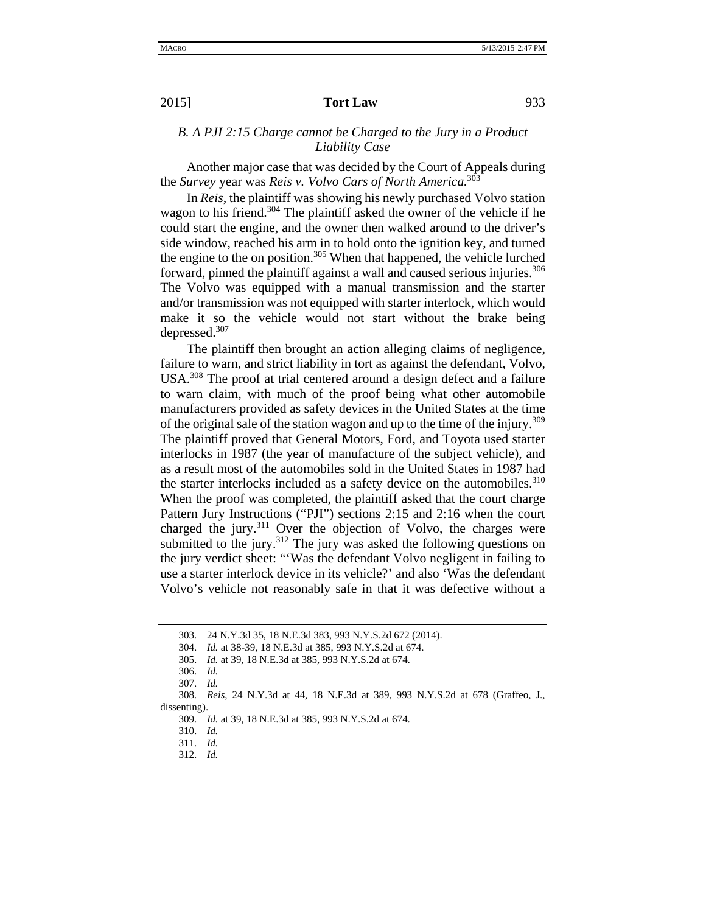### *B. A PJI 2:15 Charge cannot be Charged to the Jury in a Product Liability Case*

Another major case that was decided by the Court of Appeals during the *Survey* year was *Reis v. Volvo Cars of North America.*[303]

In *Reis*, the plaintiff was showing his newly purchased Volvo station wagon to his friend.[304] The plaintiff asked the owner of the vehicle if he could start the engine, and the owner then walked around to the driver's side window, reached his arm in to hold onto the ignition key, and turned the engine to the on position.[305] When that happened, the vehicle lurched forward, pinned the plaintiff against a wall and caused serious injuries.[306] The Volvo was equipped with a manual transmission and the starter and/or transmission was not equipped with starter interlock, which would make it so the vehicle would not start without the brake being depressed.[307]

The plaintiff then brought an action alleging claims of negligence, failure to warn, and strict liability in tort as against the defendant, Volvo, USA.[308] The proof at trial centered around a design defect and a failure to warn claim, with much of the proof being what other automobile manufacturers provided as safety devices in the United States at the time of the original sale of the station wagon and up to the time of the injury.[309] The plaintiff proved that General Motors, Ford, and Toyota used starter interlocks in 1987 (the year of manufacture of the subject vehicle), and as a result most of the automobiles sold in the United States in 1987 had the starter interlocks included as a safety device on the automobiles.[310] When the proof was completed, the plaintiff asked that the court charge Pattern Jury Instructions ("PJI") sections 2:15 and 2:16 when the court charged the jury.[311] Over the objection of Volvo, the charges were submitted to the jury.[312] The jury was asked the following questions on the jury verdict sheet: "'Was the defendant Volvo negligent in failing to use a starter interlock device in its vehicle?' and also 'Was the defendant Volvo's vehicle not reasonably safe in that it was defective without a

---

303. 24 N.Y.3d 35, 18 N.E.3d 383, 993 N.Y.S.2d 672 (2014).

304. *Id.* at 38-39, 18 N.E.3d at 385, 993 N.Y.S.2d at 674.

305. *Id.* at 39, 18 N.E.3d at 385, 993 N.Y.S.2d at 674.

306. *Id.*

307. *Id.*

308. *Reis*, 24 N.Y.3d at 44, 18 N.E.3d at 389, 993 N.Y.S.2d at 678 (Graffeo, J., dissenting).

309. *Id.* at 39, 18 N.E.3d at 385, 993 N.Y.S.2d at 674.

310. *Id.*

311. *Id.*

312. *Id.*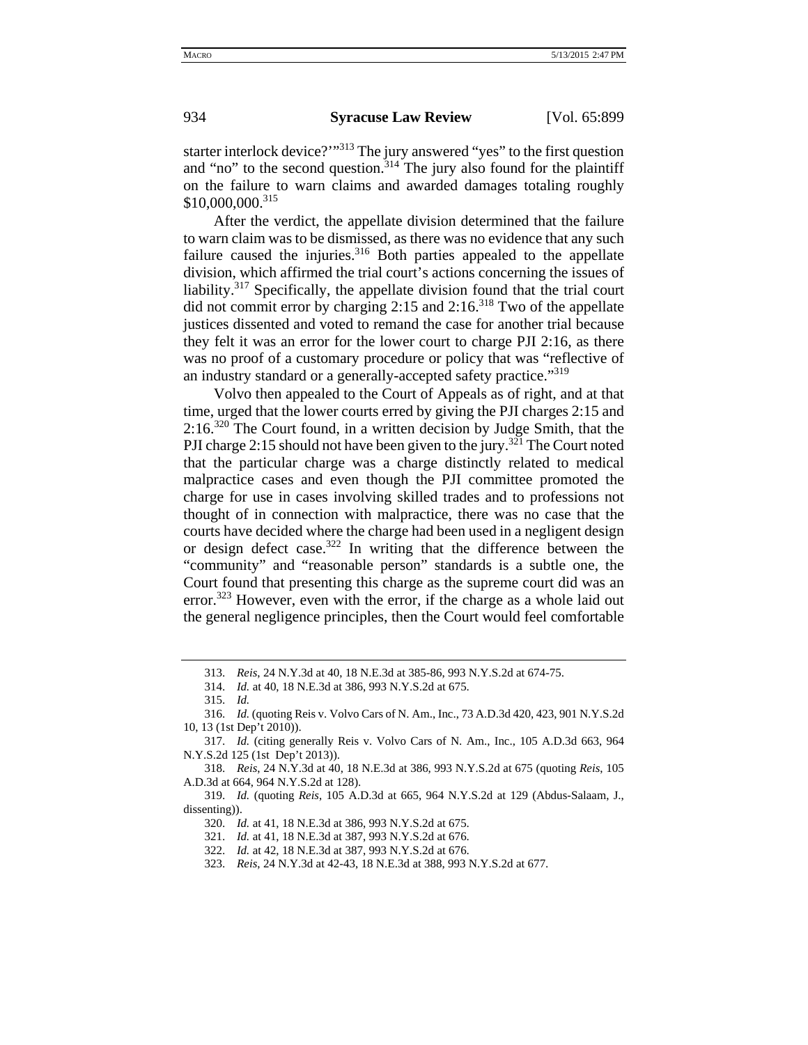starter interlock device?'"[313] The jury answered "yes" to the first question and "no" to the second question.[314] The jury also found for the plaintiff on the failure to warn claims and awarded damages totaling roughly $10,000,000.[315]

After the verdict, the appellate division determined that the failure to warn claim was to be dismissed, as there was no evidence that any such failure caused the injuries.[316] Both parties appealed to the appellate division, which affirmed the trial court's actions concerning the issues of liability.[317] Specifically, the appellate division found that the trial court did not commit error by charging 2:15 and 2:16.[318] Two of the appellate justices dissented and voted to remand the case for another trial because they felt it was an error for the lower court to charge PJI 2:16, as there was no proof of a customary procedure or policy that was "reflective of an industry standard or a generally-accepted safety practice."[319]

Volvo then appealed to the Court of Appeals as of right, and at that time, urged that the lower courts erred by giving the PJI charges 2:15 and 2:16.[320] The Court found, in a written decision by Judge Smith, that the PJI charge 2:15 should not have been given to the jury.[321] The Court noted that the particular charge was a charge distinctly related to medical malpractice cases and even though the PJI committee promoted the charge for use in cases involving skilled trades and to professions not thought of in connection with malpractice, there was no case that the courts have decided where the charge had been used in a negligent design or design defect case.[322] In writing that the difference between the "community" and "reasonable person" standards is a subtle one, the Court found that presenting this charge as the supreme court did was an error.[323] However, even with the error, if the charge as a whole laid out the general negligence principles, then the Court would feel comfortable

---

313. *Reis*, 24 N.Y.3d at 40, 18 N.E.3d at 385-86, 993 N.Y.S.2d at 674-75.

314. *Id.* at 40, 18 N.E.3d at 386, 993 N.Y.S.2d at 675.

315. *Id.*

316. *Id.* (quoting Reis v. Volvo Cars of N. Am., Inc., 73 A.D.3d 420, 423, 901 N.Y.S.2d 10, 13 (1st Dep't 2010)).

317. *Id.* (citing generally Reis v. Volvo Cars of N. Am., Inc., 105 A.D.3d 663, 964 N.Y.S.2d 125 (1st Dep't 2013)).

318. *Reis*, 24 N.Y.3d at 40, 18 N.E.3d at 386, 993 N.Y.S.2d at 675 (quoting *Reis*, 105 A.D.3d at 664, 964 N.Y.S.2d at 128).

319. *Id.* (quoting *Reis*, 105 A.D.3d at 665, 964 N.Y.S.2d at 129 (Abdus-Salaam, J., dissenting)).

320. *Id.* at 41, 18 N.E.3d at 386, 993 N.Y.S.2d at 675.

321. *Id.* at 41, 18 N.E.3d at 387, 993 N.Y.S.2d at 676.

322. *Id.* at 42, 18 N.E.3d at 387, 993 N.Y.S.2d at 676.

323. *Reis*, 24 N.Y.3d at 42-43, 18 N.E.3d at 388, 993 N.Y.S.2d at 677.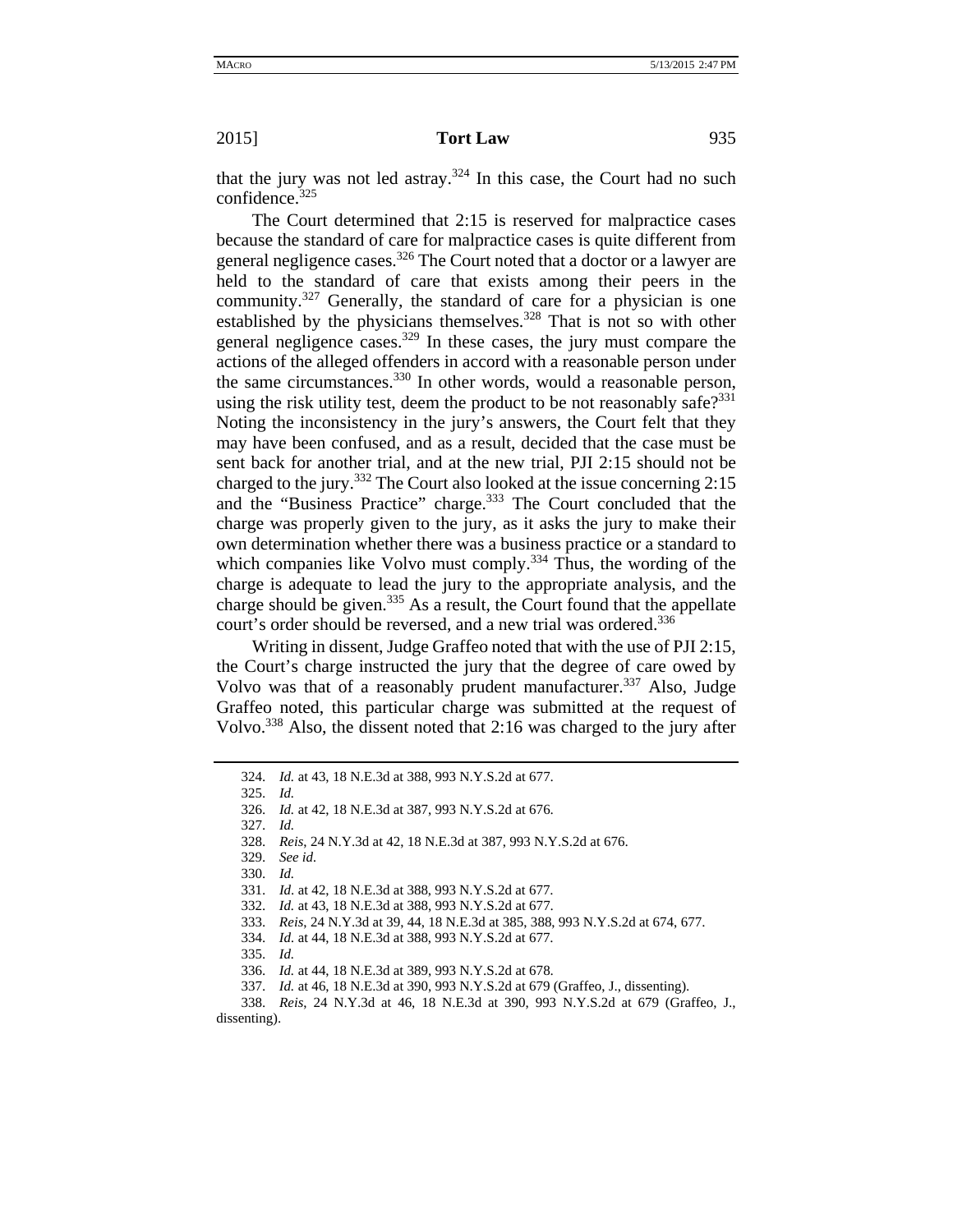that the jury was not led astray.[324] In this case, the Court had no such confidence.[325]

The Court determined that 2:15 is reserved for malpractice cases because the standard of care for malpractice cases is quite different from general negligence cases.[326] The Court noted that a doctor or a lawyer are held to the standard of care that exists among their peers in the community.[327] Generally, the standard of care for a physician is one established by the physicians themselves.[328] That is not so with other general negligence cases.[329] In these cases, the jury must compare the actions of the alleged offenders in accord with a reasonable person under the same circumstances.[330] In other words, would a reasonable person, using the risk utility test, deem the product to be not reasonably safe?[331] Noting the inconsistency in the jury's answers, the Court felt that they may have been confused, and as a result, decided that the case must be sent back for another trial, and at the new trial, PJI 2:15 should not be charged to the jury.[332] The Court also looked at the issue concerning 2:15 and the "Business Practice" charge.[333] The Court concluded that the charge was properly given to the jury, as it asks the jury to make their own determination whether there was a business practice or a standard to which companies like Volvo must comply.[334] Thus, the wording of the charge is adequate to lead the jury to the appropriate analysis, and the charge should be given.[335] As a result, the Court found that the appellate court's order should be reversed, and a new trial was ordered.[336]

Writing in dissent, Judge Graffeo noted that with the use of PJI 2:15, the Court's charge instructed the jury that the degree of care owed by Volvo was that of a reasonably prudent manufacturer.[337] Also, Judge Graffeo noted, this particular charge was submitted at the request of Volvo.[338] Also, the dissent noted that 2:16 was charged to the jury after

---

324. *Id.* at 43, 18 N.E.3d at 388, 993 N.Y.S.2d at 677.

325. *Id.*

326. *Id.* at 42, 18 N.E.3d at 387, 993 N.Y.S.2d at 676.

327. *Id.*

328. *Reis*, 24 N.Y.3d at 42, 18 N.E.3d at 387, 993 N.Y.S.2d at 676.

329. *See id.*

330. *Id.*

331. *Id.* at 42, 18 N.E.3d at 388, 993 N.Y.S.2d at 677.

332. *Id.* at 43, 18 N.E.3d at 388, 993 N.Y.S.2d at 677.

333. *Reis*, 24 N.Y.3d at 39, 44, 18 N.E.3d at 385, 388, 993 N.Y.S.2d at 674, 677.

334. *Id.* at 44, 18 N.E.3d at 388, 993 N.Y.S.2d at 677.

335. *Id.*

336. *Id.* at 44, 18 N.E.3d at 389, 993 N.Y.S.2d at 678.

337. *Id.* at 46, 18 N.E.3d at 390, 993 N.Y.S.2d at 679 (Graffeo, J., dissenting).

338. *Reis*, 24 N.Y.3d at 46, 18 N.E.3d at 390, 993 N.Y.S.2d at 679 (Graffeo, J., dissenting).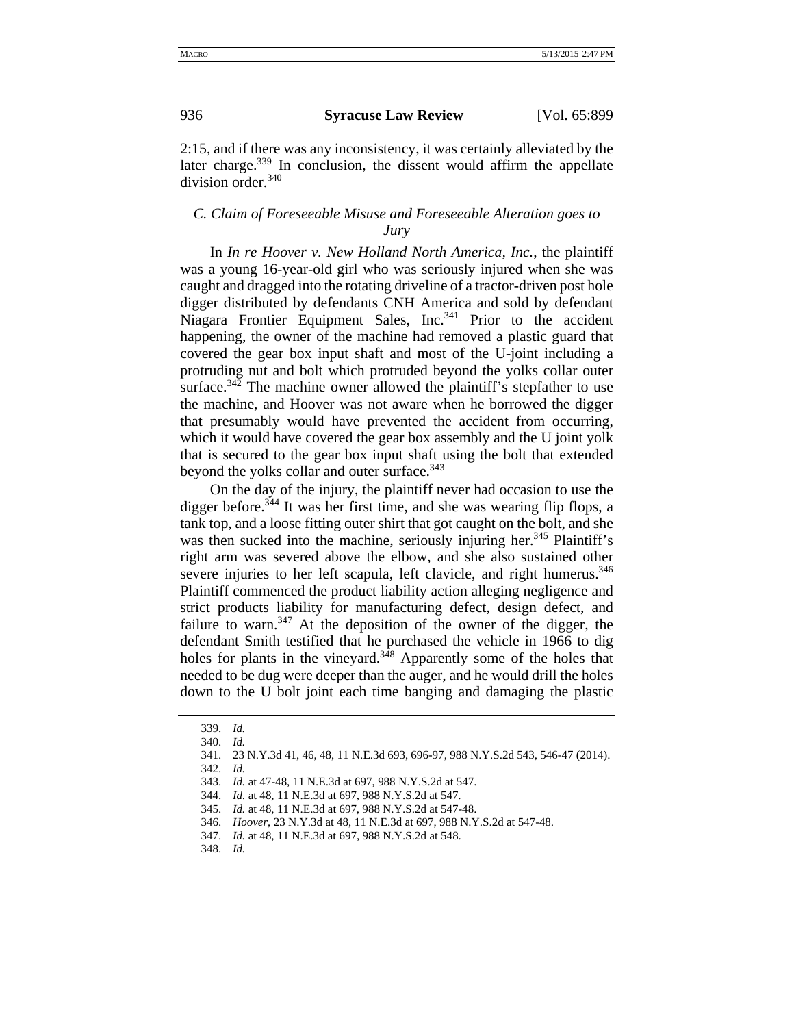2:15, and if there was any inconsistency, it was certainly alleviated by the later charge.[339] In conclusion, the dissent would affirm the appellate division order.[340]

### *C. Claim of Foreseeable Misuse and Foreseeable Alteration goes to Jury*

In *In re Hoover v. New Holland North America, Inc.*, the plaintiff was a young 16-year-old girl who was seriously injured when she was caught and dragged into the rotating driveline of a tractor-driven post hole digger distributed by defendants CNH America and sold by defendant Niagara Frontier Equipment Sales, Inc.[341] Prior to the accident happening, the owner of the machine had removed a plastic guard that covered the gear box input shaft and most of the U-joint including a protruding nut and bolt which protruded beyond the yolks collar outer surface.[342] The machine owner allowed the plaintiff's stepfather to use the machine, and Hoover was not aware when he borrowed the digger that presumably would have prevented the accident from occurring, which it would have covered the gear box assembly and the U joint yolk that is secured to the gear box input shaft using the bolt that extended beyond the yolks collar and outer surface.[343]

On the day of the injury, the plaintiff never had occasion to use the digger before.[344] It was her first time, and she was wearing flip flops, a tank top, and a loose fitting outer shirt that got caught on the bolt, and she was then sucked into the machine, seriously injuring her.[345] Plaintiff's right arm was severed above the elbow, and she also sustained other severe injuries to her left scapula, left clavicle, and right humerus.[346] Plaintiff commenced the product liability action alleging negligence and strict products liability for manufacturing defect, design defect, and failure to warn.[347] At the deposition of the owner of the digger, the defendant Smith testified that he purchased the vehicle in 1966 to dig holes for plants in the vineyard.[348] Apparently some of the holes that needed to be dug were deeper than the auger, and he would drill the holes down to the U bolt joint each time banging and damaging the plastic

---

339. *Id.*

340. *Id.*

341. 23 N.Y.3d 41, 46, 48, 11 N.E.3d 693, 696-97, 988 N.Y.S.2d 543, 546-47 (2014).

342. *Id.*

343. *Id.* at 47-48, 11 N.E.3d at 697, 988 N.Y.S.2d at 547.

344. *Id.* at 48, 11 N.E.3d at 697, 988 N.Y.S.2d at 547.

345. *Id.* at 48, 11 N.E.3d at 697, 988 N.Y.S.2d at 547-48.

346. *Hoover*, 23 N.Y.3d at 48, 11 N.E.3d at 697, 988 N.Y.S.2d at 547-48.

347. *Id.* at 48, 11 N.E.3d at 697, 988 N.Y.S.2d at 548.

348. *Id.*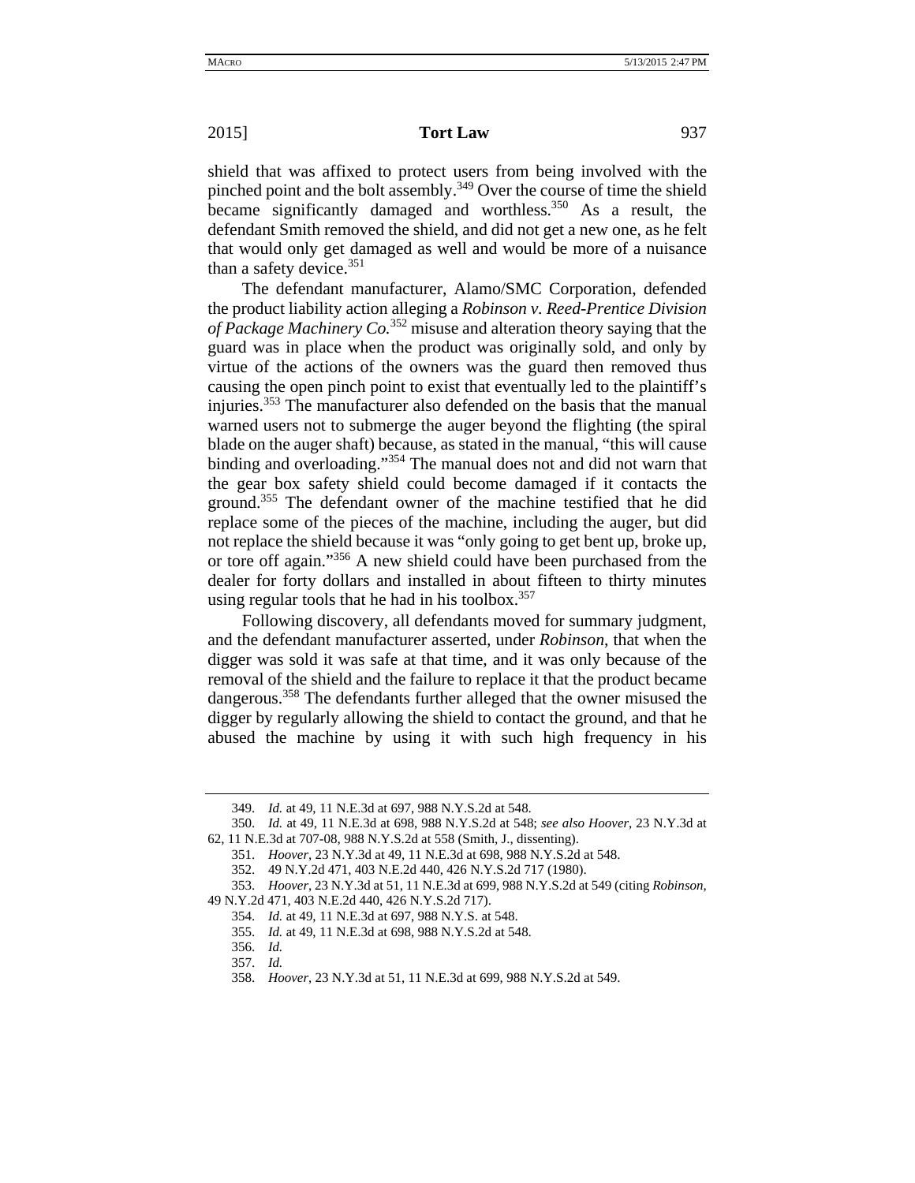shield that was affixed to protect users from being involved with the pinched point and the bolt assembly.[349] Over the course of time the shield became significantly damaged and worthless.[350] As a result, the defendant Smith removed the shield, and did not get a new one, as he felt that would only get damaged as well and would be more of a nuisance than a safety device.[351]

The defendant manufacturer, Alamo/SMC Corporation, defended the product liability action alleging a *Robinson v. Reed-Prentice Division of Package Machinery Co.*[352] misuse and alteration theory saying that the guard was in place when the product was originally sold, and only by virtue of the actions of the owners was the guard then removed thus causing the open pinch point to exist that eventually led to the plaintiff's injuries.[353] The manufacturer also defended on the basis that the manual warned users not to submerge the auger beyond the flighting (the spiral blade on the auger shaft) because, as stated in the manual, "this will cause binding and overloading."[354] The manual does not and did not warn that the gear box safety shield could become damaged if it contacts the ground.[355] The defendant owner of the machine testified that he did replace some of the pieces of the machine, including the auger, but did not replace the shield because it was "only going to get bent up, broke up, or tore off again."[356] A new shield could have been purchased from the dealer for forty dollars and installed in about fifteen to thirty minutes using regular tools that he had in his toolbox.[357]

Following discovery, all defendants moved for summary judgment, and the defendant manufacturer asserted, under *Robinson*, that when the digger was sold it was safe at that time, and it was only because of the removal of the shield and the failure to replace it that the product became dangerous.[358] The defendants further alleged that the owner misused the digger by regularly allowing the shield to contact the ground, and that he abused the machine by using it with such high frequency in his

---

349. *Id.* at 49, 11 N.E.3d at 697, 988 N.Y.S.2d at 548.

350. *Id.* at 49, 11 N.E.3d at 698, 988 N.Y.S.2d at 548; *see also Hoover*, 23 N.Y.3d at 62, 11 N.E.3d at 707-08, 988 N.Y.S.2d at 558 (Smith, J., dissenting).

351. *Hoover*, 23 N.Y.3d at 49, 11 N.E.3d at 698, 988 N.Y.S.2d at 548.

352. 49 N.Y.2d 471, 403 N.E.2d 440, 426 N.Y.S.2d 717 (1980).

353. *Hoover*, 23 N.Y.3d at 51, 11 N.E.3d at 699, 988 N.Y.S.2d at 549 (citing *Robinson*, 49 N.Y.2d 471, 403 N.E.2d 440, 426 N.Y.S.2d 717).

354. *Id.* at 49, 11 N.E.3d at 697, 988 N.Y.S. at 548.

355. *Id.* at 49, 11 N.E.3d at 698, 988 N.Y.S.2d at 548.

356. *Id.*

357. *Id.*

358. *Hoover*, 23 N.Y.3d at 51, 11 N.E.3d at 699, 988 N.Y.S.2d at 549.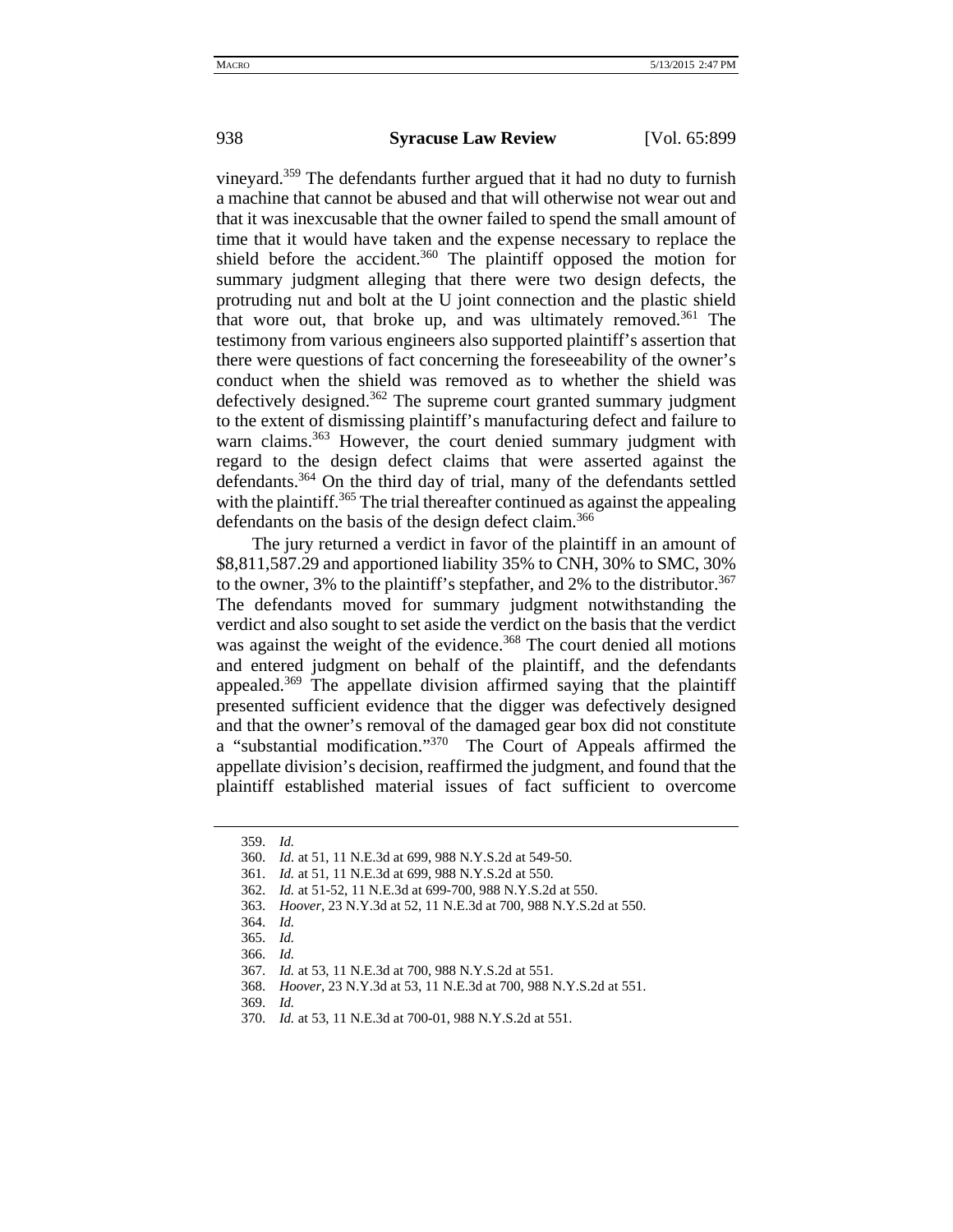vineyard.[359] The defendants further argued that it had no duty to furnish a machine that cannot be abused and that will otherwise not wear out and that it was inexcusable that the owner failed to spend the small amount of time that it would have taken and the expense necessary to replace the shield before the accident.[360] The plaintiff opposed the motion for summary judgment alleging that there were two design defects, the protruding nut and bolt at the U joint connection and the plastic shield that wore out, that broke up, and was ultimately removed.[361] The testimony from various engineers also supported plaintiff's assertion that there were questions of fact concerning the foreseeability of the owner's conduct when the shield was removed as to whether the shield was defectively designed.[362] The supreme court granted summary judgment to the extent of dismissing plaintiff's manufacturing defect and failure to warn claims.[363] However, the court denied summary judgment with regard to the design defect claims that were asserted against the defendants.[364] On the third day of trial, many of the defendants settled with the plaintiff.[365] The trial thereafter continued as against the appealing defendants on the basis of the design defect claim.[366]

The jury returned a verdict in favor of the plaintiff in an amount of $8,811,587.29 and apportioned liability 35% to CNH, 30% to SMC, 30% to the owner, 3% to the plaintiff's stepfather, and 2% to the distributor.[367] The defendants moved for summary judgment notwithstanding the verdict and also sought to set aside the verdict on the basis that the verdict was against the weight of the evidence.[368] The court denied all motions and entered judgment on behalf of the plaintiff, and the defendants appealed.[369] The appellate division affirmed saying that the plaintiff presented sufficient evidence that the digger was defectively designed and that the owner's removal of the damaged gear box did not constitute a "substantial modification."[370] The Court of Appeals affirmed the appellate division's decision, reaffirmed the judgment, and found that the plaintiff established material issues of fact sufficient to overcome

---

359. *Id.*
360. *Id.* at 51, 11 N.E.3d at 699, 988 N.Y.S.2d at 549-50.
361. *Id.* at 51, 11 N.E.3d at 699, 988 N.Y.S.2d at 550.
362. *Id.* at 51-52, 11 N.E.3d at 699-700, 988 N.Y.S.2d at 550.
363. *Hoover*, 23 N.Y.3d at 52, 11 N.E.3d at 700, 988 N.Y.S.2d at 550.
364. *Id.*
365. *Id.*
366. *Id.*
367. *Id.* at 53, 11 N.E.3d at 700, 988 N.Y.S.2d at 551.
368. *Hoover*, 23 N.Y.3d at 53, 11 N.E.3d at 700, 988 N.Y.S.2d at 551.
369. *Id.*
370. *Id.* at 53, 11 N.E.3d at 700-01, 988 N.Y.S.2d at 551.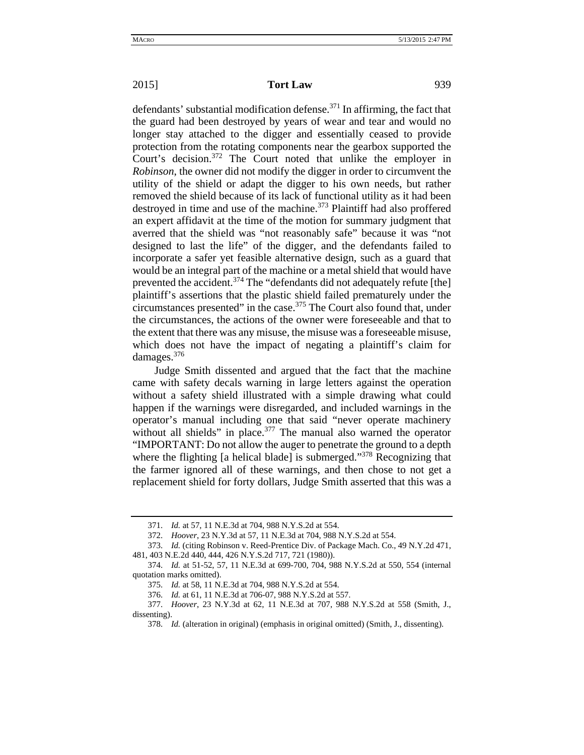defendants' substantial modification defense.[371] In affirming, the fact that the guard had been destroyed by years of wear and tear and would no longer stay attached to the digger and essentially ceased to provide protection from the rotating components near the gearbox supported the Court's decision.[372] The Court noted that unlike the employer in *Robinson*, the owner did not modify the digger in order to circumvent the utility of the shield or adapt the digger to his own needs, but rather removed the shield because of its lack of functional utility as it had been destroyed in time and use of the machine.[373] Plaintiff had also proffered an expert affidavit at the time of the motion for summary judgment that averred that the shield was "not reasonably safe" because it was "not designed to last the life" of the digger, and the defendants failed to incorporate a safer yet feasible alternative design, such as a guard that would be an integral part of the machine or a metal shield that would have prevented the accident.[374] The "defendants did not adequately refute [the] plaintiff's assertions that the plastic shield failed prematurely under the circumstances presented" in the case.[375] The Court also found that, under the circumstances, the actions of the owner were foreseeable and that to the extent that there was any misuse, the misuse was a foreseeable misuse, which does not have the impact of negating a plaintiff's claim for damages.[376]

Judge Smith dissented and argued that the fact that the machine came with safety decals warning in large letters against the operation without a safety shield illustrated with a simple drawing what could happen if the warnings were disregarded, and included warnings in the operator's manual including one that said "never operate machinery without all shields" in place.[377] The manual also warned the operator "IMPORTANT: Do not allow the auger to penetrate the ground to a depth where the flighting [a helical blade] is submerged."[378] Recognizing that the farmer ignored all of these warnings, and then chose to not get a replacement shield for forty dollars, Judge Smith asserted that this was a

---

371. *Id.* at 57, 11 N.E.3d at 704, 988 N.Y.S.2d at 554.

372. *Hoover*, 23 N.Y.3d at 57, 11 N.E.3d at 704, 988 N.Y.S.2d at 554.

373. *Id.* (citing Robinson v. Reed-Prentice Div. of Package Mach. Co., 49 N.Y.2d 471, 481, 403 N.E.2d 440, 444, 426 N.Y.S.2d 717, 721 (1980)).

374. *Id.* at 51-52, 57, 11 N.E.3d at 699-700, 704, 988 N.Y.S.2d at 550, 554 (internal quotation marks omitted).

375. *Id.* at 58, 11 N.E.3d at 704, 988 N.Y.S.2d at 554.

376. *Id.* at 61, 11 N.E.3d at 706-07, 988 N.Y.S.2d at 557.

377. *Hoover*, 23 N.Y.3d at 62, 11 N.E.3d at 707, 988 N.Y.S.2d at 558 (Smith, J., dissenting).

378. *Id.* (alteration in original) (emphasis in original omitted) (Smith, J., dissenting).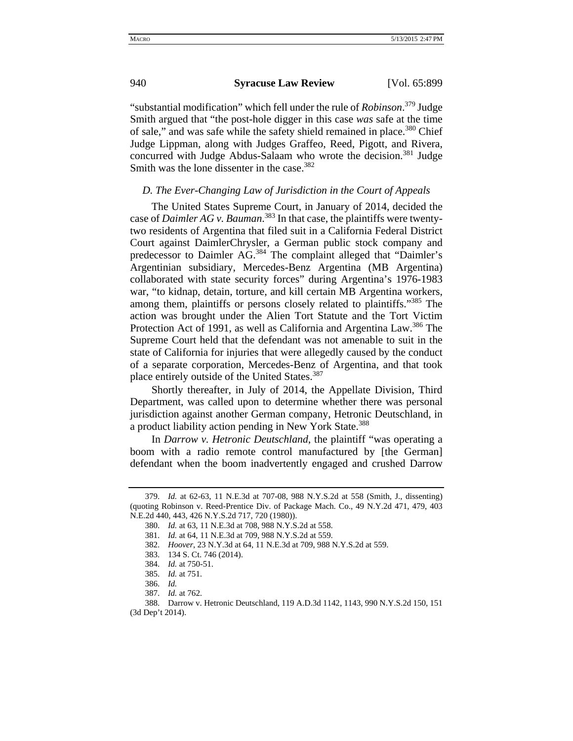"substantial modification" which fell under the rule of *Robinson*.[379] Judge Smith argued that "the post-hole digger in this case *was* safe at the time of sale," and was safe while the safety shield remained in place.[380] Chief Judge Lippman, along with Judges Graffeo, Reed, Pigott, and Rivera, concurred with Judge Abdus-Salaam who wrote the decision.[381] Judge Smith was the lone dissenter in the case.[382]

### *D. The Ever-Changing Law of Jurisdiction in the Court of Appeals*

The United States Supreme Court, in January of 2014, decided the case of *Daimler AG v. Bauman*.[383] In that case, the plaintiffs were twenty-two residents of Argentina that filed suit in a California Federal District Court against DaimlerChrysler, a German public stock company and predecessor to Daimler AG.[384] The complaint alleged that "Daimler's Argentinian subsidiary, Mercedes-Benz Argentina (MB Argentina) collaborated with state security forces" during Argentina's 1976-1983 war, "to kidnap, detain, torture, and kill certain MB Argentina workers, among them, plaintiffs or persons closely related to plaintiffs."[385] The action was brought under the Alien Tort Statute and the Tort Victim Protection Act of 1991, as well as California and Argentina Law.[386] The Supreme Court held that the defendant was not amenable to suit in the state of California for injuries that were allegedly caused by the conduct of a separate corporation, Mercedes-Benz of Argentina, and that took place entirely outside of the United States.[387]

Shortly thereafter, in July of 2014, the Appellate Division, Third Department, was called upon to determine whether there was personal jurisdiction against another German company, Hetronic Deutschland, in a product liability action pending in New York State.[388]

In *Darrow v. Hetronic Deutschland*, the plaintiff "was operating a boom with a radio remote control manufactured by [the German] defendant when the boom inadvertently engaged and crushed Darrow

---

379. *Id.* at 62-63, 11 N.E.3d at 707-08, 988 N.Y.S.2d at 558 (Smith, J., dissenting) (quoting Robinson v. Reed-Prentice Div. of Package Mach. Co., 49 N.Y.2d 471, 479, 403 N.E.2d 440, 443, 426 N.Y.S.2d 717, 720 (1980)).

380. *Id.* at 63, 11 N.E.3d at 708, 988 N.Y.S.2d at 558.

381. *Id.* at 64, 11 N.E.3d at 709, 988 N.Y.S.2d at 559.

382. *Hoover*, 23 N.Y.3d at 64, 11 N.E.3d at 709, 988 N.Y.S.2d at 559.

383. 134 S. Ct. 746 (2014).

384. *Id.* at 750-51.

385. *Id.* at 751.

386. *Id.*

387. *Id.* at 762.

388. Darrow v. Hetronic Deutschland, 119 A.D.3d 1142, 1143, 990 N.Y.S.2d 150, 151 (3d Dep't 2014).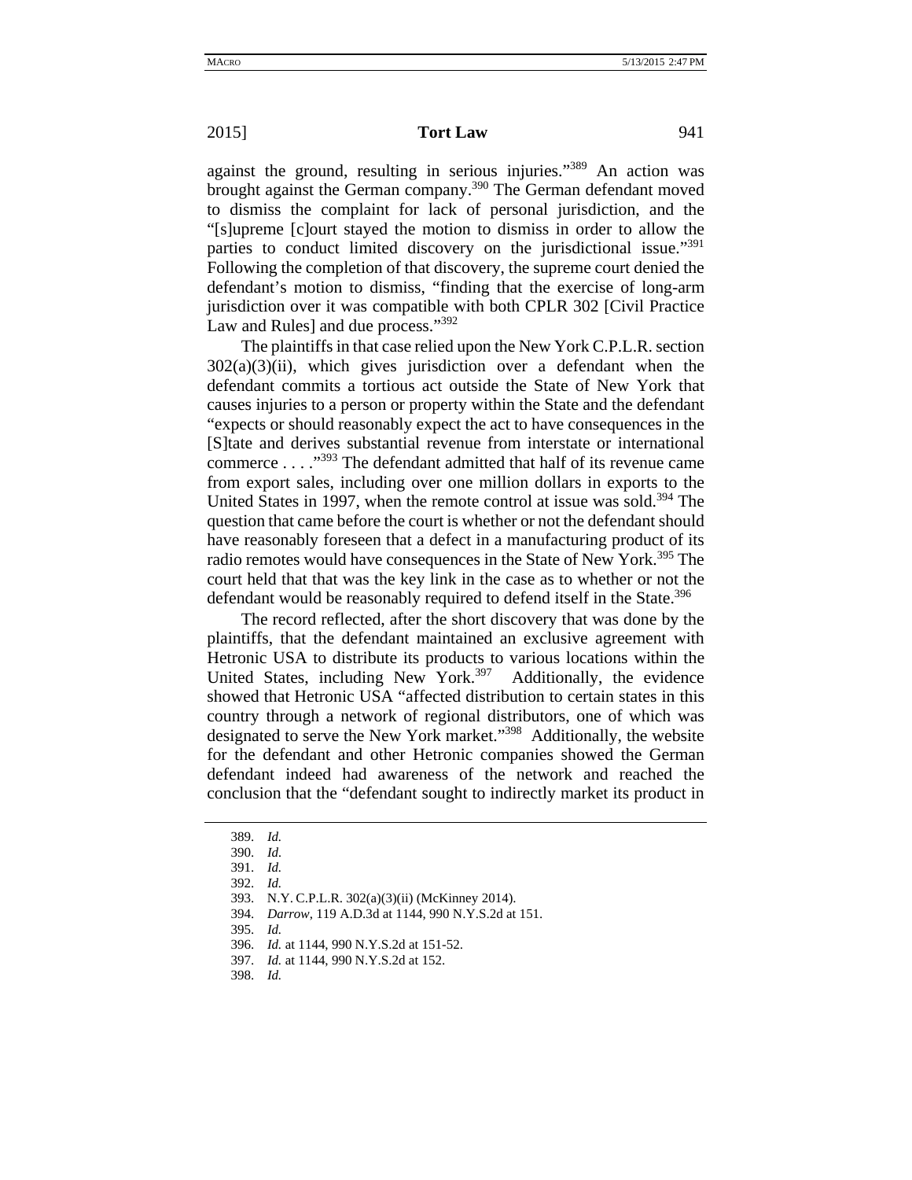against the ground, resulting in serious injuries."[389] An action was brought against the German company.[390] The German defendant moved to dismiss the complaint for lack of personal jurisdiction, and the "[s]upreme [c]ourt stayed the motion to dismiss in order to allow the parties to conduct limited discovery on the jurisdictional issue."[391] Following the completion of that discovery, the supreme court denied the defendant's motion to dismiss, "finding that the exercise of long-arm jurisdiction over it was compatible with both CPLR 302 [Civil Practice Law and Rules] and due process."[392]

The plaintiffs in that case relied upon the New York C.P.L.R. section 302(a)(3)(ii), which gives jurisdiction over a defendant when the defendant commits a tortious act outside the State of New York that causes injuries to a person or property within the State and the defendant "expects or should reasonably expect the act to have consequences in the [S]tate and derives substantial revenue from interstate or international commerce . . . ."[393] The defendant admitted that half of its revenue came from export sales, including over one million dollars in exports to the United States in 1997, when the remote control at issue was sold.[394] The question that came before the court is whether or not the defendant should have reasonably foreseen that a defect in a manufacturing product of its radio remotes would have consequences in the State of New York.[395] The court held that that was the key link in the case as to whether or not the defendant would be reasonably required to defend itself in the State.[396]

The record reflected, after the short discovery that was done by the plaintiffs, that the defendant maintained an exclusive agreement with Hetronic USA to distribute its products to various locations within the United States, including New York.[397] Additionally, the evidence showed that Hetronic USA "affected distribution to certain states in this country through a network of regional distributors, one of which was designated to serve the New York market."[398] Additionally, the website for the defendant and other Hetronic companies showed the German defendant indeed had awareness of the network and reached the conclusion that the "defendant sought to indirectly market its product in

---

389. *Id.*
390. *Id.*
391. *Id.*
392. *Id.*
393. N.Y. C.P.L.R. 302(a)(3)(ii) (McKinney 2014).
394. *Darrow*, 119 A.D.3d at 1144, 990 N.Y.S.2d at 151.
395. *Id.*
396. *Id.* at 1144, 990 N.Y.S.2d at 151-52.
397. *Id.* at 1144, 990 N.Y.S.2d at 152.
398. *Id.*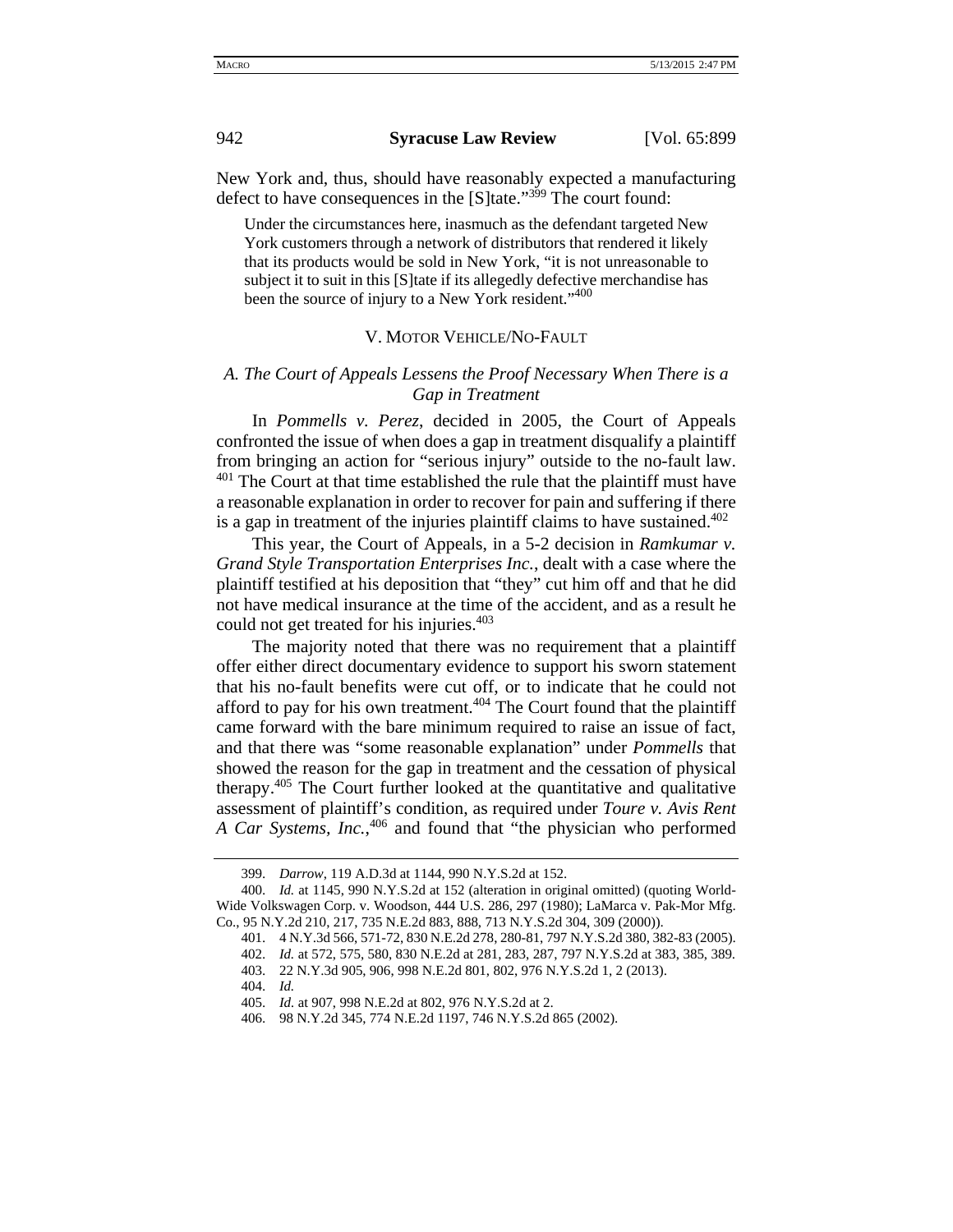New York and, thus, should have reasonably expected a manufacturing defect to have consequences in the [S]tate."[399] The court found:

> Under the circumstances here, inasmuch as the defendant targeted New York customers through a network of distributors that rendered it likely that its products would be sold in New York, "it is not unreasonable to subject it to suit in this [S]tate if its allegedly defective merchandise has been the source of injury to a New York resident."[400]

## V. MOTOR VEHICLE/NO-FAULT

### *A. The Court of Appeals Lessens the Proof Necessary When There is a Gap in Treatment*

In *Pommells v. Perez*, decided in 2005, the Court of Appeals confronted the issue of when does a gap in treatment disqualify a plaintiff from bringing an action for "serious injury" outside to the no-fault law.[401] The Court at that time established the rule that the plaintiff must have a reasonable explanation in order to recover for pain and suffering if there is a gap in treatment of the injuries plaintiff claims to have sustained.[402]

This year, the Court of Appeals, in a 5-2 decision in *Ramkumar v. Grand Style Transportation Enterprises Inc.*, dealt with a case where the plaintiff testified at his deposition that "they" cut him off and that he did not have medical insurance at the time of the accident, and as a result he could not get treated for his injuries.[403]

The majority noted that there was no requirement that a plaintiff offer either direct documentary evidence to support his sworn statement that his no-fault benefits were cut off, or to indicate that he could not afford to pay for his own treatment.[404] The Court found that the plaintiff came forward with the bare minimum required to raise an issue of fact, and that there was "some reasonable explanation" under *Pommells* that showed the reason for the gap in treatment and the cessation of physical therapy.[405] The Court further looked at the quantitative and qualitative assessment of plaintiff's condition, as required under *Toure v. Avis Rent A Car Systems, Inc.*,[406] and found that "the physician who performed

---

399. *Darrow*, 119 A.D.3d at 1144, 990 N.Y.S.2d at 152.

400. *Id.* at 1145, 990 N.Y.S.2d at 152 (alteration in original omitted) (quoting World-Wide Volkswagen Corp. v. Woodson, 444 U.S. 286, 297 (1980); LaMarca v. Pak-Mor Mfg. Co., 95 N.Y.2d 210, 217, 735 N.E.2d 883, 888, 713 N.Y.S.2d 304, 309 (2000)).

401. 4 N.Y.3d 566, 571-72, 830 N.E.2d 278, 280-81, 797 N.Y.S.2d 380, 382-83 (2005).

402. *Id.* at 572, 575, 580, 830 N.E.2d at 281, 283, 287, 797 N.Y.S.2d at 383, 385, 389.

403. 22 N.Y.3d 905, 906, 998 N.E.2d 801, 802, 976 N.Y.S.2d 1, 2 (2013).

404. *Id.*

405. *Id.* at 907, 998 N.E.2d at 802, 976 N.Y.S.2d at 2.

406. 98 N.Y.2d 345, 774 N.E.2d 1197, 746 N.Y.S.2d 865 (2002).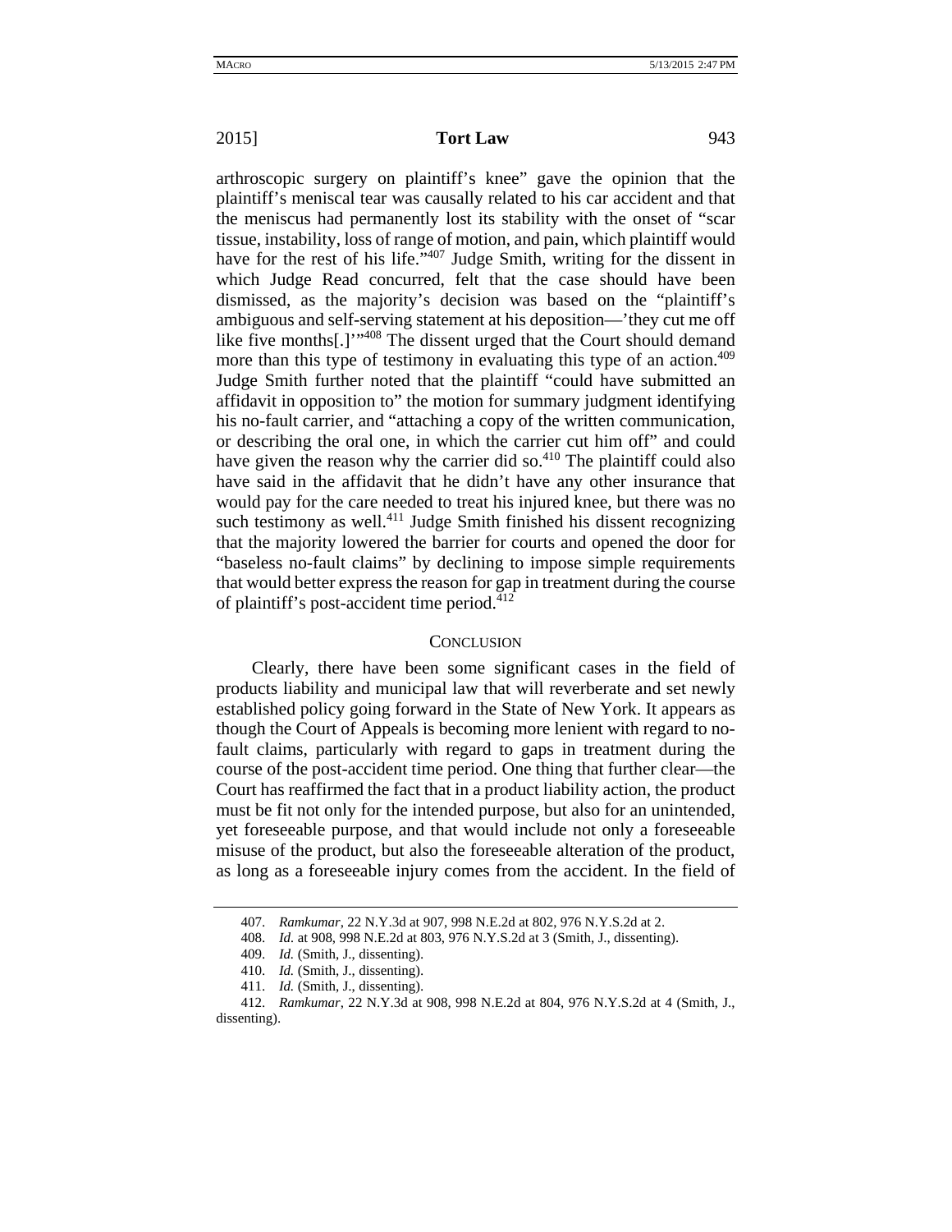arthroscopic surgery on plaintiff's knee" gave the opinion that the plaintiff's meniscal tear was causally related to his car accident and that the meniscus had permanently lost its stability with the onset of "scar tissue, instability, loss of range of motion, and pain, which plaintiff would have for the rest of his life."[407] Judge Smith, writing for the dissent in which Judge Read concurred, felt that the case should have been dismissed, as the majority's decision was based on the "plaintiff's ambiguous and self-serving statement at his deposition—'they cut me off like five months[.]'"[408] The dissent urged that the Court should demand more than this type of testimony in evaluating this type of an action.[409] Judge Smith further noted that the plaintiff "could have submitted an affidavit in opposition to" the motion for summary judgment identifying his no-fault carrier, and "attaching a copy of the written communication, or describing the oral one, in which the carrier cut him off" and could have given the reason why the carrier did so.[410] The plaintiff could also have said in the affidavit that he didn't have any other insurance that would pay for the care needed to treat his injured knee, but there was no such testimony as well.[411] Judge Smith finished his dissent recognizing that the majority lowered the barrier for courts and opened the door for "baseless no-fault claims" by declining to impose simple requirements that would better express the reason for gap in treatment during the course of plaintiff's post-accident time period.[412]

## CONCLUSION

Clearly, there have been some significant cases in the field of products liability and municipal law that will reverberate and set newly established policy going forward in the State of New York. It appears as though the Court of Appeals is becoming more lenient with regard to no-fault claims, particularly with regard to gaps in treatment during the course of the post-accident time period. One thing that further clear—the Court has reaffirmed the fact that in a product liability action, the product must be fit not only for the intended purpose, but also for an unintended, yet foreseeable purpose, and that would include not only a foreseeable misuse of the product, but also the foreseeable alteration of the product, as long as a foreseeable injury comes from the accident. In the field of

---

407. *Ramkumar*, 22 N.Y.3d at 907, 998 N.E.2d at 802, 976 N.Y.S.2d at 2.

408. *Id.* at 908, 998 N.E.2d at 803, 976 N.Y.S.2d at 3 (Smith, J., dissenting).

409. *Id.* (Smith, J., dissenting).

410. *Id.* (Smith, J., dissenting).

411. *Id.* (Smith, J., dissenting).

412. *Ramkumar*, 22 N.Y.3d at 908, 998 N.E.2d at 804, 976 N.Y.S.2d at 4 (Smith, J., dissenting).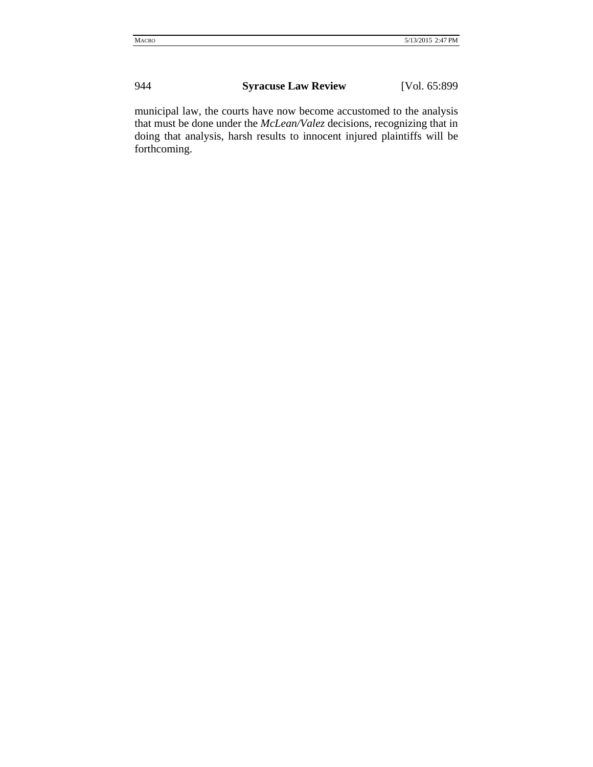municipal law, the courts have now become accustomed to the analysis that must be done under the *McLean/Valez* decisions, recognizing that in doing that analysis, harsh results to innocent injured plaintiffs will be forthcoming.